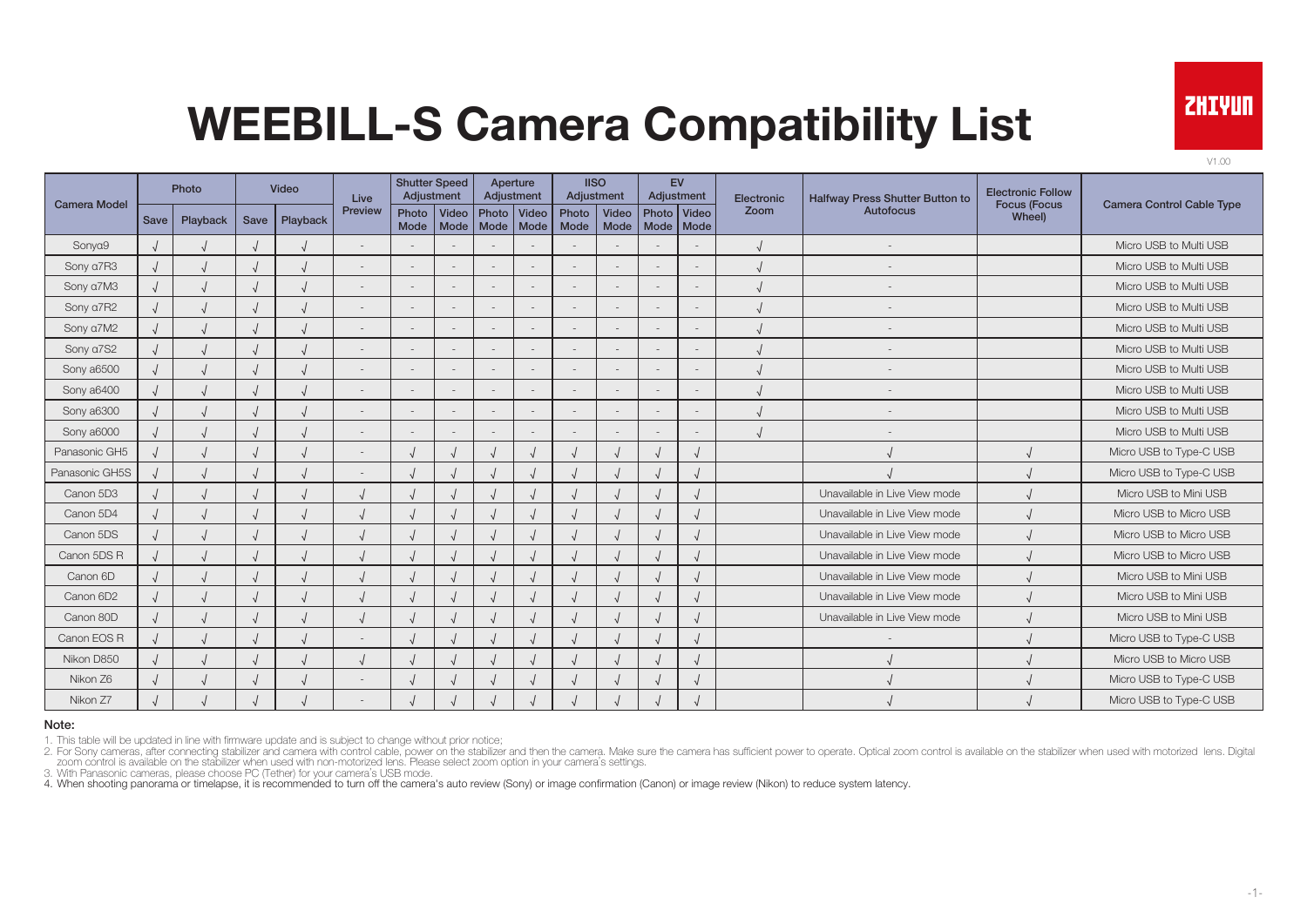# WEEBILL-S Camera Compatibility List

ZHIYUN

V1.00

| Camera Model | Photo | | Video | | Live Preview | Shutter Speed Adjustment | | Aperture Adjustment | | IISO Adjustment | | EV Adjustment | | Electronic Zoom | Halfway Press Shutter Button to Autofocus | Electronic Follow Focus (Focus Wheel) | Camera Control Cable Type |
|---|---|---|---|---|---|---|---|---|---|---|---|---|---|---|---|---|---|
| | Save | Playback | Save | Playback | | Photo Mode | Video Mode | Photo Mode | Video Mode | Photo Mode | Video Mode | Photo Mode | Video Mode | | | | |
| Sonyα9 | √ | √ | √ | √ | - | - | - | - | - | - | - | - | - | √ | - | | Micro USB to Multi USB |
| Sony α7R3 | √ | √ | √ | √ | - | - | - | - | - | - | - | - | - | √ | - | | Micro USB to Multi USB |
| Sony α7M3 | √ | √ | √ | √ | - | - | - | - | - | - | - | - | - | √ | - | | Micro USB to Multi USB |
| Sony α7R2 | √ | √ | √ | √ | - | - | - | - | - | - | - | - | - | √ | - | | Micro USB to Multi USB |
| Sony α7M2 | √ | √ | √ | √ | - | - | - | - | - | - | - | - | - | √ | - | | Micro USB to Multi USB |
| Sony α7S2 | √ | √ | √ | √ | - | - | - | - | - | - | - | - | - | √ | - | | Micro USB to Multi USB |
| Sony a6500 | √ | √ | √ | √ | - | - | - | - | - | - | - | - | - | √ | - | | Micro USB to Multi USB |
| Sony a6400 | √ | √ | √ | √ | - | - | - | - | - | - | - | - | - | √ | - | | Micro USB to Multi USB |
| Sony a6300 | √ | √ | √ | √ | - | - | - | - | - | - | - | - | - | √ | - | | Micro USB to Multi USB |
| Sony a6000 | √ | √ | √ | √ | - | - | - | - | - | - | - | - | - | √ | - | | Micro USB to Multi USB |
| Panasonic GH5 | √ | √ | √ | √ | - | √ | √ | √ | √ | √ | √ | √ | √ | | √ | √ | Micro USB to Type-C USB |
| Panasonic GH5S | √ | √ | √ | √ | - | √ | √ | √ | √ | √ | √ | √ | √ | | √ | √ | Micro USB to Type-C USB |
| Canon 5D3 | √ | √ | √ | √ | √ | √ | √ | √ | √ | √ | √ | √ | √ | | Unavailable in Live View mode | √ | Micro USB to Mini USB |
| Canon 5D4 | √ | √ | √ | √ | √ | √ | √ | √ | √ | √ | √ | √ | √ | | Unavailable in Live View mode | √ | Micro USB to Micro USB |
| Canon 5DS | √ | √ | √ | √ | √ | √ | √ | √ | √ | √ | √ | √ | √ | | Unavailable in Live View mode | √ | Micro USB to Micro USB |
| Canon 5DS R | √ | √ | √ | √ | √ | √ | √ | √ | √ | √ | √ | √ | √ | | Unavailable in Live View mode | √ | Micro USB to Micro USB |
| Canon 6D | √ | √ | √ | √ | √ | √ | √ | √ | √ | √ | √ | √ | √ | | Unavailable in Live View mode | √ | Micro USB to Mini USB |
| Canon 6D2 | √ | √ | √ | √ | √ | √ | √ | √ | √ | √ | √ | √ | √ | | Unavailable in Live View mode | √ | Micro USB to Mini USB |
| Canon 80D | √ | √ | √ | √ | √ | √ | √ | √ | √ | √ | √ | √ | √ | | Unavailable in Live View mode | √ | Micro USB to Mini USB |
| Canon EOS R | √ | √ | √ | √ | - | √ | √ | √ | √ | √ | √ | √ | √ | | - | √ | Micro USB to Type-C USB |
| Nikon D850 | √ | √ | √ | √ | √ | √ | √ | √ | √ | √ | √ | √ | √ | | √ | √ | Micro USB to Micro USB |
| Nikon Z6 | √ | √ | √ | √ | - | √ | √ | √ | √ | √ | √ | √ | √ | | √ | √ | Micro USB to Type-C USB |
| Nikon Z7 | √ | √ | √ | √ | - | √ | √ | √ | √ | √ | √ | √ | √ | | √ | √ | Micro USB to Type-C USB |

**Note:**

1. This table will be updated in line with firmware update and is subject to change without prior notice;
2. For Sony cameras, after connecting stabilizer and camera with control cable, power on the stabilizer and then the camera. Make sure the camera has sufficient power to operate. Optical zoom control is available on the stabilizer when used with motorized lens. Digital zoom control is available on the stabilizer when used with non-motorized lens. Please select zoom option in your camera's settings.
3. With Panasonic cameras, please choose PC (Tether) for your camera's USB mode.
4. When shooting panorama or timelapse, it is recommended to turn off the camera's auto review (Sony) or image confirmation (Canon) or image review (Nikon) to reduce system latency.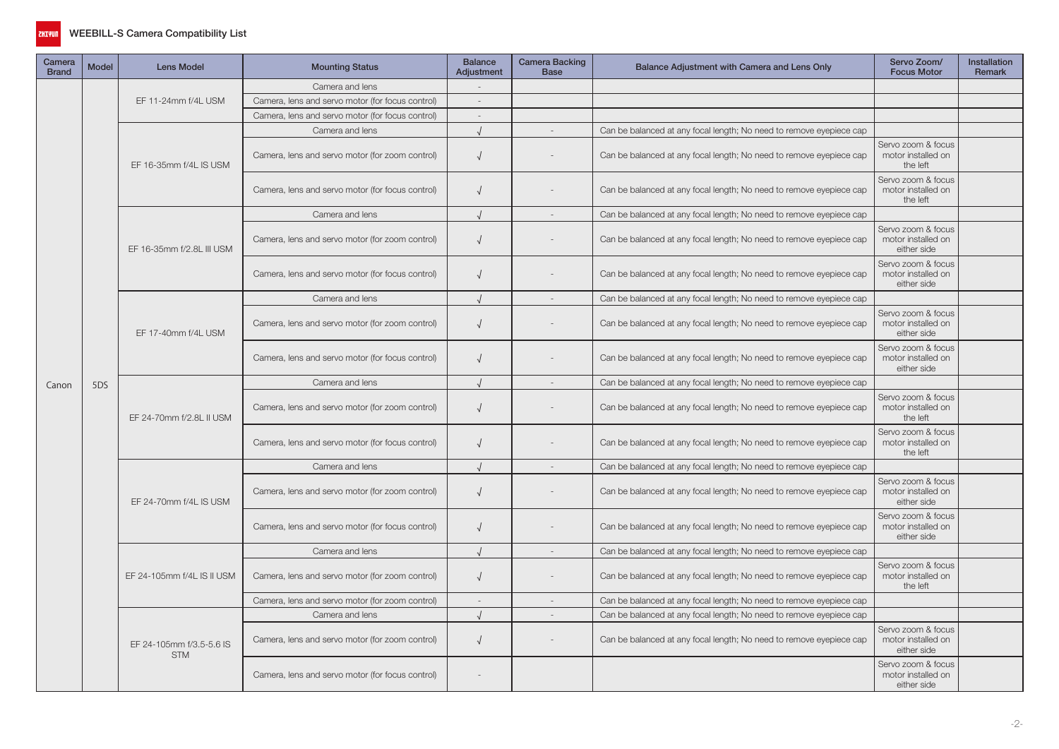# WEEBILL-S Camera Compatibility List

| Camera Brand | Model | Lens Model | Mounting Status | Balance Adjustment | Camera Backing Base | Balance Adjustment with Camera and Lens Only | Servo Zoom/ Focus Motor | Installation Remark |
|---|---|---|---|---|---|---|---|---|
| Canon | 5DS | EF 11-24mm f/4L USM | Camera and lens | - | | | | |
| | | | Camera, lens and servo motor (for focus control) | - | | | | |
| | | | Camera, lens and servo motor (for focus control) | - | | | | |
| | | EF 16-35mm f/4L IS USM | Camera and lens | √ | - | Can be balanced at any focal length; No need to remove eyepiece cap | | |
| | | | Camera, lens and servo motor (for zoom control) | √ | - | Can be balanced at any focal length; No need to remove eyepiece cap | Servo zoom & focus motor installed on the left | |
| | | | Camera, lens and servo motor (for focus control) | √ | - | Can be balanced at any focal length; No need to remove eyepiece cap | Servo zoom & focus motor installed on the left | |
| | | EF 16-35mm f/2.8L III USM | Camera and lens | √ | - | Can be balanced at any focal length; No need to remove eyepiece cap | | |
| | | | Camera, lens and servo motor (for zoom control) | √ | - | Can be balanced at any focal length; No need to remove eyepiece cap | Servo zoom & focus motor installed on either side | |
| | | | Camera, lens and servo motor (for focus control) | √ | - | Can be balanced at any focal length; No need to remove eyepiece cap | Servo zoom & focus motor installed on either side | |
| | | EF 17-40mm f/4L USM | Camera and lens | √ | - | Can be balanced at any focal length; No need to remove eyepiece cap | | |
| | | | Camera, lens and servo motor (for zoom control) | √ | - | Can be balanced at any focal length; No need to remove eyepiece cap | Servo zoom & focus motor installed on either side | |
| | | | Camera, lens and servo motor (for focus control) | √ | - | Can be balanced at any focal length; No need to remove eyepiece cap | Servo zoom & focus motor installed on either side | |
| | | EF 24-70mm f/2.8L II USM | Camera and lens | √ | - | Can be balanced at any focal length; No need to remove eyepiece cap | | |
| | | | Camera, lens and servo motor (for zoom control) | √ | - | Can be balanced at any focal length; No need to remove eyepiece cap | Servo zoom & focus motor installed on the left | |
| | | | Camera, lens and servo motor (for focus control) | √ | - | Can be balanced at any focal length; No need to remove eyepiece cap | Servo zoom & focus motor installed on the left | |
| | | EF 24-70mm f/4L IS USM | Camera and lens | √ | - | Can be balanced at any focal length; No need to remove eyepiece cap | | |
| | | | Camera, lens and servo motor (for zoom control) | √ | - | Can be balanced at any focal length; No need to remove eyepiece cap | Servo zoom & focus motor installed on either side | |
| | | | Camera, lens and servo motor (for focus control) | √ | - | Can be balanced at any focal length; No need to remove eyepiece cap | Servo zoom & focus motor installed on either side | |
| | | EF 24-105mm f/4L IS II USM | Camera and lens | √ | - | Can be balanced at any focal length; No need to remove eyepiece cap | | |
| | | | Camera, lens and servo motor (for zoom control) | √ | - | Can be balanced at any focal length; No need to remove eyepiece cap | Servo zoom & focus motor installed on the left | |
| | | | Camera, lens and servo motor (for zoom control) | - | - | Can be balanced at any focal length; No need to remove eyepiece cap | | |
| | | EF 24-105mm f/3.5-5.6 IS STM | Camera and lens | √ | - | Can be balanced at any focal length; No need to remove eyepiece cap | | |
| | | | Camera, lens and servo motor (for zoom control) | √ | - | Can be balanced at any focal length; No need to remove eyepiece cap | Servo zoom & focus motor installed on either side | |
| | | | Camera, lens and servo motor (for focus control) | - | | | Servo zoom & focus motor installed on either side | |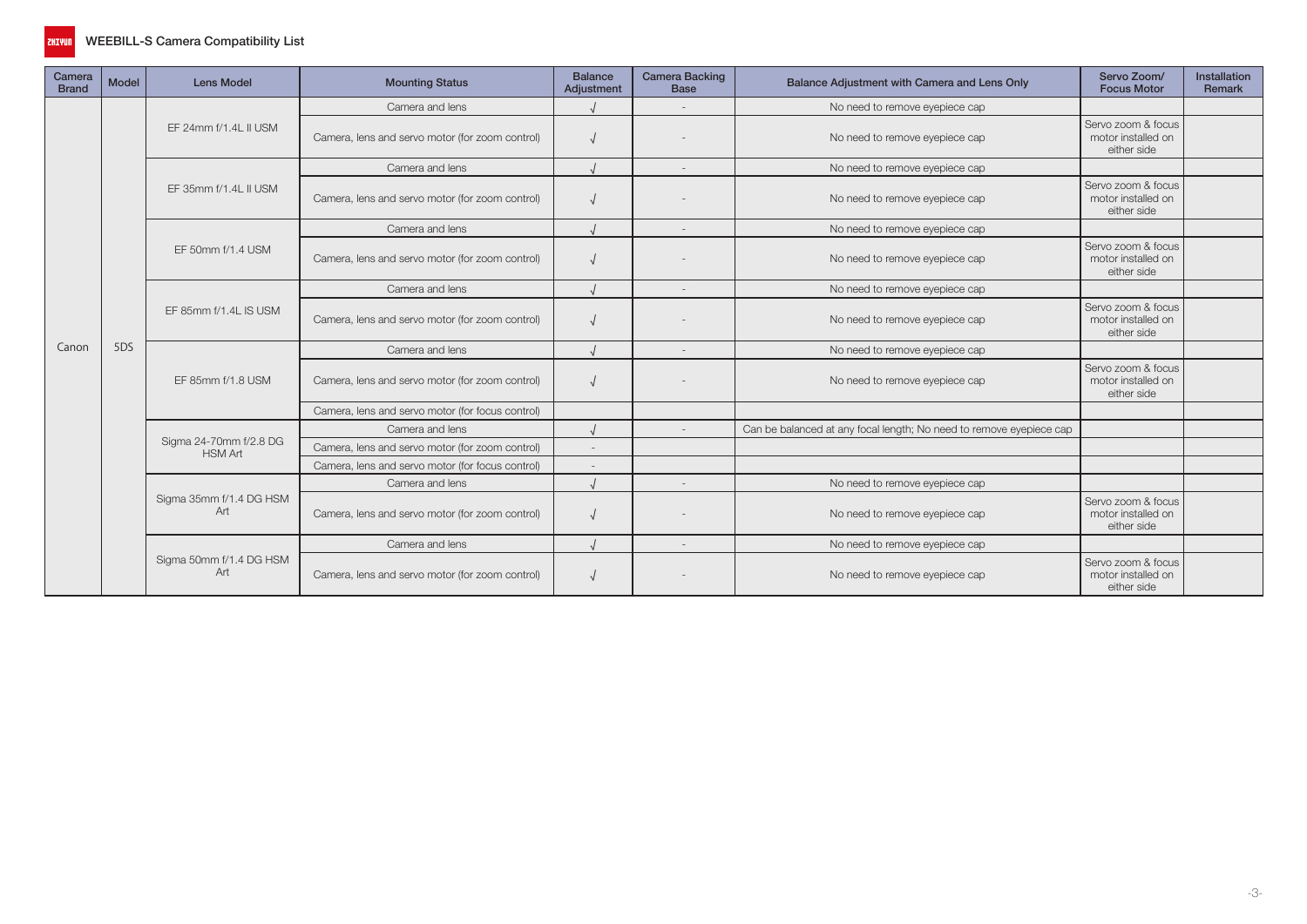# WEEBILL-S Camera Compatibility List

| Camera Brand | Model | Lens Model | Mounting Status | Balance Adjustment | Camera Backing Base | Balance Adjustment with Camera and Lens Only | Servo Zoom/ Focus Motor | Installation Remark |
|---|---|---|---|---|---|---|---|---|
| Canon | 5DS | EF 24mm f/1.4L II USM | Camera and lens | √ | - | No need to remove eyepiece cap | | |
| | | | Camera, lens and servo motor (for zoom control) | √ | - | No need to remove eyepiece cap | Servo zoom & focus motor installed on either side | |
| | | EF 35mm f/1.4L II USM | Camera and lens | √ | - | No need to remove eyepiece cap | | |
| | | | Camera, lens and servo motor (for zoom control) | √ | - | No need to remove eyepiece cap | Servo zoom & focus motor installed on either side | |
| | | EF 50mm f/1.4 USM | Camera and lens | √ | - | No need to remove eyepiece cap | | |
| | | | Camera, lens and servo motor (for zoom control) | √ | - | No need to remove eyepiece cap | Servo zoom & focus motor installed on either side | |
| | | EF 85mm f/1.4L IS USM | Camera and lens | √ | - | No need to remove eyepiece cap | | |
| | | | Camera, lens and servo motor (for zoom control) | √ | - | No need to remove eyepiece cap | Servo zoom & focus motor installed on either side | |
| | | EF 85mm f/1.8 USM | Camera and lens | √ | - | No need to remove eyepiece cap | | |
| | | | Camera, lens and servo motor (for zoom control) | √ | - | No need to remove eyepiece cap | Servo zoom & focus motor installed on either side | |
| | | | Camera, lens and servo motor (for focus control) | | | | | |
| | | Sigma 24-70mm f/2.8 DG HSM Art | Camera and lens | √ | - | Can be balanced at any focal length; No need to remove eyepiece cap | | |
| | | | Camera, lens and servo motor (for zoom control) | - | | | | |
| | | | Camera, lens and servo motor (for focus control) | - | | | | |
| | | Sigma 35mm f/1.4 DG HSM Art | Camera and lens | √ | - | No need to remove eyepiece cap | | |
| | | | Camera, lens and servo motor (for zoom control) | √ | - | No need to remove eyepiece cap | Servo zoom & focus motor installed on either side | |
| | | Sigma 50mm f/1.4 DG HSM Art | Camera and lens | √ | - | No need to remove eyepiece cap | | |
| | | | Camera, lens and servo motor (for zoom control) | √ | - | No need to remove eyepiece cap | Servo zoom & focus motor installed on either side | |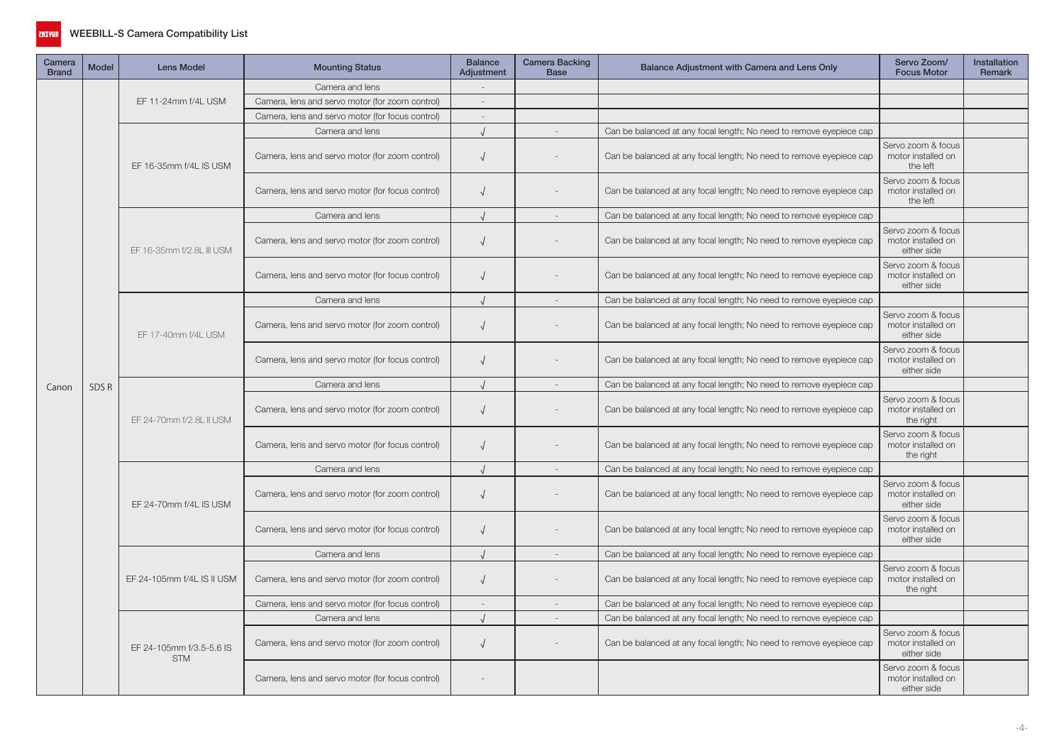# WEEBILL-S Camera Compatibility List

| Camera Brand | Model | Lens Model | Mounting Status | Balance Adjustment | Camera Backing Base | Balance Adjustment with Camera and Lens Only | Servo Zoom/ Focus Motor | Installation Remark |
|---|---|---|---|---|---|---|---|---|
| Canon | 5DS R | EF 11-24mm f/4L USM | Camera and lens | - | | | | |
| | | | Camera, lens and servo motor (for zoom control) | - | | | | |
| | | | Camera, lens and servo motor (for focus control) | - | | | | |
| | | EF 16-35mm f/4L IS USM | Camera and lens | √ | - | Can be balanced at any focal length; No need to remove eyepiece cap | | |
| | | | Camera, lens and servo motor (for zoom control) | √ | - | Can be balanced at any focal length; No need to remove eyepiece cap | Servo zoom & focus motor installed on the left | |
| | | | Camera, lens and servo motor (for focus control) | √ | - | Can be balanced at any focal length; No need to remove eyepiece cap | Servo zoom & focus motor installed on the left | |
| | | EF 16-35mm f/2.8L III USM | Camera and lens | √ | - | Can be balanced at any focal length; No need to remove eyepiece cap | | |
| | | | Camera, lens and servo motor (for zoom control) | √ | - | Can be balanced at any focal length; No need to remove eyepiece cap | Servo zoom & focus motor installed on either side | |
| | | | Camera, lens and servo motor (for focus control) | √ | - | Can be balanced at any focal length; No need to remove eyepiece cap | Servo zoom & focus motor installed on either side | |
| | | EF 17-40mm f/4L USM | Camera and lens | √ | - | Can be balanced at any focal length; No need to remove eyepiece cap | | |
| | | | Camera, lens and servo motor (for zoom control) | √ | - | Can be balanced at any focal length; No need to remove eyepiece cap | Servo zoom & focus motor installed on either side | |
| | | | Camera, lens and servo motor (for focus control) | √ | - | Can be balanced at any focal length; No need to remove eyepiece cap | Servo zoom & focus motor installed on either side | |
| | | EF 24-70mm f/2.8L II USM | Camera and lens | √ | - | Can be balanced at any focal length; No need to remove eyepiece cap | | |
| | | | Camera, lens and servo motor (for zoom control) | √ | - | Can be balanced at any focal length; No need to remove eyepiece cap | Servo zoom & focus motor installed on the right | |
| | | | Camera, lens and servo motor (for focus control) | √ | - | Can be balanced at any focal length; No need to remove eyepiece cap | Servo zoom & focus motor installed on the right | |
| | | EF 24-70mm f/4L IS USM | Camera and lens | √ | - | Can be balanced at any focal length; No need to remove eyepiece cap | | |
| | | | Camera, lens and servo motor (for zoom control) | √ | - | Can be balanced at any focal length; No need to remove eyepiece cap | Servo zoom & focus motor installed on either side | |
| | | | Camera, lens and servo motor (for focus control) | √ | - | Can be balanced at any focal length; No need to remove eyepiece cap | Servo zoom & focus motor installed on either side | |
| | | EF 24-105mm f/4L IS II USM | Camera and lens | √ | - | Can be balanced at any focal length; No need to remove eyepiece cap | | |
| | | | Camera, lens and servo motor (for zoom control) | √ | - | Can be balanced at any focal length; No need to remove eyepiece cap | Servo zoom & focus motor installed on the right | |
| | | | Camera, lens and servo motor (for focus control) | - | - | Can be balanced at any focal length; No need to remove eyepiece cap | | |
| | | EF 24-105mm f/3.5-5.6 IS STM | Camera and lens | √ | - | Can be balanced at any focal length; No need to remove eyepiece cap | | |
| | | | Camera, lens and servo motor (for zoom control) | √ | - | Can be balanced at any focal length; No need to remove eyepiece cap | Servo zoom & focus motor installed on either side | |
| | | | Camera, lens and servo motor (for focus control) | - | | | Servo zoom & focus motor installed on either side | |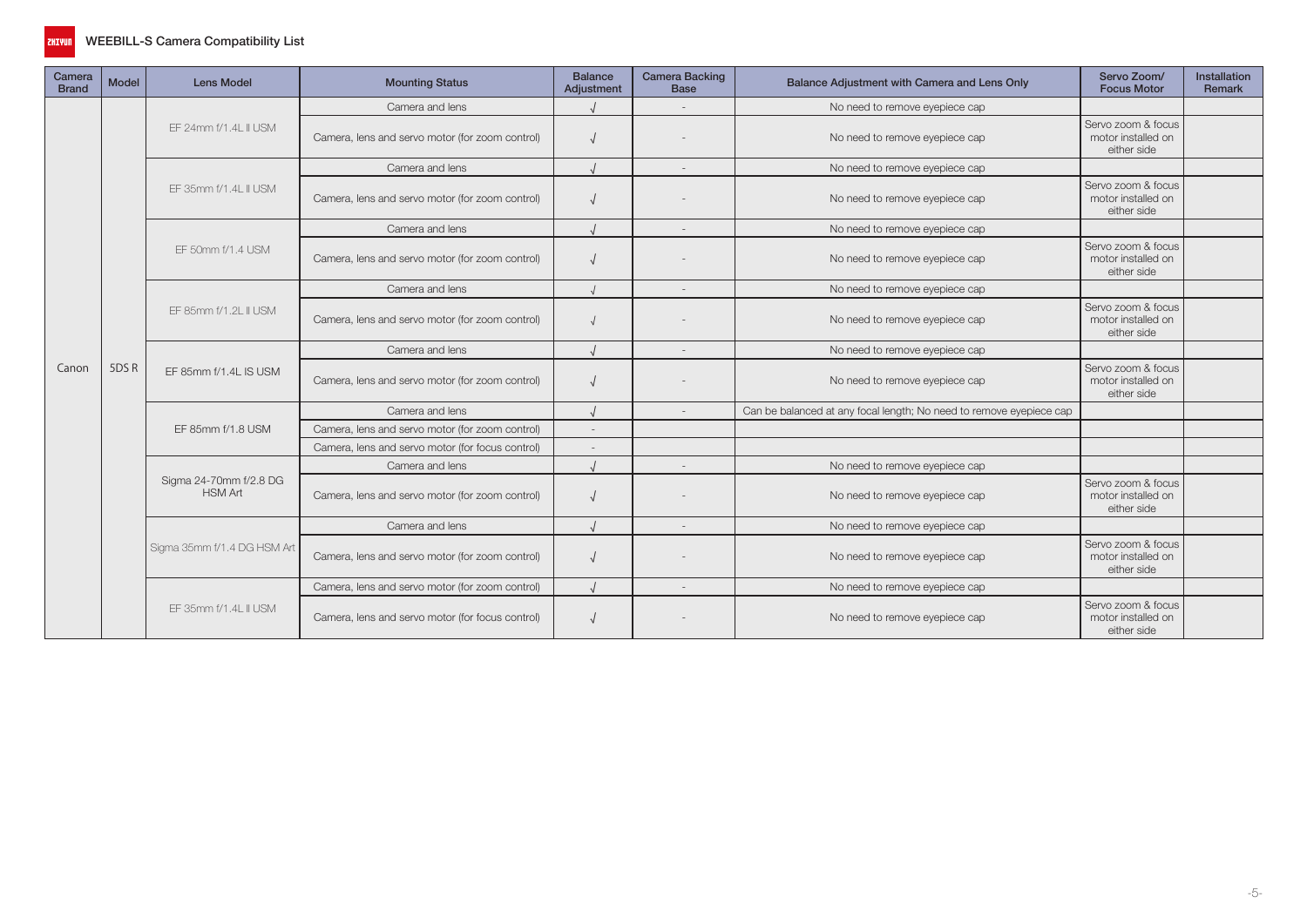# WEEBILL-S Camera Compatibility List

| Camera Brand | Model | Lens Model | Mounting Status | Balance Adjustment | Camera Backing Base | Balance Adjustment with Camera and Lens Only | Servo Zoom/ Focus Motor | Installation Remark |
|---|---|---|---|---|---|---|---|---|
| Canon | 5DS R | EF 24mm f/1.4L II USM | Camera and lens | √ | - | No need to remove eyepiece cap | | |
| | | | Camera, lens and servo motor (for zoom control) | √ | - | No need to remove eyepiece cap | Servo zoom & focus motor installed on either side | |
| | | EF 35mm f/1.4L II USM | Camera and lens | √ | - | No need to remove eyepiece cap | | |
| | | | Camera, lens and servo motor (for zoom control) | √ | - | No need to remove eyepiece cap | Servo zoom & focus motor installed on either side | |
| | | EF 50mm f/1.4 USM | Camera and lens | √ | - | No need to remove eyepiece cap | | |
| | | | Camera, lens and servo motor (for zoom control) | √ | - | No need to remove eyepiece cap | Servo zoom & focus motor installed on either side | |
| | | EF 85mm f/1.2L II USM | Camera and lens | √ | - | No need to remove eyepiece cap | | |
| | | | Camera, lens and servo motor (for zoom control) | √ | - | No need to remove eyepiece cap | Servo zoom & focus motor installed on either side | |
| | | EF 85mm f/1.4L IS USM | Camera and lens | √ | - | No need to remove eyepiece cap | | |
| | | | Camera, lens and servo motor (for zoom control) | √ | - | No need to remove eyepiece cap | Servo zoom & focus motor installed on either side | |
| | | EF 85mm f/1.8 USM | Camera and lens | √ | - | Can be balanced at any focal length; No need to remove eyepiece cap | | |
| | | | Camera, lens and servo motor (for zoom control) | - | | | | |
| | | | Camera, lens and servo motor (for focus control) | - | | | | |
| | | Sigma 24-70mm f/2.8 DG HSM Art | Camera and lens | √ | - | No need to remove eyepiece cap | | |
| | | | Camera, lens and servo motor (for zoom control) | √ | - | No need to remove eyepiece cap | Servo zoom & focus motor installed on either side | |
| | | Sigma 35mm f/1.4 DG HSM Art | Camera and lens | √ | - | No need to remove eyepiece cap | | |
| | | | Camera, lens and servo motor (for zoom control) | √ | - | No need to remove eyepiece cap | Servo zoom & focus motor installed on either side | |
| | | EF 35mm f/1.4L II USM | Camera, lens and servo motor (for zoom control) | √ | - | No need to remove eyepiece cap | | |
| | | | Camera, lens and servo motor (for focus control) | √ | - | No need to remove eyepiece cap | Servo zoom & focus motor installed on either side | |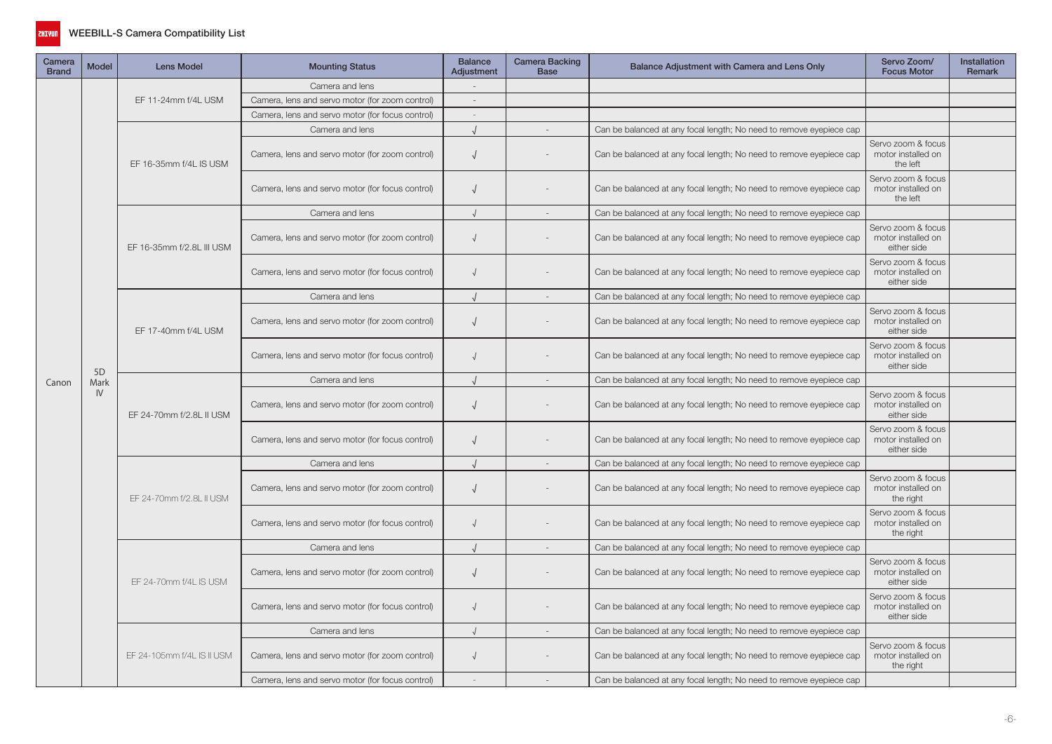# WEEBILL-S Camera Compatibility List

| Camera Brand | Model | Lens Model | Mounting Status | Balance Adjustment | Camera Backing Base | Balance Adjustment with Camera and Lens Only | Servo Zoom/ Focus Motor | Installation Remark |
|---|---|---|---|---|---|---|---|---|
| Canon | 5D Mark IV | EF 11-24mm f/4L USM | Camera and lens | - | | | | |
| | | | Camera, lens and servo motor (for zoom control) | - | | | | |
| | | | Camera, lens and servo motor (for focus control) | - | | | | |
| | | EF 16-35mm f/4L IS USM | Camera and lens | √ | - | Can be balanced at any focal length; No need to remove eyepiece cap | | |
| | | | Camera, lens and servo motor (for zoom control) | √ | - | Can be balanced at any focal length; No need to remove eyepiece cap | Servo zoom & focus motor installed on the left | |
| | | | Camera, lens and servo motor (for focus control) | √ | - | Can be balanced at any focal length; No need to remove eyepiece cap | Servo zoom & focus motor installed on the left | |
| | | EF 16-35mm f/2.8L III USM | Camera and lens | √ | - | Can be balanced at any focal length; No need to remove eyepiece cap | | |
| | | | Camera, lens and servo motor (for zoom control) | √ | - | Can be balanced at any focal length; No need to remove eyepiece cap | Servo zoom & focus motor installed on either side | |
| | | | Camera, lens and servo motor (for focus control) | √ | - | Can be balanced at any focal length; No need to remove eyepiece cap | Servo zoom & focus motor installed on either side | |
| | | EF 17-40mm f/4L USM | Camera and lens | √ | - | Can be balanced at any focal length; No need to remove eyepiece cap | | |
| | | | Camera, lens and servo motor (for zoom control) | √ | - | Can be balanced at any focal length; No need to remove eyepiece cap | Servo zoom & focus motor installed on either side | |
| | | | Camera, lens and servo motor (for focus control) | √ | - | Can be balanced at any focal length; No need to remove eyepiece cap | Servo zoom & focus motor installed on either side | |
| | | EF 24-70mm f/2.8L II USM | Camera and lens | √ | - | Can be balanced at any focal length; No need to remove eyepiece cap | | |
| | | | Camera, lens and servo motor (for zoom control) | √ | - | Can be balanced at any focal length; No need to remove eyepiece cap | Servo zoom & focus motor installed on either side | |
| | | | Camera, lens and servo motor (for focus control) | √ | - | Can be balanced at any focal length; No need to remove eyepiece cap | Servo zoom & focus motor installed on either side | |
| | | EF 24-70mm f/2.8L II USM | Camera and lens | √ | - | Can be balanced at any focal length; No need to remove eyepiece cap | | |
| | | | Camera, lens and servo motor (for zoom control) | √ | - | Can be balanced at any focal length; No need to remove eyepiece cap | Servo zoom & focus motor installed on the right | |
| | | | Camera, lens and servo motor (for focus control) | √ | - | Can be balanced at any focal length; No need to remove eyepiece cap | Servo zoom & focus motor installed on the right | |
| | | EF 24-70mm f/4L IS USM | Camera and lens | √ | - | Can be balanced at any focal length; No need to remove eyepiece cap | | |
| | | | Camera, lens and servo motor (for zoom control) | √ | - | Can be balanced at any focal length; No need to remove eyepiece cap | Servo zoom & focus motor installed on either side | |
| | | | Camera, lens and servo motor (for focus control) | √ | - | Can be balanced at any focal length; No need to remove eyepiece cap | Servo zoom & focus motor installed on either side | |
| | | EF 24-105mm f/4L IS II USM | Camera and lens | √ | - | Can be balanced at any focal length; No need to remove eyepiece cap | | |
| | | | Camera, lens and servo motor (for zoom control) | √ | - | Can be balanced at any focal length; No need to remove eyepiece cap | Servo zoom & focus motor installed on the right | |
| | | | Camera, lens and servo motor (for focus control) | - | - | Can be balanced at any focal length; No need to remove eyepiece cap | | |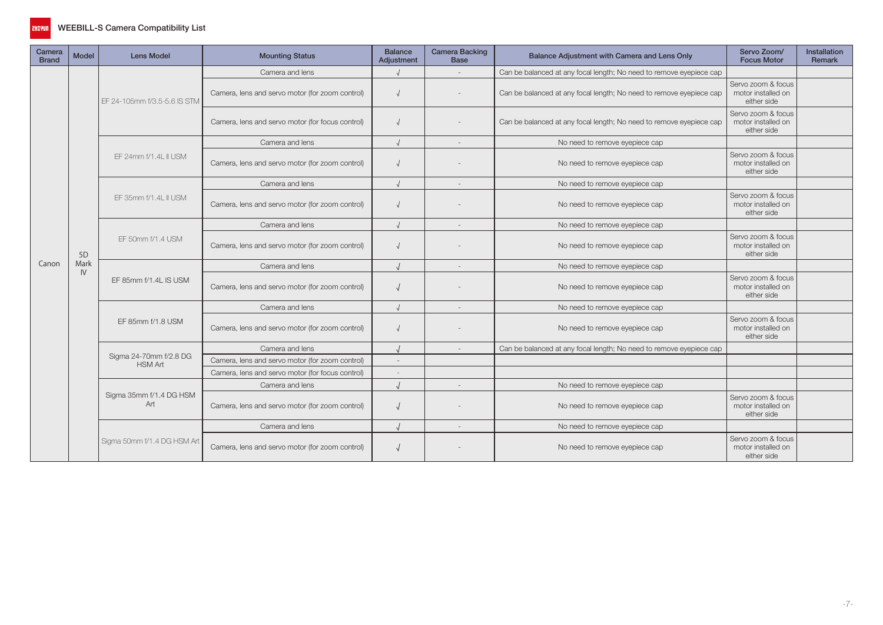# WEEBILL-S Camera Compatibility List

| Camera Brand | Model | Lens Model | Mounting Status | Balance Adjustment | Camera Backing Base | Balance Adjustment with Camera and Lens Only | Servo Zoom/ Focus Motor | Installation Remark |
|---|---|---|---|---|---|---|---|---|
| Canon | 5D Mark IV | EF 24-105mm f/3.5-5.6 IS STM | Camera and lens | √ | - | Can be balanced at any focal length; No need to remove eyepiece cap | | |
| | | | Camera, lens and servo motor (for zoom control) | √ | - | Can be balanced at any focal length; No need to remove eyepiece cap | Servo zoom & focus motor installed on either side | |
| | | | Camera, lens and servo motor (for focus control) | √ | - | Can be balanced at any focal length; No need to remove eyepiece cap | Servo zoom & focus motor installed on either side | |
| | | EF 24mm f/1.4L Ⅱ USM | Camera and lens | √ | - | No need to remove eyepiece cap | | |
| | | | Camera, lens and servo motor (for zoom control) | √ | - | No need to remove eyepiece cap | Servo zoom & focus motor installed on either side | |
| | | EF 35mm f/1.4L Ⅱ USM | Camera and lens | √ | - | No need to remove eyepiece cap | | |
| | | | Camera, lens and servo motor (for zoom control) | √ | - | No need to remove eyepiece cap | Servo zoom & focus motor installed on either side | |
| | | EF 50mm f/1.4 USM | Camera and lens | √ | - | No need to remove eyepiece cap | | |
| | | | Camera, lens and servo motor (for zoom control) | √ | - | No need to remove eyepiece cap | Servo zoom & focus motor installed on either side | |
| | | EF 85mm f/1.4L IS USM | Camera and lens | √ | - | No need to remove eyepiece cap | | |
| | | | Camera, lens and servo motor (for zoom control) | √ | - | No need to remove eyepiece cap | Servo zoom & focus motor installed on either side | |
| | | EF 85mm f/1.8 USM | Camera and lens | √ | - | No need to remove eyepiece cap | | |
| | | | Camera, lens and servo motor (for zoom control) | √ | - | No need to remove eyepiece cap | Servo zoom & focus motor installed on either side | |
| | | Sigma 24-70mm f/2.8 DG HSM Art | Camera and lens | √ | - | Can be balanced at any focal length; No need to remove eyepiece cap | | |
| | | | Camera, lens and servo motor (for zoom control) | - | | | | |
| | | | Camera, lens and servo motor (for focus control) | - | | | | |
| | | Sigma 35mm f/1.4 DG HSM Art | Camera and lens | √ | - | No need to remove eyepiece cap | | |
| | | | Camera, lens and servo motor (for zoom control) | √ | - | No need to remove eyepiece cap | Servo zoom & focus motor installed on either side | |
| | | Sigma 50mm f/1.4 DG HSM Art | Camera and lens | √ | - | No need to remove eyepiece cap | | |
| | | | Camera, lens and servo motor (for zoom control) | √ | - | No need to remove eyepiece cap | Servo zoom & focus motor installed on either side | |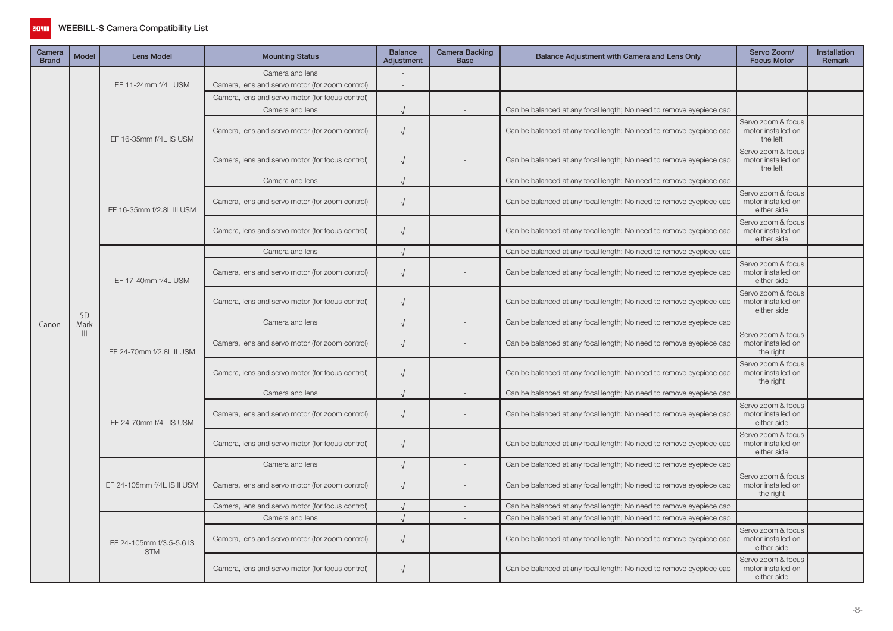# WEEBILL-S Camera Compatibility List

| Camera Brand | Model | Lens Model | Mounting Status | Balance Adjustment | Camera Backing Base | Balance Adjustment with Camera and Lens Only | Servo Zoom/ Focus Motor | Installation Remark |
|---|---|---|---|---|---|---|---|---|
| Canon | 5D Mark III | EF 11-24mm f/4L USM | Camera and lens | - | | | | |
| | | | Camera, lens and servo motor (for zoom control) | - | | | | |
| | | | Camera, lens and servo motor (for focus control) | - | | | | |
| | | EF 16-35mm f/4L IS USM | Camera and lens | √ | - | Can be balanced at any focal length; No need to remove eyepiece cap | | |
| | | | Camera, lens and servo motor (for zoom control) | √ | - | Can be balanced at any focal length; No need to remove eyepiece cap | Servo zoom & focus motor installed on the left | |
| | | | Camera, lens and servo motor (for focus control) | √ | - | Can be balanced at any focal length; No need to remove eyepiece cap | Servo zoom & focus motor installed on the left | |
| | | EF 16-35mm f/2.8L III USM | Camera and lens | √ | - | Can be balanced at any focal length; No need to remove eyepiece cap | | |
| | | | Camera, lens and servo motor (for zoom control) | √ | - | Can be balanced at any focal length; No need to remove eyepiece cap | Servo zoom & focus motor installed on either side | |
| | | | Camera, lens and servo motor (for focus control) | √ | - | Can be balanced at any focal length; No need to remove eyepiece cap | Servo zoom & focus motor installed on either side | |
| | | EF 17-40mm f/4L USM | Camera and lens | √ | - | Can be balanced at any focal length; No need to remove eyepiece cap | | |
| | | | Camera, lens and servo motor (for zoom control) | √ | - | Can be balanced at any focal length; No need to remove eyepiece cap | Servo zoom & focus motor installed on either side | |
| | | | Camera, lens and servo motor (for focus control) | √ | - | Can be balanced at any focal length; No need to remove eyepiece cap | Servo zoom & focus motor installed on either side | |
| | | EF 24-70mm f/2.8L II USM | Camera and lens | √ | - | Can be balanced at any focal length; No need to remove eyepiece cap | | |
| | | | Camera, lens and servo motor (for zoom control) | √ | - | Can be balanced at any focal length; No need to remove eyepiece cap | Servo zoom & focus motor installed on the right | |
| | | | Camera, lens and servo motor (for focus control) | √ | - | Can be balanced at any focal length; No need to remove eyepiece cap | Servo zoom & focus motor installed on the right | |
| | | EF 24-70mm f/4L IS USM | Camera and lens | √ | - | Can be balanced at any focal length; No need to remove eyepiece cap | | |
| | | | Camera, lens and servo motor (for zoom control) | √ | - | Can be balanced at any focal length; No need to remove eyepiece cap | Servo zoom & focus motor installed on either side | |
| | | | Camera, lens and servo motor (for focus control) | √ | - | Can be balanced at any focal length; No need to remove eyepiece cap | Servo zoom & focus motor installed on either side | |
| | | EF 24-105mm f/4L IS II USM | Camera and lens | √ | - | Can be balanced at any focal length; No need to remove eyepiece cap | | |
| | | | Camera, lens and servo motor (for zoom control) | √ | - | Can be balanced at any focal length; No need to remove eyepiece cap | Servo zoom & focus motor installed on the right | |
| | | | Camera, lens and servo motor (for focus control) | √ | - | Can be balanced at any focal length; No need to remove eyepiece cap | | |
| | | EF 24-105mm f/3.5-5.6 IS STM | Camera and lens | √ | - | Can be balanced at any focal length; No need to remove eyepiece cap | | |
| | | | Camera, lens and servo motor (for zoom control) | √ | - | Can be balanced at any focal length; No need to remove eyepiece cap | Servo zoom & focus motor installed on either side | |
| | | | Camera, lens and servo motor (for focus control) | √ | - | Can be balanced at any focal length; No need to remove eyepiece cap | Servo zoom & focus motor installed on either side | |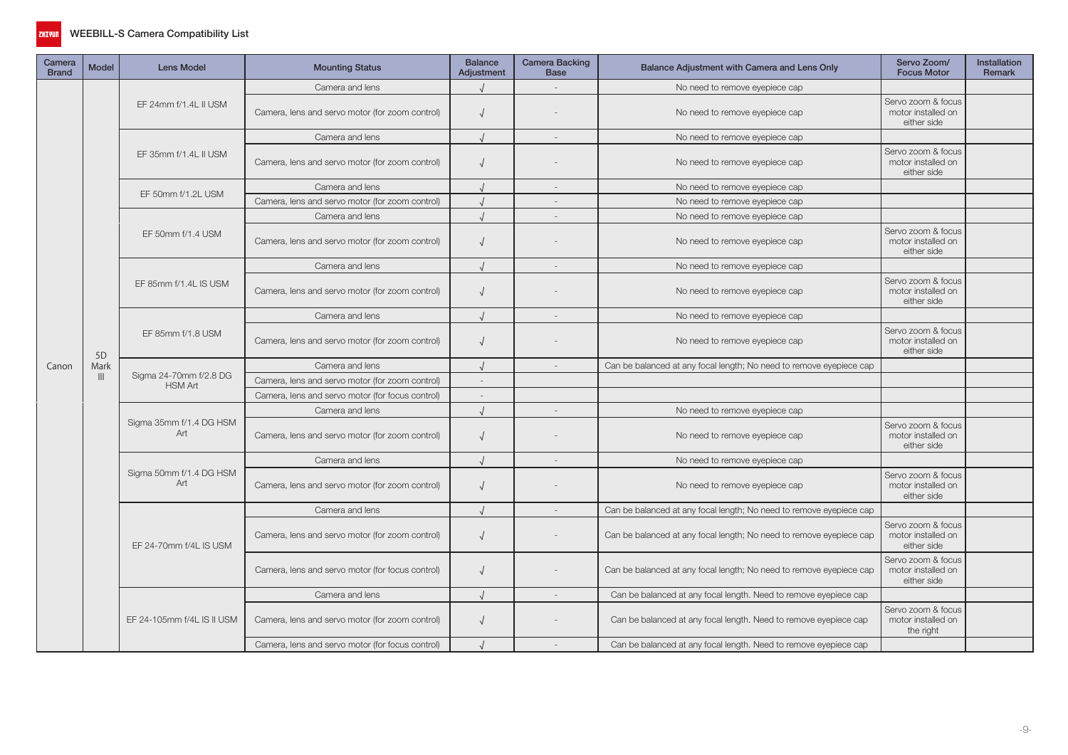# WEEBILL-S Camera Compatibility List

| Camera Brand | Model | Lens Model | Mounting Status | Balance Adjustment | Camera Backing Base | Balance Adjustment with Camera and Lens Only | Servo Zoom/ Focus Motor | Installation Remark |
|---|---|---|---|---|---|---|---|---|
| Canon | 5D Mark III | EF 24mm f/1.4L II USM | Camera and lens | √ | - | No need to remove eyepiece cap | | |
| | | | Camera, lens and servo motor (for zoom control) | √ | - | No need to remove eyepiece cap | Servo zoom & focus motor installed on either side | |
| | | EF 35mm f/1.4L II USM | Camera and lens | √ | - | No need to remove eyepiece cap | | |
| | | | Camera, lens and servo motor (for zoom control) | √ | - | No need to remove eyepiece cap | Servo zoom & focus motor installed on either side | |
| | | EF 50mm f/1.2L USM | Camera and lens | √ | - | No need to remove eyepiece cap | | |
| | | | Camera, lens and servo motor (for zoom control) | √ | - | No need to remove eyepiece cap | | |
| | | EF 50mm f/1.4 USM | Camera and lens | √ | - | No need to remove eyepiece cap | | |
| | | | Camera, lens and servo motor (for zoom control) | √ | - | No need to remove eyepiece cap | Servo zoom & focus motor installed on either side | |
| | | EF 85mm f/1.4L IS USM | Camera and lens | √ | - | No need to remove eyepiece cap | | |
| | | | Camera, lens and servo motor (for zoom control) | √ | - | No need to remove eyepiece cap | Servo zoom & focus motor installed on either side | |
| | | EF 85mm f/1.8 USM | Camera and lens | √ | - | No need to remove eyepiece cap | | |
| | | | Camera, lens and servo motor (for zoom control) | √ | - | No need to remove eyepiece cap | Servo zoom & focus motor installed on either side | |
| | | Sigma 24-70mm f/2.8 DG HSM Art | Camera and lens | √ | - | Can be balanced at any focal length; No need to remove eyepiece cap | | |
| | | | Camera, lens and servo motor (for zoom control) | - | | | | |
| | | | Camera, lens and servo motor (for focus control) | - | | | | |
| | | Sigma 35mm f/1.4 DG HSM Art | Camera and lens | √ | - | No need to remove eyepiece cap | | |
| | | | Camera, lens and servo motor (for zoom control) | √ | - | No need to remove eyepiece cap | Servo zoom & focus motor installed on either side | |
| | | Sigma 50mm f/1.4 DG HSM Art | Camera and lens | √ | - | No need to remove eyepiece cap | | |
| | | | Camera, lens and servo motor (for zoom control) | √ | - | No need to remove eyepiece cap | Servo zoom & focus motor installed on either side | |
| | | EF 24-70mm f/4L IS USM | Camera and lens | √ | - | Can be balanced at any focal length; No need to remove eyepiece cap | | |
| | | | Camera, lens and servo motor (for zoom control) | √ | - | Can be balanced at any focal length; No need to remove eyepiece cap | Servo zoom & focus motor installed on either side | |
| | | | Camera, lens and servo motor (for focus control) | √ | - | Can be balanced at any focal length; No need to remove eyepiece cap | Servo zoom & focus motor installed on either side | |
| | | EF 24-105mm f/4L IS II USM | Camera and lens | √ | - | Can be balanced at any focal length. Need to remove eyepiece cap | | |
| | | | Camera, lens and servo motor (for zoom control) | √ | - | Can be balanced at any focal length. Need to remove eyepiece cap | Servo zoom & focus motor installed on the right | |
| | | | Camera, lens and servo motor (for focus control) | √ | - | Can be balanced at any focal length. Need to remove eyepiece cap | | |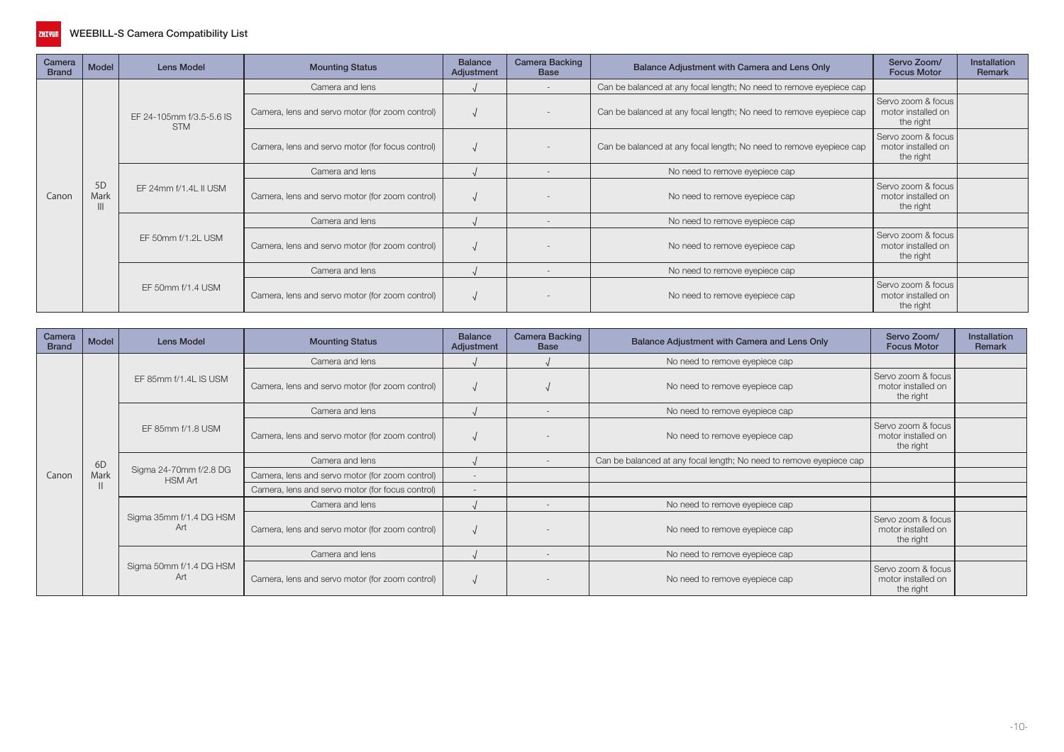# WEEBILL-S Camera Compatibility List

| Camera Brand | Model | Lens Model | Mounting Status | Balance Adjustment | Camera Backing Base | Balance Adjustment with Camera and Lens Only | Servo Zoom/ Focus Motor | Installation Remark |
|---|---|---|---|---|---|---|---|---|
| Canon | 5D Mark III | EF 24-105mm f/3.5-5.6 IS STM | Camera and lens | √ | - | Can be balanced at any focal length; No need to remove eyepiece cap | | |
| | | | Camera, lens and servo motor (for zoom control) | √ | - | Can be balanced at any focal length; No need to remove eyepiece cap | Servo zoom & focus motor installed on the right | |
| | | | Camera, lens and servo motor (for focus control) | √ | - | Can be balanced at any focal length; No need to remove eyepiece cap | Servo zoom & focus motor installed on the right | |
| | | EF 24mm f/1.4L II USM | Camera and lens | √ | - | No need to remove eyepiece cap | | |
| | | | Camera, lens and servo motor (for zoom control) | √ | - | No need to remove eyepiece cap | Servo zoom & focus motor installed on the right | |
| | | EF 50mm f/1.2L USM | Camera and lens | √ | - | No need to remove eyepiece cap | | |
| | | | Camera, lens and servo motor (for zoom control) | √ | - | No need to remove eyepiece cap | Servo zoom & focus motor installed on the right | |
| | | EF 50mm f/1.4 USM | Camera and lens | √ | - | No need to remove eyepiece cap | | |
| | | | Camera, lens and servo motor (for zoom control) | √ | - | No need to remove eyepiece cap | Servo zoom & focus motor installed on the right | |

| Camera Brand | Model | Lens Model | Mounting Status | Balance Adjustment | Camera Backing Base | Balance Adjustment with Camera and Lens Only | Servo Zoom/ Focus Motor | Installation Remark |
|---|---|---|---|---|---|---|---|---|
| Canon | 6D Mark II | EF 85mm f/1.4L IS USM | Camera and lens | √ | √ | No need to remove eyepiece cap | | |
| | | | Camera, lens and servo motor (for zoom control) | √ | √ | No need to remove eyepiece cap | Servo zoom & focus motor installed on the right | |
| | | EF 85mm f/1.8 USM | Camera and lens | √ | - | No need to remove eyepiece cap | | |
| | | | Camera, lens and servo motor (for zoom control) | √ | - | No need to remove eyepiece cap | Servo zoom & focus motor installed on the right | |
| | | Sigma 24-70mm f/2.8 DG HSM Art | Camera and lens | √ | - | Can be balanced at any focal length; No need to remove eyepiece cap | | |
| | | | Camera, lens and servo motor (for zoom control) | - | | | | |
| | | | Camera, lens and servo motor (for focus control) | - | | | | |
| | | Sigma 35mm f/1.4 DG HSM Art | Camera and lens | √ | - | No need to remove eyepiece cap | | |
| | | | Camera, lens and servo motor (for zoom control) | √ | - | No need to remove eyepiece cap | Servo zoom & focus motor installed on the right | |
| | | Sigma 50mm f/1.4 DG HSM Art | Camera and lens | √ | - | No need to remove eyepiece cap | | |
| | | | Camera, lens and servo motor (for zoom control) | √ | - | No need to remove eyepiece cap | Servo zoom & focus motor installed on the right | |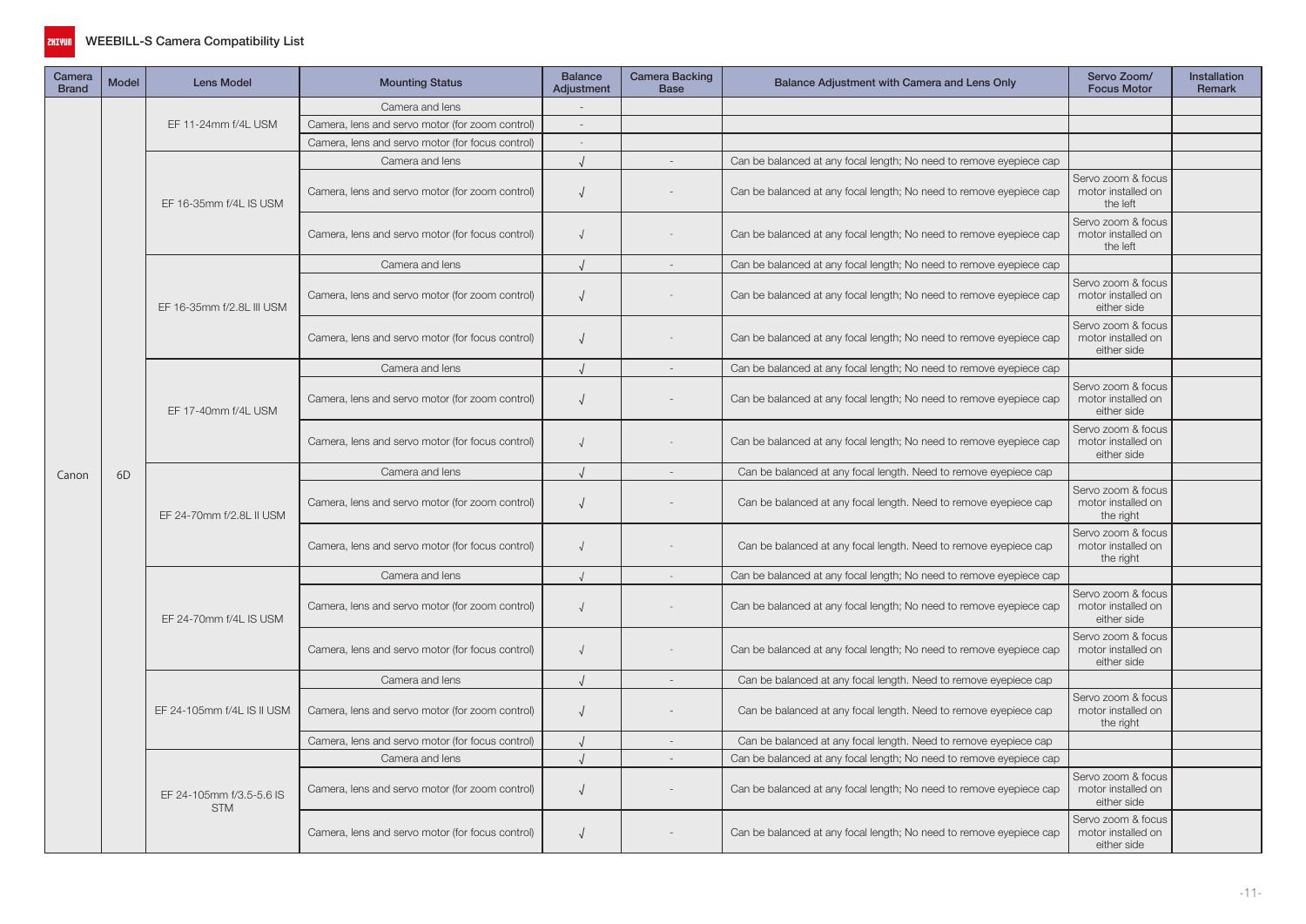# WEEBILL-S Camera Compatibility List

| Camera Brand | Model | Lens Model | Mounting Status | Balance Adjustment | Camera Backing Base | Balance Adjustment with Camera and Lens Only | Servo Zoom/ Focus Motor | Installation Remark |
|---|---|---|---|---|---|---|---|---|
| Canon | 6D | EF 11-24mm f/4L USM | Camera and lens | - | | | | |
| | | | Camera, lens and servo motor (for zoom control) | - | | | | |
| | | | Camera, lens and servo motor (for focus control) | - | | | | |
| | | EF 16-35mm f/4L IS USM | Camera and lens | √ | - | Can be balanced at any focal length; No need to remove eyepiece cap | | |
| | | | Camera, lens and servo motor (for zoom control) | √ | - | Can be balanced at any focal length; No need to remove eyepiece cap | Servo zoom & focus motor installed on the left | |
| | | | Camera, lens and servo motor (for focus control) | √ | - | Can be balanced at any focal length; No need to remove eyepiece cap | Servo zoom & focus motor installed on the left | |
| | | EF 16-35mm f/2.8L III USM | Camera and lens | √ | - | Can be balanced at any focal length; No need to remove eyepiece cap | | |
| | | | Camera, lens and servo motor (for zoom control) | √ | - | Can be balanced at any focal length; No need to remove eyepiece cap | Servo zoom & focus motor installed on either side | |
| | | | Camera, lens and servo motor (for focus control) | √ | - | Can be balanced at any focal length; No need to remove eyepiece cap | Servo zoom & focus motor installed on either side | |
| | | EF 17-40mm f/4L USM | Camera and lens | √ | - | Can be balanced at any focal length; No need to remove eyepiece cap | | |
| | | | Camera, lens and servo motor (for zoom control) | √ | - | Can be balanced at any focal length; No need to remove eyepiece cap | Servo zoom & focus motor installed on either side | |
| | | | Camera, lens and servo motor (for focus control) | √ | - | Can be balanced at any focal length; No need to remove eyepiece cap | Servo zoom & focus motor installed on either side | |
| | | EF 24-70mm f/2.8L II USM | Camera and lens | √ | - | Can be balanced at any focal length. Need to remove eyepiece cap | | |
| | | | Camera, lens and servo motor (for zoom control) | √ | - | Can be balanced at any focal length. Need to remove eyepiece cap | Servo zoom & focus motor installed on the right | |
| | | | Camera, lens and servo motor (for focus control) | √ | - | Can be balanced at any focal length. Need to remove eyepiece cap | Servo zoom & focus motor installed on the right | |
| | | EF 24-70mm f/4L IS USM | Camera and lens | √ | - | Can be balanced at any focal length; No need to remove eyepiece cap | | |
| | | | Camera, lens and servo motor (for zoom control) | √ | - | Can be balanced at any focal length; No need to remove eyepiece cap | Servo zoom & focus motor installed on either side | |
| | | | Camera, lens and servo motor (for focus control) | √ | - | Can be balanced at any focal length; No need to remove eyepiece cap | Servo zoom & focus motor installed on either side | |
| | | EF 24-105mm f/4L IS II USM | Camera and lens | √ | - | Can be balanced at any focal length. Need to remove eyepiece cap | | |
| | | | Camera, lens and servo motor (for zoom control) | √ | - | Can be balanced at any focal length. Need to remove eyepiece cap | Servo zoom & focus motor installed on the right | |
| | | | Camera, lens and servo motor (for focus control) | √ | - | Can be balanced at any focal length. Need to remove eyepiece cap | | |
| | | EF 24-105mm f/3.5-5.6 IS STM | Camera and lens | √ | - | Can be balanced at any focal length; No need to remove eyepiece cap | | |
| | | | Camera, lens and servo motor (for zoom control) | √ | - | Can be balanced at any focal length; No need to remove eyepiece cap | Servo zoom & focus motor installed on either side | |
| | | | Camera, lens and servo motor (for focus control) | √ | - | Can be balanced at any focal length; No need to remove eyepiece cap | Servo zoom & focus motor installed on either side | |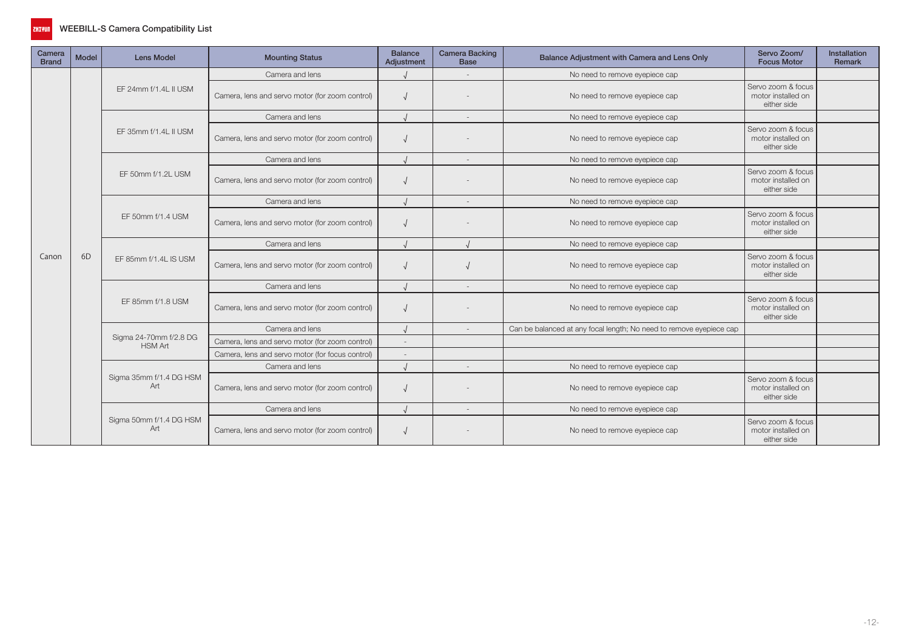## WEEBILL-S Camera Compatibility List

| Camera Brand | Model | Lens Model | Mounting Status | Balance Adjustment | Camera Backing Base | Balance Adjustment with Camera and Lens Only | Servo Zoom/ Focus Motor | Installation Remark |
|---|---|---|---|---|---|---|---|---|
| Canon | 6D | EF 24mm f/1.4L II USM | Camera and lens | √ | - | No need to remove eyepiece cap | | |
| | | | Camera, lens and servo motor (for zoom control) | √ | - | No need to remove eyepiece cap | Servo zoom & focus motor installed on either side | |
| | | EF 35mm f/1.4L II USM | Camera and lens | √ | - | No need to remove eyepiece cap | | |
| | | | Camera, lens and servo motor (for zoom control) | √ | - | No need to remove eyepiece cap | Servo zoom & focus motor installed on either side | |
| | | EF 50mm f/1.2L USM | Camera and lens | √ | - | No need to remove eyepiece cap | | |
| | | | Camera, lens and servo motor (for zoom control) | √ | - | No need to remove eyepiece cap | Servo zoom & focus motor installed on either side | |
| | | EF 50mm f/1.4 USM | Camera and lens | √ | - | No need to remove eyepiece cap | | |
| | | | Camera, lens and servo motor (for zoom control) | √ | - | No need to remove eyepiece cap | Servo zoom & focus motor installed on either side | |
| | | EF 85mm f/1.4L IS USM | Camera and lens | √ | √ | No need to remove eyepiece cap | | |
| | | | Camera, lens and servo motor (for zoom control) | √ | √ | No need to remove eyepiece cap | Servo zoom & focus motor installed on either side | |
| | | EF 85mm f/1.8 USM | Camera and lens | √ | - | No need to remove eyepiece cap | | |
| | | | Camera, lens and servo motor (for zoom control) | √ | - | No need to remove eyepiece cap | Servo zoom & focus motor installed on either side | |
| | | Sigma 24-70mm f/2.8 DG HSM Art | Camera and lens | √ | - | Can be balanced at any focal length; No need to remove eyepiece cap | | |
| | | | Camera, lens and servo motor (for zoom control) | - | | | | |
| | | | Camera, lens and servo motor (for focus control) | - | | | | |
| | | Sigma 35mm f/1.4 DG HSM Art | Camera and lens | √ | - | No need to remove eyepiece cap | | |
| | | | Camera, lens and servo motor (for zoom control) | √ | - | No need to remove eyepiece cap | Servo zoom & focus motor installed on either side | |
| | | Sigma 50mm f/1.4 DG HSM Art | Camera and lens | √ | - | No need to remove eyepiece cap | | |
| | | | Camera, lens and servo motor (for zoom control) | √ | - | No need to remove eyepiece cap | Servo zoom & focus motor installed on either side | |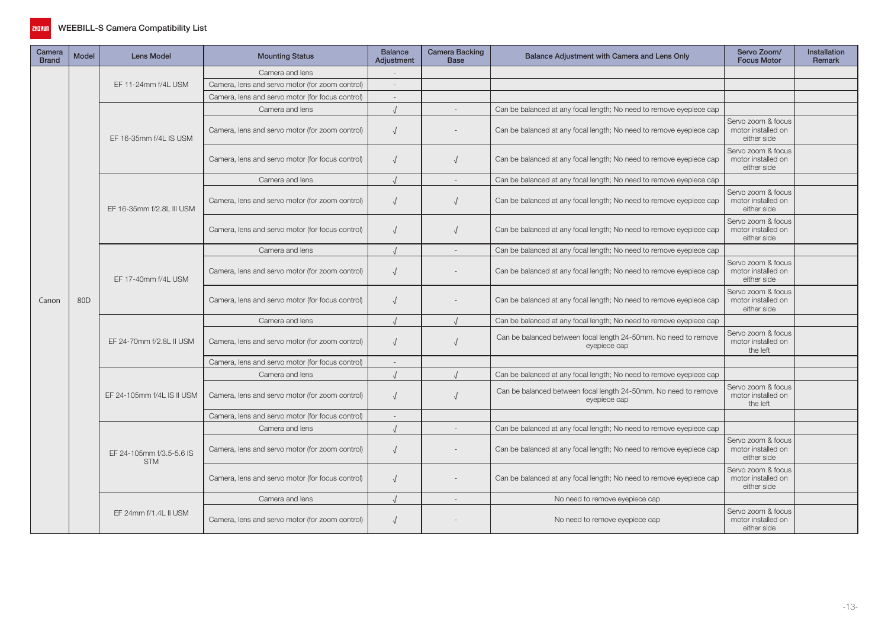# WEEBILL-S Camera Compatibility List

| Camera Brand | Model | Lens Model | Mounting Status | Balance Adjustment | Camera Backing Base | Balance Adjustment with Camera and Lens Only | Servo Zoom/ Focus Motor | Installation Remark |
|---|---|---|---|---|---|---|---|---|
| Canon | 80D | EF 11-24mm f/4L USM | Camera and lens | - | | | | |
| | | | Camera, lens and servo motor (for zoom control) | - | | | | |
| | | | Camera, lens and servo motor (for focus control) | - | | | | |
| | | EF 16-35mm f/4L IS USM | Camera and lens | √ | - | Can be balanced at any focal length; No need to remove eyepiece cap | | |
| | | | Camera, lens and servo motor (for zoom control) | √ | - | Can be balanced at any focal length; No need to remove eyepiece cap | Servo zoom & focus motor installed on either side | |
| | | | Camera, lens and servo motor (for focus control) | √ | √ | Can be balanced at any focal length; No need to remove eyepiece cap | Servo zoom & focus motor installed on either side | |
| | | EF 16-35mm f/2.8L III USM | Camera and lens | √ | - | Can be balanced at any focal length; No need to remove eyepiece cap | | |
| | | | Camera, lens and servo motor (for zoom control) | √ | √ | Can be balanced at any focal length; No need to remove eyepiece cap | Servo zoom & focus motor installed on either side | |
| | | | Camera, lens and servo motor (for focus control) | √ | √ | Can be balanced at any focal length; No need to remove eyepiece cap | Servo zoom & focus motor installed on either side | |
| | | EF 17-40mm f/4L USM | Camera and lens | √ | - | Can be balanced at any focal length; No need to remove eyepiece cap | | |
| | | | Camera, lens and servo motor (for zoom control) | √ | - | Can be balanced at any focal length; No need to remove eyepiece cap | Servo zoom & focus motor installed on either side | |
| | | | Camera, lens and servo motor (for focus control) | √ | - | Can be balanced at any focal length; No need to remove eyepiece cap | Servo zoom & focus motor installed on either side | |
| | | EF 24-70mm f/2.8L II USM | Camera and lens | √ | √ | Can be balanced at any focal length; No need to remove eyepiece cap | | |
| | | | Camera, lens and servo motor (for zoom control) | √ | √ | Can be balanced between focal length 24-50mm. No need to remove eyepiece cap | Servo zoom & focus motor installed on the left | |
| | | | Camera, lens and servo motor (for focus control) | - | | | | |
| | | EF 24-105mm f/4L IS II USM | Camera and lens | √ | √ | Can be balanced at any focal length; No need to remove eyepiece cap | | |
| | | | Camera, lens and servo motor (for zoom control) | √ | √ | Can be balanced between focal length 24-50mm. No need to remove eyepiece cap | Servo zoom & focus motor installed on the left | |
| | | | Camera, lens and servo motor (for focus control) | - | | | | |
| | | EF 24-105mm f/3.5-5.6 IS STM | Camera and lens | √ | - | Can be balanced at any focal length; No need to remove eyepiece cap | | |
| | | | Camera, lens and servo motor (for zoom control) | √ | - | Can be balanced at any focal length; No need to remove eyepiece cap | Servo zoom & focus motor installed on either side | |
| | | | Camera, lens and servo motor (for focus control) | √ | - | Can be balanced at any focal length; No need to remove eyepiece cap | Servo zoom & focus motor installed on either side | |
| | | EF 24mm f/1.4L II USM | Camera and lens | √ | - | No need to remove eyepiece cap | | |
| | | | Camera, lens and servo motor (for zoom control) | √ | - | No need to remove eyepiece cap | Servo zoom & focus motor installed on either side | |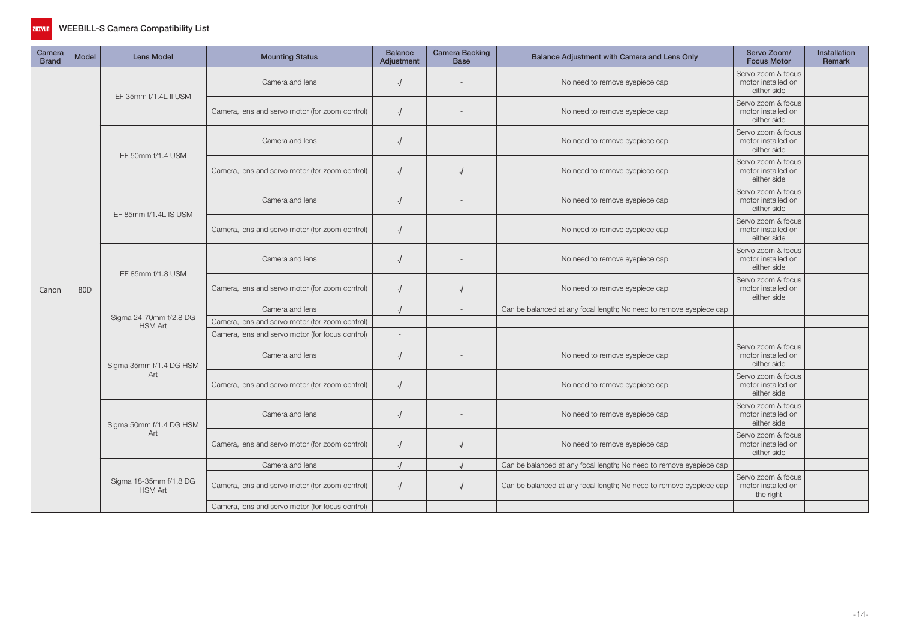## WEEBILL-S Camera Compatibility List

| Camera Brand | Model | Lens Model | Mounting Status | Balance Adjustment | Camera Backing Base | Balance Adjustment with Camera and Lens Only | Servo Zoom/ Focus Motor | Installation Remark |
|---|---|---|---|---|---|---|---|---|
| Canon | 80D | EF 35mm f/1.4L II USM | Camera and lens | √ | - | No need to remove eyepiece cap | Servo zoom & focus motor installed on either side | |
| | | | Camera, lens and servo motor (for zoom control) | √ | - | No need to remove eyepiece cap | Servo zoom & focus motor installed on either side | |
| | | EF 50mm f/1.4 USM | Camera and lens | √ | - | No need to remove eyepiece cap | Servo zoom & focus motor installed on either side | |
| | | | Camera, lens and servo motor (for zoom control) | √ | √ | No need to remove eyepiece cap | Servo zoom & focus motor installed on either side | |
| | | EF 85mm f/1.4L IS USM | Camera and lens | √ | - | No need to remove eyepiece cap | Servo zoom & focus motor installed on either side | |
| | | | Camera, lens and servo motor (for zoom control) | √ | - | No need to remove eyepiece cap | Servo zoom & focus motor installed on either side | |
| | | EF 85mm f/1.8 USM | Camera and lens | √ | - | No need to remove eyepiece cap | Servo zoom & focus motor installed on either side | |
| | | | Camera, lens and servo motor (for zoom control) | √ | √ | No need to remove eyepiece cap | Servo zoom & focus motor installed on either side | |
| | | Sigma 24-70mm f/2.8 DG HSM Art | Camera and lens | √ | - | Can be balanced at any focal length; No need to remove eyepiece cap | | |
| | | | Camera, lens and servo motor (for zoom control) | - | | | | |
| | | | Camera, lens and servo motor (for focus control) | - | | | | |
| | | Sigma 35mm f/1.4 DG HSM Art | Camera and lens | √ | - | No need to remove eyepiece cap | Servo zoom & focus motor installed on either side | |
| | | | Camera, lens and servo motor (for zoom control) | √ | - | No need to remove eyepiece cap | Servo zoom & focus motor installed on either side | |
| | | Sigma 50mm f/1.4 DG HSM Art | Camera and lens | √ | - | No need to remove eyepiece cap | Servo zoom & focus motor installed on either side | |
| | | | Camera, lens and servo motor (for zoom control) | √ | √ | No need to remove eyepiece cap | Servo zoom & focus motor installed on either side | |
| | | Sigma 18-35mm f/1.8 DG HSM Art | Camera and lens | √ | √ | Can be balanced at any focal length; No need to remove eyepiece cap | | |
| | | | Camera, lens and servo motor (for zoom control) | √ | √ | Can be balanced at any focal length; No need to remove eyepiece cap | Servo zoom & focus motor installed on the right | |
| | | | Camera, lens and servo motor (for focus control) | - | | | | |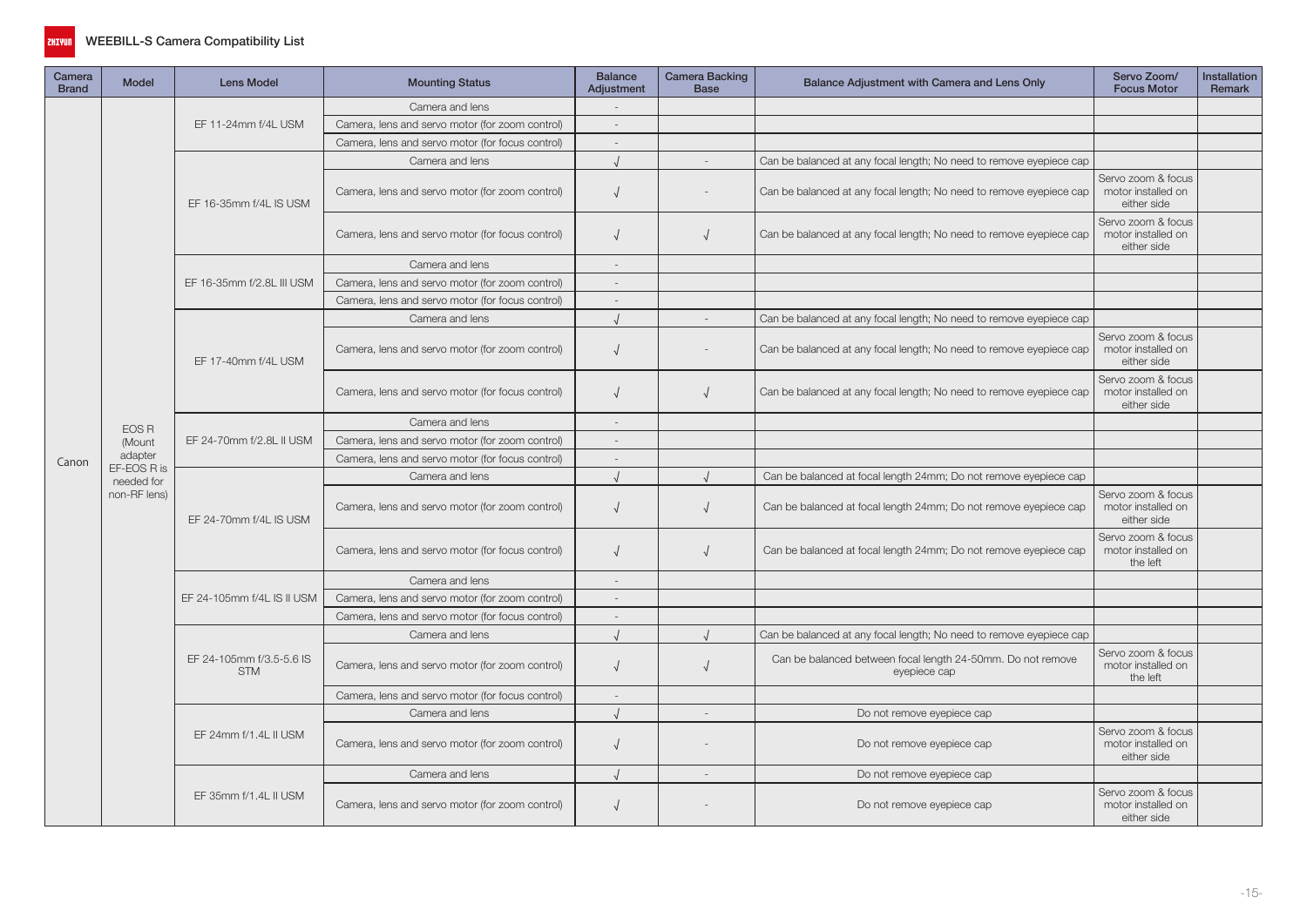| Camera Brand | Model | Lens Model | Mounting Status | Balance Adjustment | Camera Backing Base | Balance Adjustment with Camera and Lens Only | Servo Zoom/ Focus Motor | Installation Remark |
|---|---|---|---|---|---|---|---|---|
| Canon | EOS R (Mount adapter EF-EOS R is needed for non-RF lens) | EF 11-24mm f/4L USM | Camera and lens | - | | | | |
| | | | Camera, lens and servo motor (for zoom control) | - | | | | |
| | | | Camera, lens and servo motor (for focus control) | - | | | | |
| | | EF 16-35mm f/4L IS USM | Camera and lens | √ | - | Can be balanced at any focal length; No need to remove eyepiece cap | | |
| | | | Camera, lens and servo motor (for zoom control) | √ | - | Can be balanced at any focal length; No need to remove eyepiece cap | Servo zoom & focus motor installed on either side | |
| | | | Camera, lens and servo motor (for focus control) | √ | √ | Can be balanced at any focal length; No need to remove eyepiece cap | Servo zoom & focus motor installed on either side | |
| | | EF 16-35mm f/2.8L III USM | Camera and lens | - | | | | |
| | | | Camera, lens and servo motor (for zoom control) | - | | | | |
| | | | Camera, lens and servo motor (for focus control) | - | | | | |
| | | EF 17-40mm f/4L USM | Camera and lens | √ | - | Can be balanced at any focal length; No need to remove eyepiece cap | | |
| | | | Camera, lens and servo motor (for zoom control) | √ | - | Can be balanced at any focal length; No need to remove eyepiece cap | Servo zoom & focus motor installed on either side | |
| | | | Camera, lens and servo motor (for focus control) | √ | √ | Can be balanced at any focal length; No need to remove eyepiece cap | Servo zoom & focus motor installed on either side | |
| | | EF 24-70mm f/2.8L II USM | Camera and lens | - | | | | |
| | | | Camera, lens and servo motor (for zoom control) | - | | | | |
| | | | Camera, lens and servo motor (for focus control) | - | | | | |
| | | EF 24-70mm f/4L IS USM | Camera and lens | √ | √ | Can be balanced at focal length 24mm; Do not remove eyepiece cap | | |
| | | | Camera, lens and servo motor (for zoom control) | √ | √ | Can be balanced at focal length 24mm; Do not remove eyepiece cap | Servo zoom & focus motor installed on either side | |
| | | | Camera, lens and servo motor (for focus control) | √ | √ | Can be balanced at focal length 24mm; Do not remove eyepiece cap | Servo zoom & focus motor installed on the left | |
| | | EF 24-105mm f/4L IS II USM | Camera and lens | - | | | | |
| | | | Camera, lens and servo motor (for zoom control) | - | | | | |
| | | | Camera, lens and servo motor (for focus control) | - | | | | |
| | | EF 24-105mm f/3.5-5.6 IS STM | Camera and lens | √ | √ | Can be balanced at any focal length; No need to remove eyepiece cap | | |
| | | | Camera, lens and servo motor (for zoom control) | √ | √ | Can be balanced between focal length 24-50mm. Do not remove eyepiece cap | Servo zoom & focus motor installed on the left | |
| | | | Camera, lens and servo motor (for focus control) | - | | | | |
| | | EF 24mm f/1.4L II USM | Camera and lens | √ | - | Do not remove eyepiece cap | | |
| | | | Camera, lens and servo motor (for zoom control) | √ | - | Do not remove eyepiece cap | Servo zoom & focus motor installed on either side | |
| | | EF 35mm f/1.4L II USM | Camera and lens | √ | - | Do not remove eyepiece cap | | |
| | | | Camera, lens and servo motor (for zoom control) | √ | - | Do not remove eyepiece cap | Servo zoom & focus motor installed on either side | |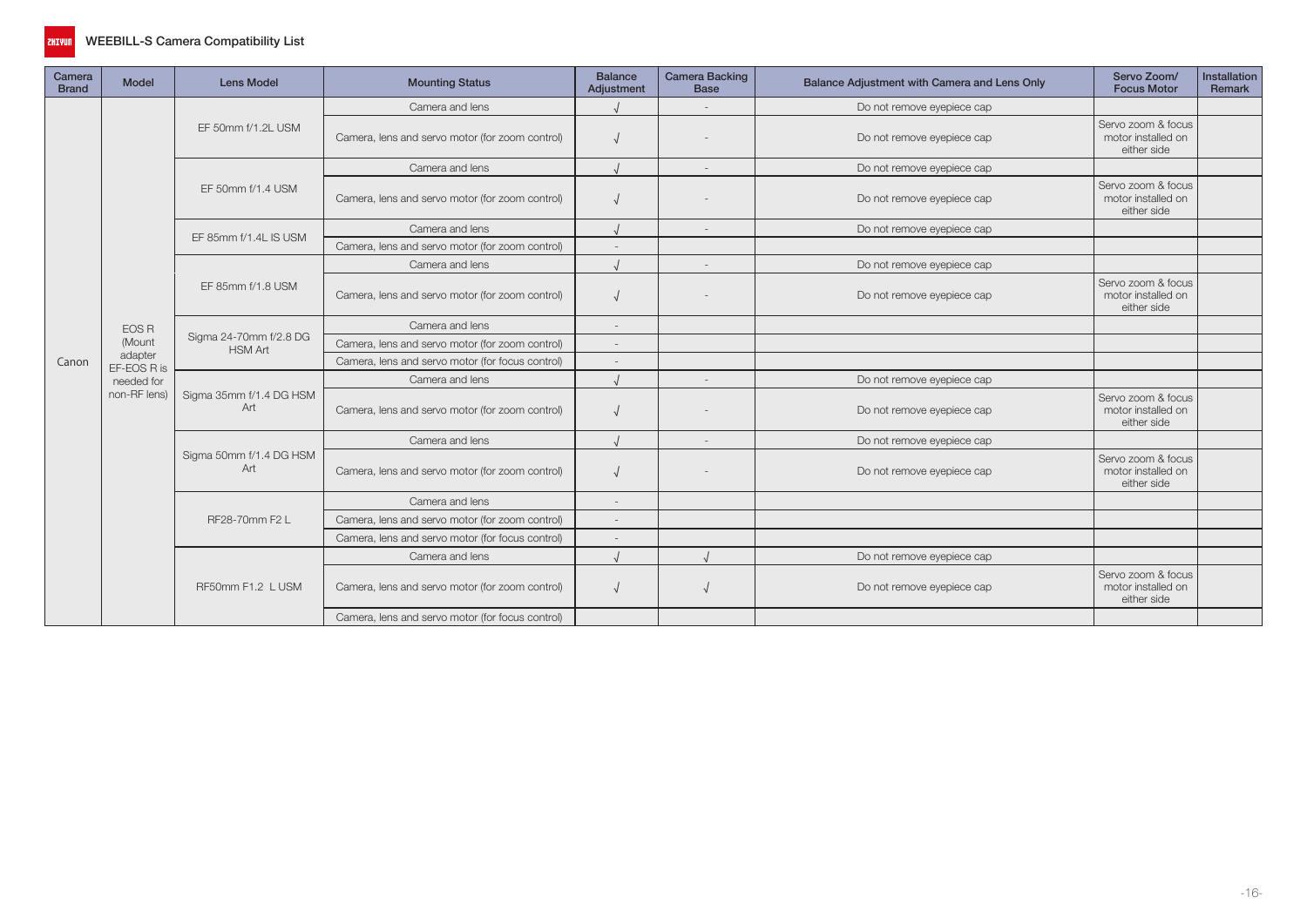# WEEBILL-S Camera Compatibility List

| Camera Brand | Model | Lens Model | Mounting Status | Balance Adjustment | Camera Backing Base | Balance Adjustment with Camera and Lens Only | Servo Zoom/ Focus Motor | Installation Remark |
|---|---|---|---|---|---|---|---|---|
| Canon | EOS R (Mount adapter EF-EOS R is needed for non-RF lens) | EF 50mm f/1.2L USM | Camera and lens | √ | - | Do not remove eyepiece cap | | |
| | | | Camera, lens and servo motor (for zoom control) | √ | - | Do not remove eyepiece cap | Servo zoom & focus motor installed on either side | |
| | | EF 50mm f/1.4 USM | Camera and lens | √ | - | Do not remove eyepiece cap | | |
| | | | Camera, lens and servo motor (for zoom control) | √ | - | Do not remove eyepiece cap | Servo zoom & focus motor installed on either side | |
| | | EF 85mm f/1.4L IS USM | Camera and lens | √ | - | Do not remove eyepiece cap | | |
| | | | Camera, lens and servo motor (for zoom control) | - | | | | |
| | | EF 85mm f/1.8 USM | Camera and lens | √ | - | Do not remove eyepiece cap | | |
| | | | Camera, lens and servo motor (for zoom control) | √ | - | Do not remove eyepiece cap | Servo zoom & focus motor installed on either side | |
| | | Sigma 24-70mm f/2.8 DG HSM Art | Camera and lens | - | | | | |
| | | | Camera, lens and servo motor (for zoom control) | - | | | | |
| | | | Camera, lens and servo motor (for focus control) | - | | | | |
| | | Sigma 35mm f/1.4 DG HSM Art | Camera and lens | √ | - | Do not remove eyepiece cap | | |
| | | | Camera, lens and servo motor (for zoom control) | √ | - | Do not remove eyepiece cap | Servo zoom & focus motor installed on either side | |
| | | Sigma 50mm f/1.4 DG HSM Art | Camera and lens | √ | - | Do not remove eyepiece cap | | |
| | | | Camera, lens and servo motor (for zoom control) | √ | - | Do not remove eyepiece cap | Servo zoom & focus motor installed on either side | |
| | | RF28-70mm F2 L | Camera and lens | - | | | | |
| | | | Camera, lens and servo motor (for zoom control) | - | | | | |
| | | | Camera, lens and servo motor (for focus control) | - | | | | |
| | | RF50mm F1.2 L USM | Camera and lens | √ | √ | Do not remove eyepiece cap | | |
| | | | Camera, lens and servo motor (for zoom control) | √ | √ | Do not remove eyepiece cap | Servo zoom & focus motor installed on either side | |
| | | | Camera, lens and servo motor (for focus control) | | | | | |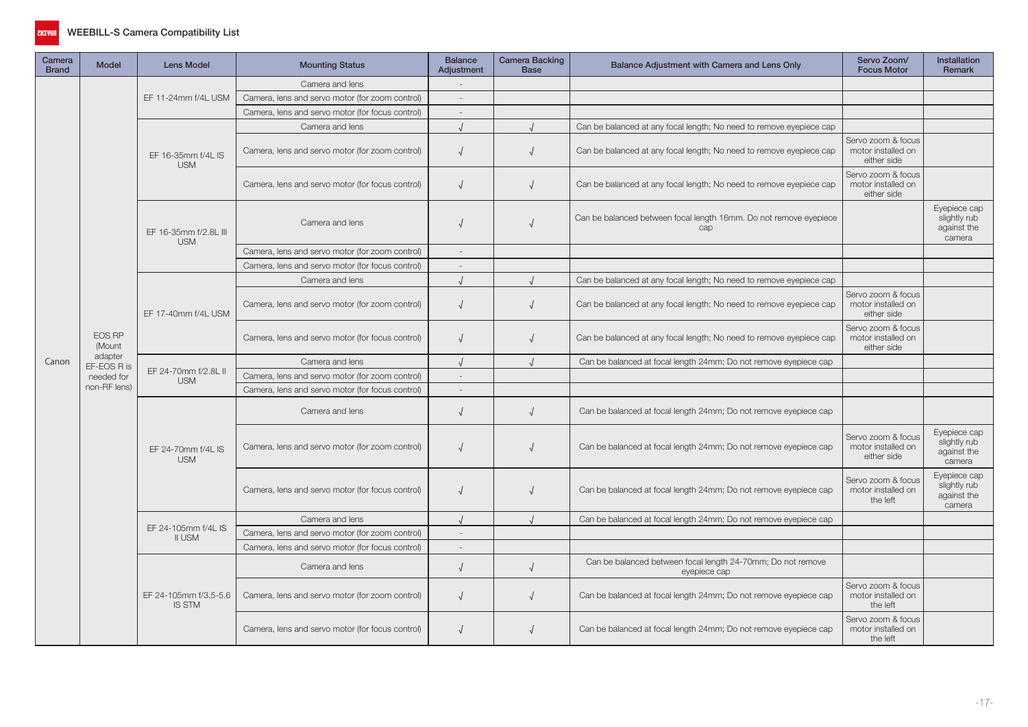# WEEBILL-S Camera Compatibility List

| Camera Brand | Model | Lens Model | Mounting Status | Balance Adjustment | Camera Backing Base | Balance Adjustment with Camera and Lens Only | Servo Zoom/ Focus Motor | Installation Remark |
|---|---|---|---|---|---|---|---|---|
| Canon | EOS RP (Mount adapter EF-EOS R is needed for non-RF lens) | EF 11-24mm f/4L USM | Camera and lens | - | | | | |
| | | | Camera, lens and servo motor (for zoom control) | - | | | | |
| | | | Camera, lens and servo motor (for focus control) | - | | | | |
| | | EF 16-35mm f/4L IS USM | Camera and lens | √ | √ | Can be balanced at any focal length; No need to remove eyepiece cap | | |
| | | | Camera, lens and servo motor (for zoom control) | √ | √ | Can be balanced at any focal length; No need to remove eyepiece cap | Servo zoom & focus motor installed on either side | |
| | | | Camera, lens and servo motor (for focus control) | √ | √ | Can be balanced at any focal length; No need to remove eyepiece cap | Servo zoom & focus motor installed on either side | |
| | | EF 16-35mm f/2.8L III USM | Camera and lens | √ | √ | Can be balanced between focal length 16mm. Do not remove eyepiece cap | | Eyepiece cap slightly rub against the camera |
| | | | Camera, lens and servo motor (for zoom control) | - | | | | |
| | | | Camera, lens and servo motor (for focus control) | - | | | | |
| | | EF 17-40mm f/4L USM | Camera and lens | √ | √ | Can be balanced at any focal length; No need to remove eyepiece cap | | |
| | | | Camera, lens and servo motor (for zoom control) | √ | √ | Can be balanced at any focal length; No need to remove eyepiece cap | Servo zoom & focus motor installed on either side | |
| | | | Camera, lens and servo motor (for focus control) | √ | √ | Can be balanced at any focal length; No need to remove eyepiece cap | Servo zoom & focus motor installed on either side | |
| | | EF 24-70mm f/2.8L II USM | Camera and lens | √ | √ | Can be balanced at focal length 24mm; Do not remove eyepiece cap | | |
| | | | Camera, lens and servo motor (for zoom control) | - | | | | |
| | | | Camera, lens and servo motor (for focus control) | - | | | | |
| | | EF 24-70mm f/4L IS USM | Camera and lens | √ | √ | Can be balanced at focal length 24mm; Do not remove eyepiece cap | | |
| | | | Camera, lens and servo motor (for zoom control) | √ | √ | Can be balanced at focal length 24mm; Do not remove eyepiece cap | Servo zoom & focus motor installed on either side | Eyepiece cap slightly rub against the camera |
| | | | Camera, lens and servo motor (for focus control) | √ | √ | Can be balanced at focal length 24mm; Do not remove eyepiece cap | Servo zoom & focus motor installed on the left | Eyepiece cap slightly rub against the camera |
| | | EF 24-105mm f/4L IS II USM | Camera and lens | √ | √ | Can be balanced at focal length 24mm; Do not remove eyepiece cap | | |
| | | | Camera, lens and servo motor (for zoom control) | - | | | | |
| | | | Camera, lens and servo motor (for focus control) | - | | | | |
| | | EF 24-105mm f/3.5-5.6 IS STM | Camera and lens | √ | √ | Can be balanced between focal length 24-70mm; Do not remove eyepiece cap | | |
| | | | Camera, lens and servo motor (for zoom control) | √ | √ | Can be balanced at focal length 24mm; Do not remove eyepiece cap | Servo zoom & focus motor installed on the left | |
| | | | Camera, lens and servo motor (for focus control) | √ | √ | Can be balanced at focal length 24mm; Do not remove eyepiece cap | Servo zoom & focus motor installed on the left | |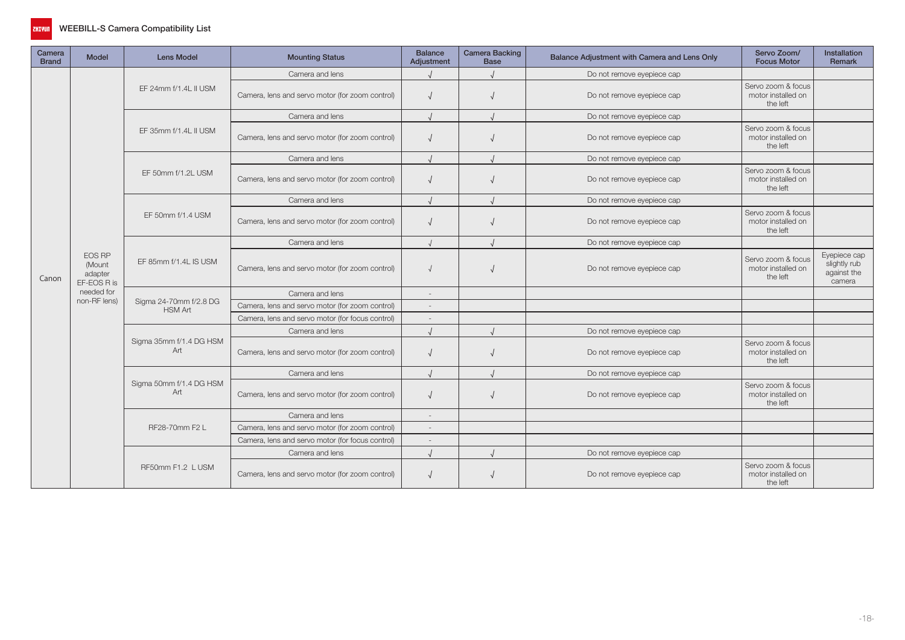# WEEBILL-S Camera Compatibility List

| Camera Brand | Model | Lens Model | Mounting Status | Balance Adjustment | Camera Backing Base | Balance Adjustment with Camera and Lens Only | Servo Zoom/ Focus Motor | Installation Remark |
|---|---|---|---|---|---|---|---|---|
| Canon | EOS RP (Mount adapter EF-EOS R is needed for non-RF lens) | EF 24mm f/1.4L II USM | Camera and lens | √ | √ | Do not remove eyepiece cap | | |
| | | | Camera, lens and servo motor (for zoom control) | √ | √ | Do not remove eyepiece cap | Servo zoom & focus motor installed on the left | |
| | | EF 35mm f/1.4L II USM | Camera and lens | √ | √ | Do not remove eyepiece cap | | |
| | | | Camera, lens and servo motor (for zoom control) | √ | √ | Do not remove eyepiece cap | Servo zoom & focus motor installed on the left | |
| | | EF 50mm f/1.2L USM | Camera and lens | √ | √ | Do not remove eyepiece cap | | |
| | | | Camera, lens and servo motor (for zoom control) | √ | √ | Do not remove eyepiece cap | Servo zoom & focus motor installed on the left | |
| | | EF 50mm f/1.4 USM | Camera and lens | √ | √ | Do not remove eyepiece cap | | |
| | | | Camera, lens and servo motor (for zoom control) | √ | √ | Do not remove eyepiece cap | Servo zoom & focus motor installed on the left | |
| | | EF 85mm f/1.4L IS USM | Camera and lens | √ | √ | Do not remove eyepiece cap | | |
| | | | Camera, lens and servo motor (for zoom control) | √ | √ | Do not remove eyepiece cap | Servo zoom & focus motor installed on the left | Eyepiece cap slightly rub against the camera |
| | | Sigma 24-70mm f/2.8 DG HSM Art | Camera and lens | - | | | | |
| | | | Camera, lens and servo motor (for zoom control) | - | | | | |
| | | | Camera, lens and servo motor (for focus control) | - | | | | |
| | | Sigma 35mm f/1.4 DG HSM Art | Camera and lens | √ | √ | Do not remove eyepiece cap | | |
| | | | Camera, lens and servo motor (for zoom control) | √ | √ | Do not remove eyepiece cap | Servo zoom & focus motor installed on the left | |
| | | Sigma 50mm f/1.4 DG HSM Art | Camera and lens | √ | √ | Do not remove eyepiece cap | | |
| | | | Camera, lens and servo motor (for zoom control) | √ | √ | Do not remove eyepiece cap | Servo zoom & focus motor installed on the left | |
| | | RF28-70mm F2 L | Camera and lens | - | | | | |
| | | | Camera, lens and servo motor (for zoom control) | - | | | | |
| | | | Camera, lens and servo motor (for focus control) | - | | | | |
| | | RF50mm F1.2 L USM | Camera and lens | √ | √ | Do not remove eyepiece cap | | |
| | | | Camera, lens and servo motor (for zoom control) | √ | √ | Do not remove eyepiece cap | Servo zoom & focus motor installed on the left | |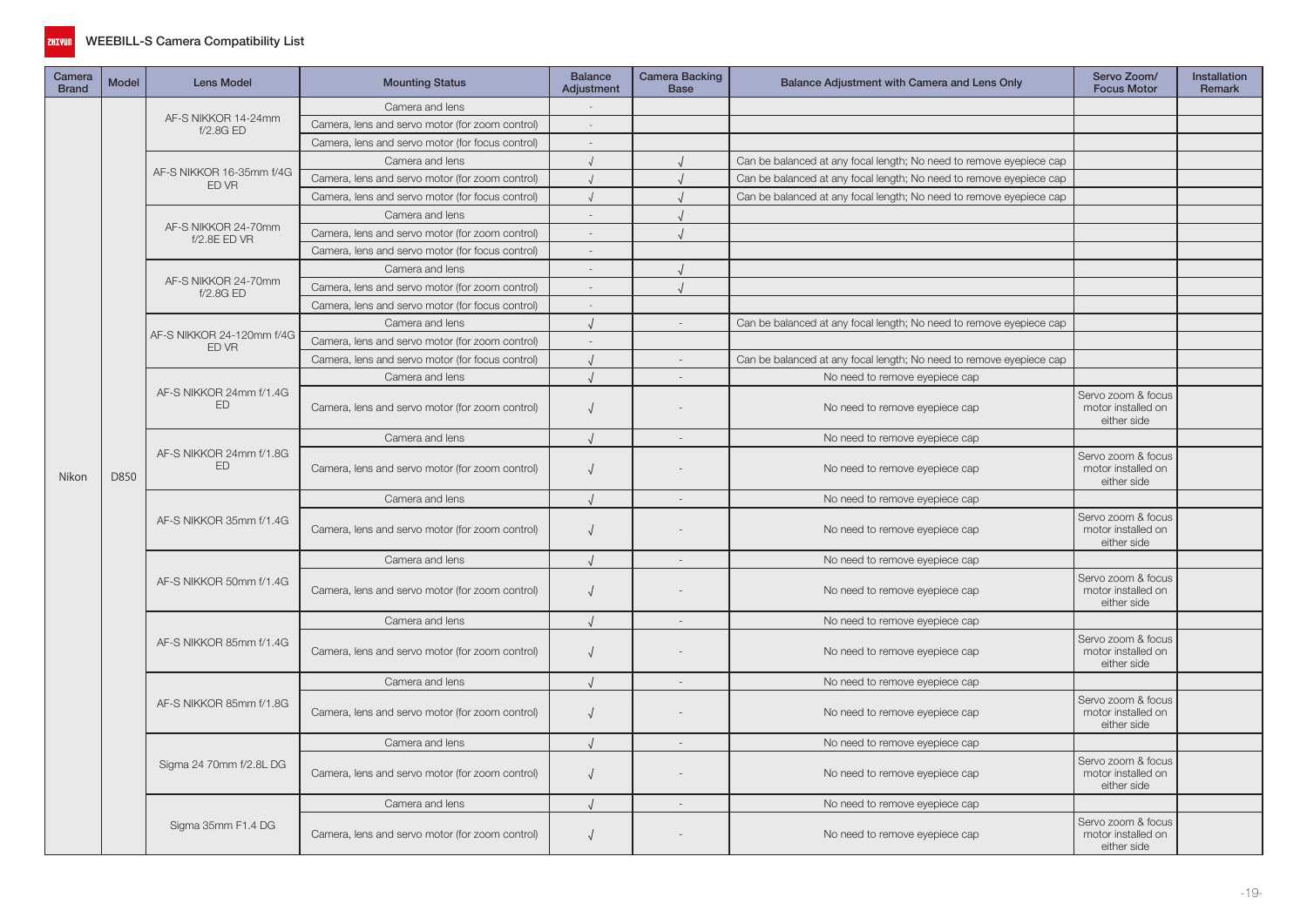# WEEBILL-S Camera Compatibility List

| Camera Brand | Model | Lens Model | Mounting Status | Balance Adjustment | Camera Backing Base | Balance Adjustment with Camera and Lens Only | Servo Zoom/ Focus Motor | Installation Remark |
|---|---|---|---|---|---|---|---|---|
| Nikon | D850 | AF-S NIKKOR 14-24mm f/2.8G ED | Camera and lens | - | | | | |
| | | | Camera, lens and servo motor (for zoom control) | - | | | | |
| | | | Camera, lens and servo motor (for focus control) | - | | | | |
| | | AF-S NIKKOR 16-35mm f/4G ED VR | Camera and lens | √ | √ | Can be balanced at any focal length; No need to remove eyepiece cap | | |
| | | | Camera, lens and servo motor (for zoom control) | √ | √ | Can be balanced at any focal length; No need to remove eyepiece cap | | |
| | | | Camera, lens and servo motor (for focus control) | √ | √ | Can be balanced at any focal length; No need to remove eyepiece cap | | |
| | | AF-S NIKKOR 24-70mm f/2.8E ED VR | Camera and lens | - | √ | | | |
| | | | Camera, lens and servo motor (for zoom control) | - | √ | | | |
| | | | Camera, lens and servo motor (for focus control) | - | | | | |
| | | AF-S NIKKOR 24-70mm f/2.8G ED | Camera and lens | - | √ | | | |
| | | | Camera, lens and servo motor (for zoom control) | - | √ | | | |
| | | | Camera, lens and servo motor (for focus control) | - | | | | |
| | | AF-S NIKKOR 24-120mm f/4G ED VR | Camera and lens | √ | - | Can be balanced at any focal length; No need to remove eyepiece cap | | |
| | | | Camera, lens and servo motor (for zoom control) | - | | | | |
| | | | Camera, lens and servo motor (for focus control) | √ | - | Can be balanced at any focal length; No need to remove eyepiece cap | | |
| | | AF-S NIKKOR 24mm f/1.4G ED | Camera and lens | √ | - | No need to remove eyepiece cap | | |
| | | | Camera, lens and servo motor (for zoom control) | √ | - | No need to remove eyepiece cap | Servo zoom & focus motor installed on either side | |
| | | AF-S NIKKOR 24mm f/1.8G ED | Camera and lens | √ | - | No need to remove eyepiece cap | | |
| | | | Camera, lens and servo motor (for zoom control) | √ | - | No need to remove eyepiece cap | Servo zoom & focus motor installed on either side | |
| | | AF-S NIKKOR 35mm f/1.4G | Camera and lens | √ | - | No need to remove eyepiece cap | | |
| | | | Camera, lens and servo motor (for zoom control) | √ | - | No need to remove eyepiece cap | Servo zoom & focus motor installed on either side | |
| | | AF-S NIKKOR 50mm f/1.4G | Camera and lens | √ | - | No need to remove eyepiece cap | | |
| | | | Camera, lens and servo motor (for zoom control) | √ | - | No need to remove eyepiece cap | Servo zoom & focus motor installed on either side | |
| | | AF-S NIKKOR 85mm f/1.4G | Camera and lens | √ | - | No need to remove eyepiece cap | | |
| | | | Camera, lens and servo motor (for zoom control) | √ | - | No need to remove eyepiece cap | Servo zoom & focus motor installed on either side | |
| | | AF-S NIKKOR 85mm f/1.8G | Camera and lens | √ | - | No need to remove eyepiece cap | | |
| | | | Camera, lens and servo motor (for zoom control) | √ | - | No need to remove eyepiece cap | Servo zoom & focus motor installed on either side | |
| | | Sigma 24 70mm f/2.8L DG | Camera and lens | √ | - | No need to remove eyepiece cap | | |
| | | | Camera, lens and servo motor (for zoom control) | √ | - | No need to remove eyepiece cap | Servo zoom & focus motor installed on either side | |
| | | Sigma 35mm F1.4 DG | Camera and lens | √ | - | No need to remove eyepiece cap | | |
| | | | Camera, lens and servo motor (for zoom control) | √ | - | No need to remove eyepiece cap | Servo zoom & focus motor installed on either side | |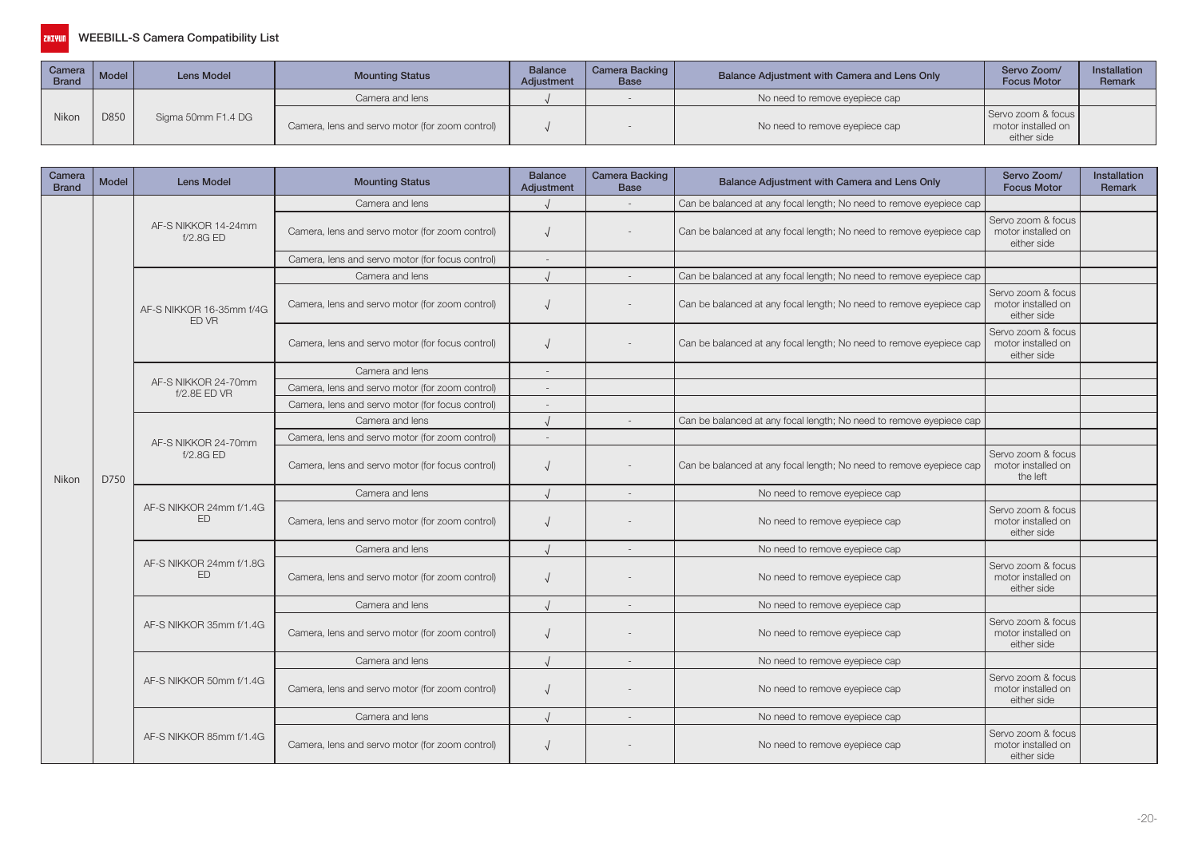WEEBILL-S Camera Compatibility List

| Camera Brand | Model | Lens Model | Mounting Status | Balance Adjustment | Camera Backing Base | Balance Adjustment with Camera and Lens Only | Servo Zoom/ Focus Motor | Installation Remark |
|---|---|---|---|---|---|---|---|---|
| Nikon | D850 | Sigma 50mm F1.4 DG | Camera and lens | √ | - | No need to remove eyepiece cap | | |
| | | | Camera, lens and servo motor (for zoom control) | √ | - | No need to remove eyepiece cap | Servo zoom & focus motor installed on either side | |

| Camera Brand | Model | Lens Model | Mounting Status | Balance Adjustment | Camera Backing Base | Balance Adjustment with Camera and Lens Only | Servo Zoom/ Focus Motor | Installation Remark |
|---|---|---|---|---|---|---|---|---|
| Nikon | D750 | AF-S NIKKOR 14-24mm f/2.8G ED | Camera and lens | √ | - | Can be balanced at any focal length; No need to remove eyepiece cap | | |
| | | | Camera, lens and servo motor (for zoom control) | √ | - | Can be balanced at any focal length; No need to remove eyepiece cap | Servo zoom & focus motor installed on either side | |
| | | | Camera, lens and servo motor (for focus control) | - | | | | |
| | | AF-S NIKKOR 16-35mm f/4G ED VR | Camera and lens | √ | - | Can be balanced at any focal length; No need to remove eyepiece cap | | |
| | | | Camera, lens and servo motor (for zoom control) | √ | - | Can be balanced at any focal length; No need to remove eyepiece cap | Servo zoom & focus motor installed on either side | |
| | | | Camera, lens and servo motor (for focus control) | √ | - | Can be balanced at any focal length; No need to remove eyepiece cap | Servo zoom & focus motor installed on either side | |
| | | AF-S NIKKOR 24-70mm f/2.8E ED VR | Camera and lens | - | | | | |
| | | | Camera, lens and servo motor (for zoom control) | - | | | | |
| | | | Camera, lens and servo motor (for focus control) | - | | | | |
| | | AF-S NIKKOR 24-70mm f/2.8G ED | Camera and lens | √ | - | Can be balanced at any focal length; No need to remove eyepiece cap | | |
| | | | Camera, lens and servo motor (for zoom control) | - | | | | |
| | | | Camera, lens and servo motor (for focus control) | √ | - | Can be balanced at any focal length; No need to remove eyepiece cap | Servo zoom & focus motor installed on the left | |
| | | AF-S NIKKOR 24mm f/1.4G ED | Camera and lens | √ | - | No need to remove eyepiece cap | | |
| | | | Camera, lens and servo motor (for zoom control) | √ | - | No need to remove eyepiece cap | Servo zoom & focus motor installed on either side | |
| | | AF-S NIKKOR 24mm f/1.8G ED | Camera and lens | √ | - | No need to remove eyepiece cap | | |
| | | | Camera, lens and servo motor (for zoom control) | √ | - | No need to remove eyepiece cap | Servo zoom & focus motor installed on either side | |
| | | AF-S NIKKOR 35mm f/1.4G | Camera and lens | √ | - | No need to remove eyepiece cap | | |
| | | | Camera, lens and servo motor (for zoom control) | √ | - | No need to remove eyepiece cap | Servo zoom & focus motor installed on either side | |
| | | AF-S NIKKOR 50mm f/1.4G | Camera and lens | √ | - | No need to remove eyepiece cap | | |
| | | | Camera, lens and servo motor (for zoom control) | √ | - | No need to remove eyepiece cap | Servo zoom & focus motor installed on either side | |
| | | AF-S NIKKOR 85mm f/1.4G | Camera and lens | √ | - | No need to remove eyepiece cap | | |
| | | | Camera, lens and servo motor (for zoom control) | √ | - | No need to remove eyepiece cap | Servo zoom & focus motor installed on either side | |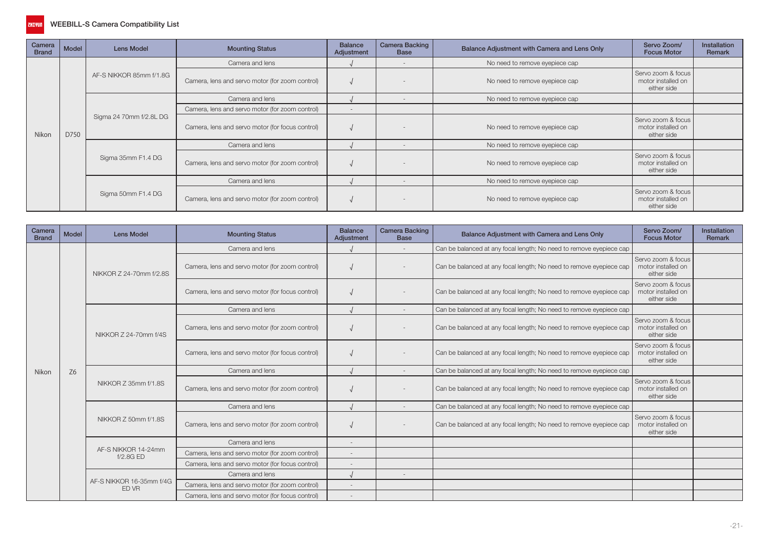# WEEBILL-S Camera Compatibility List

| Camera Brand | Model | Lens Model | Mounting Status | Balance Adjustment | Camera Backing Base | Balance Adjustment with Camera and Lens Only | Servo Zoom/ Focus Motor | Installation Remark |
|---|---|---|---|---|---|---|---|---|
| Nikon | D750 | AF-S NIKKOR 85mm f/1.8G | Camera and lens | √ | - | No need to remove eyepiece cap | | |
| | | | Camera, lens and servo motor (for zoom control) | √ | - | No need to remove eyepiece cap | Servo zoom & focus motor installed on either side | |
| | | Sigma 24 70mm f/2.8L DG | Camera and lens | √ | - | No need to remove eyepiece cap | | |
| | | | Camera, lens and servo motor (for zoom control) | - | | | | |
| | | | Camera, lens and servo motor (for focus control) | √ | - | No need to remove eyepiece cap | Servo zoom & focus motor installed on either side | |
| | | Sigma 35mm F1.4 DG | Camera and lens | √ | - | No need to remove eyepiece cap | | |
| | | | Camera, lens and servo motor (for zoom control) | √ | - | No need to remove eyepiece cap | Servo zoom & focus motor installed on either side | |
| | | Sigma 50mm F1.4 DG | Camera and lens | √ | - | No need to remove eyepiece cap | | |
| | | | Camera, lens and servo motor (for zoom control) | √ | - | No need to remove eyepiece cap | Servo zoom & focus motor installed on either side | |

| Camera Brand | Model | Lens Model | Mounting Status | Balance Adjustment | Camera Backing Base | Balance Adjustment with Camera and Lens Only | Servo Zoom/ Focus Motor | Installation Remark |
|---|---|---|---|---|---|---|---|---|
| Nikon | Z6 | NIKKOR Z 24-70mm f/2.8S | Camera and lens | √ | - | Can be balanced at any focal length; No need to remove eyepiece cap | | |
| | | | Camera, lens and servo motor (for zoom control) | √ | - | Can be balanced at any focal length; No need to remove eyepiece cap | Servo zoom & focus motor installed on either side | |
| | | | Camera, lens and servo motor (for focus control) | √ | - | Can be balanced at any focal length; No need to remove eyepiece cap | Servo zoom & focus motor installed on either side | |
| | | NIKKOR Z 24-70mm f/4S | Camera and lens | √ | - | Can be balanced at any focal length; No need to remove eyepiece cap | | |
| | | | Camera, lens and servo motor (for zoom control) | √ | - | Can be balanced at any focal length; No need to remove eyepiece cap | Servo zoom & focus motor installed on either side | |
| | | | Camera, lens and servo motor (for focus control) | √ | - | Can be balanced at any focal length; No need to remove eyepiece cap | Servo zoom & focus motor installed on either side | |
| | | NIKKOR Z 35mm f/1.8S | Camera and lens | √ | - | Can be balanced at any focal length; No need to remove eyepiece cap | | |
| | | | Camera, lens and servo motor (for zoom control) | √ | - | Can be balanced at any focal length; No need to remove eyepiece cap | Servo zoom & focus motor installed on either side | |
| | | NIKKOR Z 50mm f/1.8S | Camera and lens | √ | - | Can be balanced at any focal length; No need to remove eyepiece cap | | |
| | | | Camera, lens and servo motor (for zoom control) | √ | - | Can be balanced at any focal length; No need to remove eyepiece cap | Servo zoom & focus motor installed on either side | |
| | | AF-S NIKKOR 14-24mm f/2.8G ED | Camera and lens | - | | | | |
| | | | Camera, lens and servo motor (for zoom control) | - | | | | |
| | | | Camera, lens and servo motor (for focus control) | - | | | | |
| | | AF-S NIKKOR 16-35mm f/4G ED VR | Camera and lens | √ | - | | | |
| | | | Camera, lens and servo motor (for zoom control) | - | | | | |
| | | | Camera, lens and servo motor (for focus control) | - | | | | |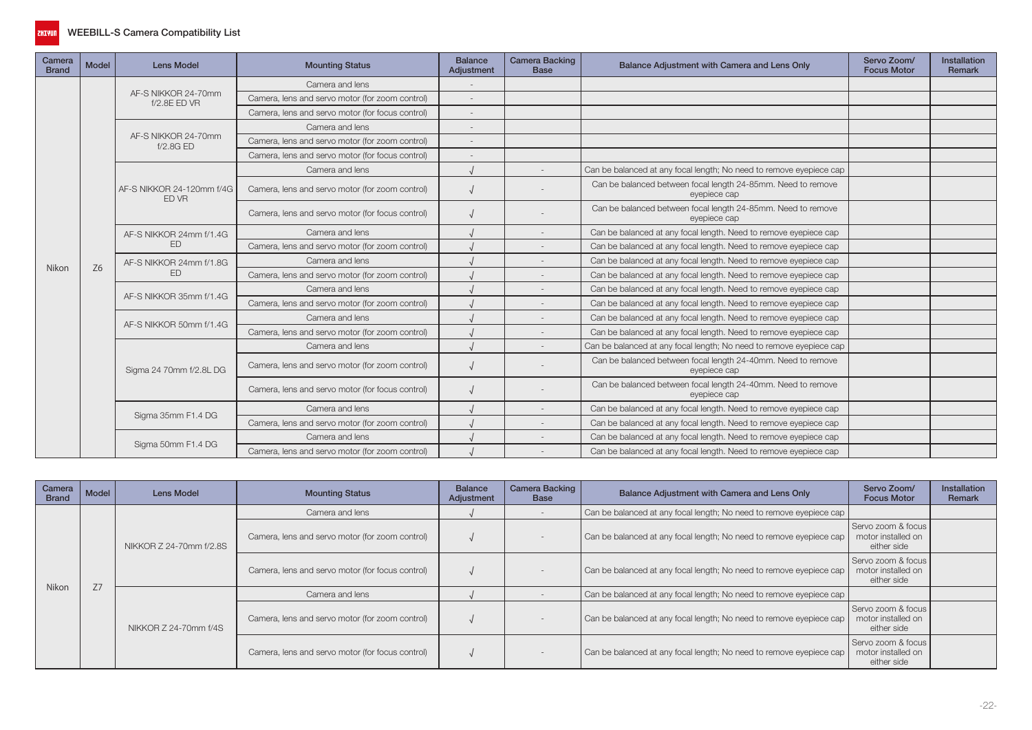| Camera Brand | Model | Lens Model | Mounting Status | Balance Adjustment | Camera Backing Base | Balance Adjustment with Camera and Lens Only | Servo Zoom/ Focus Motor | Installation Remark |
|---|---|---|---|---|---|---|---|---|
| Nikon | Z6 | AF-S NIKKOR 24-70mm f/2.8E ED VR | Camera and lens | - | | | | |
| | | | Camera, lens and servo motor (for zoom control) | - | | | | |
| | | | Camera, lens and servo motor (for focus control) | - | | | | |
| | | AF-S NIKKOR 24-70mm f/2.8G ED | Camera and lens | - | | | | |
| | | | Camera, lens and servo motor (for zoom control) | - | | | | |
| | | | Camera, lens and servo motor (for focus control) | - | | | | |
| | | AF-S NIKKOR 24-120mm f/4G ED VR | Camera and lens | √ | - | Can be balanced at any focal length; No need to remove eyepiece cap | | |
| | | | Camera, lens and servo motor (for zoom control) | √ | - | Can be balanced between focal length 24-85mm. Need to remove eyepiece cap | | |
| | | | Camera, lens and servo motor (for focus control) | √ | - | Can be balanced between focal length 24-85mm. Need to remove eyepiece cap | | |
| | | AF-S NIKKOR 24mm f/1.4G ED | Camera and lens | √ | - | Can be balanced at any focal length. Need to remove eyepiece cap | | |
| | | | Camera, lens and servo motor (for zoom control) | √ | - | Can be balanced at any focal length. Need to remove eyepiece cap | | |
| | | AF-S NIKKOR 24mm f/1.8G ED | Camera and lens | √ | - | Can be balanced at any focal length. Need to remove eyepiece cap | | |
| | | | Camera, lens and servo motor (for zoom control) | √ | - | Can be balanced at any focal length. Need to remove eyepiece cap | | |
| | | AF-S NIKKOR 35mm f/1.4G | Camera and lens | √ | - | Can be balanced at any focal length. Need to remove eyepiece cap | | |
| | | | Camera, lens and servo motor (for zoom control) | √ | - | Can be balanced at any focal length. Need to remove eyepiece cap | | |
| | | AF-S NIKKOR 50mm f/1.4G | Camera and lens | √ | - | Can be balanced at any focal length. Need to remove eyepiece cap | | |
| | | | Camera, lens and servo motor (for zoom control) | √ | - | Can be balanced at any focal length. Need to remove eyepiece cap | | |
| | | Sigma 24 70mm f/2.8L DG | Camera and lens | √ | - | Can be balanced at any focal length; No need to remove eyepiece cap | | |
| | | | Camera, lens and servo motor (for zoom control) | √ | - | Can be balanced between focal length 24-40mm. Need to remove eyepiece cap | | |
| | | | Camera, lens and servo motor (for focus control) | √ | - | Can be balanced between focal length 24-40mm. Need to remove eyepiece cap | | |
| | | Sigma 35mm F1.4 DG | Camera and lens | √ | - | Can be balanced at any focal length. Need to remove eyepiece cap | | |
| | | | Camera, lens and servo motor (for zoom control) | √ | - | Can be balanced at any focal length. Need to remove eyepiece cap | | |
| | | Sigma 50mm F1.4 DG | Camera and lens | √ | - | Can be balanced at any focal length. Need to remove eyepiece cap | | |
| | | | Camera, lens and servo motor (for zoom control) | √ | - | Can be balanced at any focal length. Need to remove eyepiece cap | | |

| Camera Brand | Model | Lens Model | Mounting Status | Balance Adjustment | Camera Backing Base | Balance Adjustment with Camera and Lens Only | Servo Zoom/ Focus Motor | Installation Remark |
|---|---|---|---|---|---|---|---|---|
| Nikon | Z7 | NIKKOR Z 24-70mm f/2.8S | Camera and lens | √ | - | Can be balanced at any focal length; No need to remove eyepiece cap | | |
| | | | Camera, lens and servo motor (for zoom control) | √ | - | Can be balanced at any focal length; No need to remove eyepiece cap | Servo zoom & focus motor installed on either side | |
| | | | Camera, lens and servo motor (for focus control) | √ | - | Can be balanced at any focal length; No need to remove eyepiece cap | Servo zoom & focus motor installed on either side | |
| | | NIKKOR Z 24-70mm f/4S | Camera and lens | √ | - | Can be balanced at any focal length; No need to remove eyepiece cap | | |
| | | | Camera, lens and servo motor (for zoom control) | √ | - | Can be balanced at any focal length; No need to remove eyepiece cap | Servo zoom & focus motor installed on either side | |
| | | | Camera, lens and servo motor (for focus control) | √ | - | Can be balanced at any focal length; No need to remove eyepiece cap | Servo zoom & focus motor installed on either side | |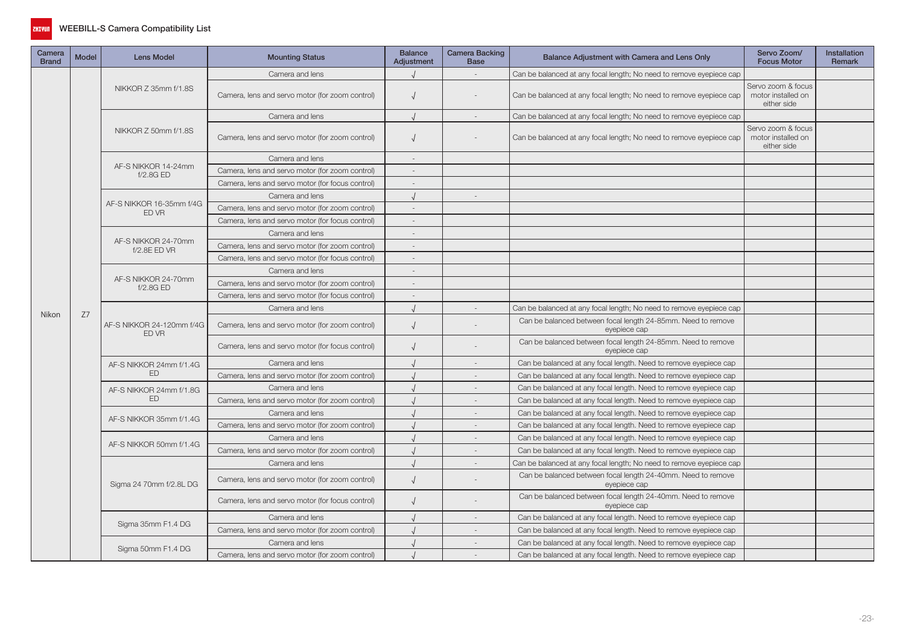# WEEBILL-S Camera Compatibility List

| Camera Brand | Model | Lens Model | Mounting Status | Balance Adjustment | Camera Backing Base | Balance Adjustment with Camera and Lens Only | Servo Zoom/ Focus Motor | Installation Remark |
|---|---|---|---|---|---|---|---|---|
| Nikon | Z7 | NIKKOR Z 35mm f/1.8S | Camera and lens | √ | - | Can be balanced at any focal length; No need to remove eyepiece cap | | |
| | | | Camera, lens and servo motor (for zoom control) | √ | - | Can be balanced at any focal length; No need to remove eyepiece cap | Servo zoom & focus motor installed on either side | |
| | | NIKKOR Z 50mm f/1.8S | Camera and lens | √ | - | Can be balanced at any focal length; No need to remove eyepiece cap | | |
| | | | Camera, lens and servo motor (for zoom control) | √ | - | Can be balanced at any focal length; No need to remove eyepiece cap | Servo zoom & focus motor installed on either side | |
| | | AF-S NIKKOR 14-24mm f/2.8G ED | Camera and lens | - | | | | |
| | | | Camera, lens and servo motor (for zoom control) | - | | | | |
| | | | Camera, lens and servo motor (for focus control) | - | | | | |
| | | AF-S NIKKOR 16-35mm f/4G ED VR | Camera and lens | √ | - | | | |
| | | | Camera, lens and servo motor (for zoom control) | - | | | | |
| | | | Camera, lens and servo motor (for focus control) | - | | | | |
| | | AF-S NIKKOR 24-70mm f/2.8E ED VR | Camera and lens | - | | | | |
| | | | Camera, lens and servo motor (for zoom control) | - | | | | |
| | | | Camera, lens and servo motor (for focus control) | - | | | | |
| | | AF-S NIKKOR 24-70mm f/2.8G ED | Camera and lens | - | | | | |
| | | | Camera, lens and servo motor (for zoom control) | - | | | | |
| | | | Camera, lens and servo motor (for focus control) | - | | | | |
| | | AF-S NIKKOR 24-120mm f/4G ED VR | Camera and lens | √ | - | Can be balanced at any focal length; No need to remove eyepiece cap | | |
| | | | Camera, lens and servo motor (for zoom control) | √ | - | Can be balanced between focal length 24-85mm. Need to remove eyepiece cap | | |
| | | | Camera, lens and servo motor (for focus control) | √ | - | Can be balanced between focal length 24-85mm. Need to remove eyepiece cap | | |
| | | AF-S NIKKOR 24mm f/1.4G ED | Camera and lens | √ | - | Can be balanced at any focal length. Need to remove eyepiece cap | | |
| | | | Camera, lens and servo motor (for zoom control) | √ | - | Can be balanced at any focal length. Need to remove eyepiece cap | | |
| | | AF-S NIKKOR 24mm f/1.8G ED | Camera and lens | √ | - | Can be balanced at any focal length. Need to remove eyepiece cap | | |
| | | | Camera, lens and servo motor (for zoom control) | √ | - | Can be balanced at any focal length. Need to remove eyepiece cap | | |
| | | AF-S NIKKOR 35mm f/1.4G | Camera and lens | √ | - | Can be balanced at any focal length. Need to remove eyepiece cap | | |
| | | | Camera, lens and servo motor (for zoom control) | √ | - | Can be balanced at any focal length. Need to remove eyepiece cap | | |
| | | AF-S NIKKOR 50mm f/1.4G | Camera and lens | √ | - | Can be balanced at any focal length. Need to remove eyepiece cap | | |
| | | | Camera, lens and servo motor (for zoom control) | √ | - | Can be balanced at any focal length. Need to remove eyepiece cap | | |
| | | Sigma 24 70mm f/2.8L DG | Camera and lens | √ | - | Can be balanced at any focal length; No need to remove eyepiece cap | | |
| | | | Camera, lens and servo motor (for zoom control) | √ | - | Can be balanced between focal length 24-40mm. Need to remove eyepiece cap | | |
| | | | Camera, lens and servo motor (for focus control) | √ | - | Can be balanced between focal length 24-40mm. Need to remove eyepiece cap | | |
| | | Sigma 35mm F1.4 DG | Camera and lens | √ | - | Can be balanced at any focal length. Need to remove eyepiece cap | | |
| | | | Camera, lens and servo motor (for zoom control) | √ | - | Can be balanced at any focal length. Need to remove eyepiece cap | | |
| | | Sigma 50mm F1.4 DG | Camera and lens | √ | - | Can be balanced at any focal length. Need to remove eyepiece cap | | |
| | | | Camera, lens and servo motor (for zoom control) | √ | - | Can be balanced at any focal length. Need to remove eyepiece cap | | |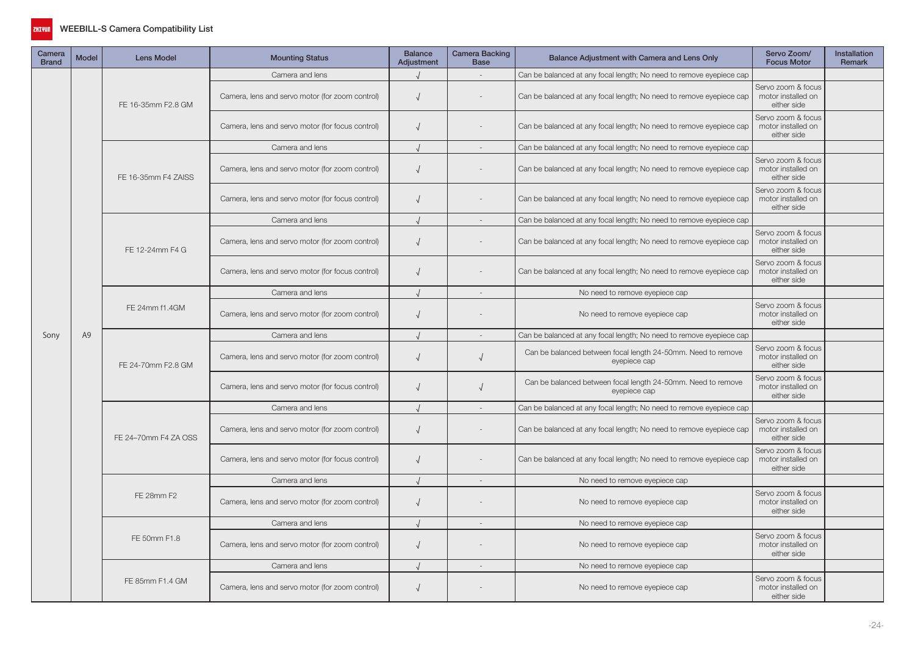# WEEBILL-S Camera Compatibility List

| Camera Brand | Model | Lens Model | Mounting Status | Balance Adjustment | Camera Backing Base | Balance Adjustment with Camera and Lens Only | Servo Zoom/ Focus Motor | Installation Remark |
|---|---|---|---|---|---|---|---|---|
| Sony | A9 | FE 16-35mm F2.8 GM | Camera and lens | √ | - | Can be balanced at any focal length; No need to remove eyepiece cap | | |
| | | | Camera, lens and servo motor (for zoom control) | √ | - | Can be balanced at any focal length; No need to remove eyepiece cap | Servo zoom & focus motor installed on either side | |
| | | | Camera, lens and servo motor (for focus control) | √ | - | Can be balanced at any focal length; No need to remove eyepiece cap | Servo zoom & focus motor installed on either side | |
| | | FE 16-35mm F4 ZAISS | Camera and lens | √ | - | Can be balanced at any focal length; No need to remove eyepiece cap | | |
| | | | Camera, lens and servo motor (for zoom control) | √ | - | Can be balanced at any focal length; No need to remove eyepiece cap | Servo zoom & focus motor installed on either side | |
| | | | Camera, lens and servo motor (for focus control) | √ | - | Can be balanced at any focal length; No need to remove eyepiece cap | Servo zoom & focus motor installed on either side | |
| | | FE 12-24mm F4 G | Camera and lens | √ | - | Can be balanced at any focal length; No need to remove eyepiece cap | | |
| | | | Camera, lens and servo motor (for zoom control) | √ | - | Can be balanced at any focal length; No need to remove eyepiece cap | Servo zoom & focus motor installed on either side | |
| | | | Camera, lens and servo motor (for focus control) | √ | - | Can be balanced at any focal length; No need to remove eyepiece cap | Servo zoom & focus motor installed on either side | |
| | | FE 24mm f1.4GM | Camera and lens | √ | - | No need to remove eyepiece cap | | |
| | | | Camera, lens and servo motor (for zoom control) | √ | - | No need to remove eyepiece cap | Servo zoom & focus motor installed on either side | |
| | | FE 24-70mm F2.8 GM | Camera and lens | √ | - | Can be balanced at any focal length; No need to remove eyepiece cap | | |
| | | | Camera, lens and servo motor (for zoom control) | √ | √ | Can be balanced between focal length 24-50mm. Need to remove eyepiece cap | Servo zoom & focus motor installed on either side | |
| | | | Camera, lens and servo motor (for focus control) | √ | √ | Can be balanced between focal length 24-50mm. Need to remove eyepiece cap | Servo zoom & focus motor installed on either side | |
| | | FE 24–70mm F4 ZA OSS | Camera and lens | √ | - | Can be balanced at any focal length; No need to remove eyepiece cap | | |
| | | | Camera, lens and servo motor (for zoom control) | √ | - | Can be balanced at any focal length; No need to remove eyepiece cap | Servo zoom & focus motor installed on either side | |
| | | | Camera, lens and servo motor (for focus control) | √ | - | Can be balanced at any focal length; No need to remove eyepiece cap | Servo zoom & focus motor installed on either side | |
| | | FE 28mm F2 | Camera and lens | √ | - | No need to remove eyepiece cap | | |
| | | | Camera, lens and servo motor (for zoom control) | √ | - | No need to remove eyepiece cap | Servo zoom & focus motor installed on either side | |
| | | FE 50mm F1.8 | Camera and lens | √ | - | No need to remove eyepiece cap | | |
| | | | Camera, lens and servo motor (for zoom control) | √ | - | No need to remove eyepiece cap | Servo zoom & focus motor installed on either side | |
| | | FE 85mm F1.4 GM | Camera and lens | √ | - | No need to remove eyepiece cap | | |
| | | | Camera, lens and servo motor (for zoom control) | √ | - | No need to remove eyepiece cap | Servo zoom & focus motor installed on either side | |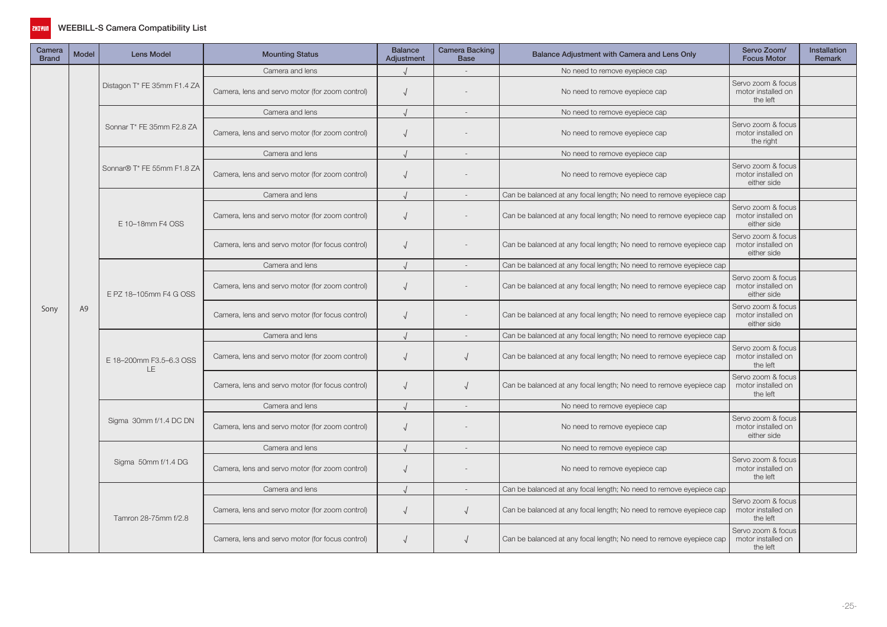# WEEBILL-S Camera Compatibility List

| Camera Brand | Model | Lens Model | Mounting Status | Balance Adjustment | Camera Backing Base | Balance Adjustment with Camera and Lens Only | Servo Zoom/ Focus Motor | Installation Remark |
|---|---|---|---|---|---|---|---|---|
| Sony | A9 | Distagon T* FE 35mm F1.4 ZA | Camera and lens | √ | - | No need to remove eyepiece cap | | |
| | | | Camera, lens and servo motor (for zoom control) | √ | - | No need to remove eyepiece cap | Servo zoom & focus motor installed on the left | |
| | | Sonnar T* FE 35mm F2.8 ZA | Camera and lens | √ | - | No need to remove eyepiece cap | | |
| | | | Camera, lens and servo motor (for zoom control) | √ | - | No need to remove eyepiece cap | Servo zoom & focus motor installed on the right | |
| | | Sonnar® T* FE 55mm F1.8 ZA | Camera and lens | √ | - | No need to remove eyepiece cap | | |
| | | | Camera, lens and servo motor (for zoom control) | √ | - | No need to remove eyepiece cap | Servo zoom & focus motor installed on either side | |
| | | E 10–18mm F4 OSS | Camera and lens | √ | - | Can be balanced at any focal length; No need to remove eyepiece cap | | |
| | | | Camera, lens and servo motor (for zoom control) | √ | - | Can be balanced at any focal length; No need to remove eyepiece cap | Servo zoom & focus motor installed on either side | |
| | | | Camera, lens and servo motor (for focus control) | √ | - | Can be balanced at any focal length; No need to remove eyepiece cap | Servo zoom & focus motor installed on either side | |
| | | E PZ 18–105mm F4 G OSS | Camera and lens | √ | - | Can be balanced at any focal length; No need to remove eyepiece cap | | |
| | | | Camera, lens and servo motor (for zoom control) | √ | - | Can be balanced at any focal length; No need to remove eyepiece cap | Servo zoom & focus motor installed on either side | |
| | | | Camera, lens and servo motor (for focus control) | √ | - | Can be balanced at any focal length; No need to remove eyepiece cap | Servo zoom & focus motor installed on either side | |
| | | E 18–200mm F3.5–6.3 OSS LE | Camera and lens | √ | - | Can be balanced at any focal length; No need to remove eyepiece cap | | |
| | | | Camera, lens and servo motor (for zoom control) | √ | √ | Can be balanced at any focal length; No need to remove eyepiece cap | Servo zoom & focus motor installed on the left | |
| | | | Camera, lens and servo motor (for focus control) | √ | √ | Can be balanced at any focal length; No need to remove eyepiece cap | Servo zoom & focus motor installed on the left | |
| | | Sigma 30mm f/1.4 DC DN | Camera and lens | √ | - | No need to remove eyepiece cap | | |
| | | | Camera, lens and servo motor (for zoom control) | √ | - | No need to remove eyepiece cap | Servo zoom & focus motor installed on either side | |
| | | Sigma 50mm f/1.4 DG | Camera and lens | √ | - | No need to remove eyepiece cap | | |
| | | | Camera, lens and servo motor (for zoom control) | √ | - | No need to remove eyepiece cap | Servo zoom & focus motor installed on the left | |
| | | Tamron 28-75mm f/2.8 | Camera and lens | √ | - | Can be balanced at any focal length; No need to remove eyepiece cap | | |
| | | | Camera, lens and servo motor (for zoom control) | √ | √ | Can be balanced at any focal length; No need to remove eyepiece cap | Servo zoom & focus motor installed on the left | |
| | | | Camera, lens and servo motor (for focus control) | √ | √ | Can be balanced at any focal length; No need to remove eyepiece cap | Servo zoom & focus motor installed on the left | |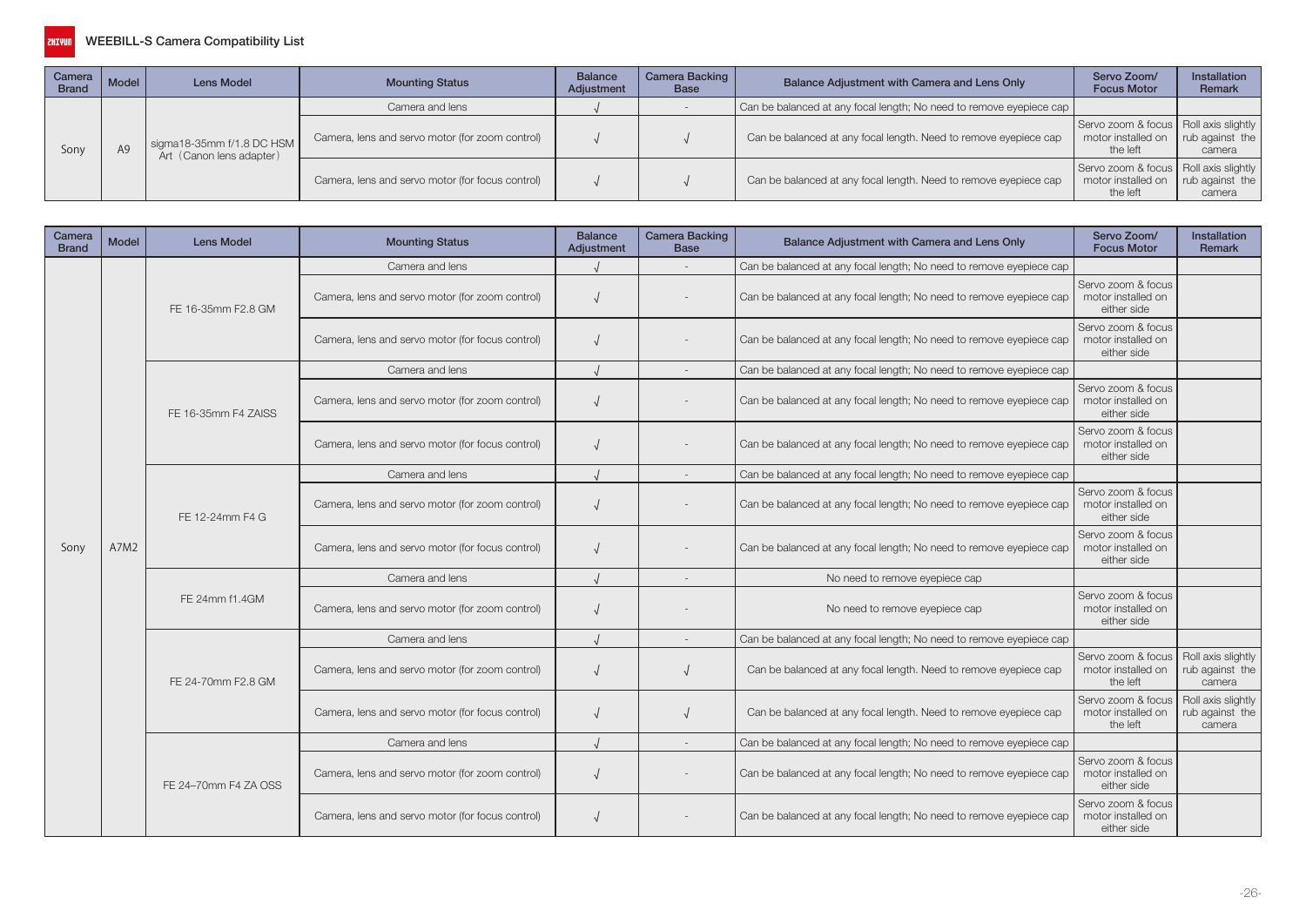| Camera Brand | Model | Lens Model | Mounting Status | Balance Adjustment | Camera Backing Base | Balance Adjustment with Camera and Lens Only | Servo Zoom/ Focus Motor | Installation Remark |
|---|---|---|---|---|---|---|---|---|
| Sony | A9 | sigma18-35mm f/1.8 DC HSM Art（Canon lens adapter） | Camera and lens | √ | - | Can be balanced at any focal length; No need to remove eyepiece cap | | |
| | | | Camera, lens and servo motor (for zoom control) | √ | √ | Can be balanced at any focal length. Need to remove eyepiece cap | Servo zoom & focus motor installed on the left | Roll axis slightly rub against the camera |
| | | | Camera, lens and servo motor (for focus control) | √ | √ | Can be balanced at any focal length. Need to remove eyepiece cap | Servo zoom & focus motor installed on the left | Roll axis slightly rub against the camera |

| Camera Brand | Model | Lens Model | Mounting Status | Balance Adjustment | Camera Backing Base | Balance Adjustment with Camera and Lens Only | Servo Zoom/ Focus Motor | Installation Remark |
|---|---|---|---|---|---|---|---|---|
| Sony | A7M2 | FE 16-35mm F2.8 GM | Camera and lens | √ | - | Can be balanced at any focal length; No need to remove eyepiece cap | | |
| | | | Camera, lens and servo motor (for zoom control) | √ | - | Can be balanced at any focal length; No need to remove eyepiece cap | Servo zoom & focus motor installed on either side | |
| | | | Camera, lens and servo motor (for focus control) | √ | - | Can be balanced at any focal length; No need to remove eyepiece cap | Servo zoom & focus motor installed on either side | |
| | | FE 16-35mm F4 ZAISS | Camera and lens | √ | - | Can be balanced at any focal length; No need to remove eyepiece cap | | |
| | | | Camera, lens and servo motor (for zoom control) | √ | - | Can be balanced at any focal length; No need to remove eyepiece cap | Servo zoom & focus motor installed on either side | |
| | | | Camera, lens and servo motor (for focus control) | √ | - | Can be balanced at any focal length; No need to remove eyepiece cap | Servo zoom & focus motor installed on either side | |
| | | FE 12-24mm F4 G | Camera and lens | √ | - | Can be balanced at any focal length; No need to remove eyepiece cap | | |
| | | | Camera, lens and servo motor (for zoom control) | √ | - | Can be balanced at any focal length; No need to remove eyepiece cap | Servo zoom & focus motor installed on either side | |
| | | | Camera, lens and servo motor (for focus control) | √ | - | Can be balanced at any focal length; No need to remove eyepiece cap | Servo zoom & focus motor installed on either side | |
| | | FE 24mm f1.4GM | Camera and lens | √ | - | No need to remove eyepiece cap | | |
| | | | Camera, lens and servo motor (for zoom control) | √ | - | No need to remove eyepiece cap | Servo zoom & focus motor installed on either side | |
| | | FE 24-70mm F2.8 GM | Camera and lens | √ | - | Can be balanced at any focal length; No need to remove eyepiece cap | | |
| | | | Camera, lens and servo motor (for zoom control) | √ | √ | Can be balanced at any focal length. Need to remove eyepiece cap | Servo zoom & focus motor installed on the left | Roll axis slightly rub against the camera |
| | | | Camera, lens and servo motor (for focus control) | √ | √ | Can be balanced at any focal length. Need to remove eyepiece cap | Servo zoom & focus motor installed on the left | Roll axis slightly rub against the camera |
| | | FE 24–70mm F4 ZA OSS | Camera and lens | √ | - | Can be balanced at any focal length; No need to remove eyepiece cap | | |
| | | | Camera, lens and servo motor (for zoom control) | √ | - | Can be balanced at any focal length; No need to remove eyepiece cap | Servo zoom & focus motor installed on either side | |
| | | | Camera, lens and servo motor (for focus control) | √ | - | Can be balanced at any focal length; No need to remove eyepiece cap | Servo zoom & focus motor installed on either side | |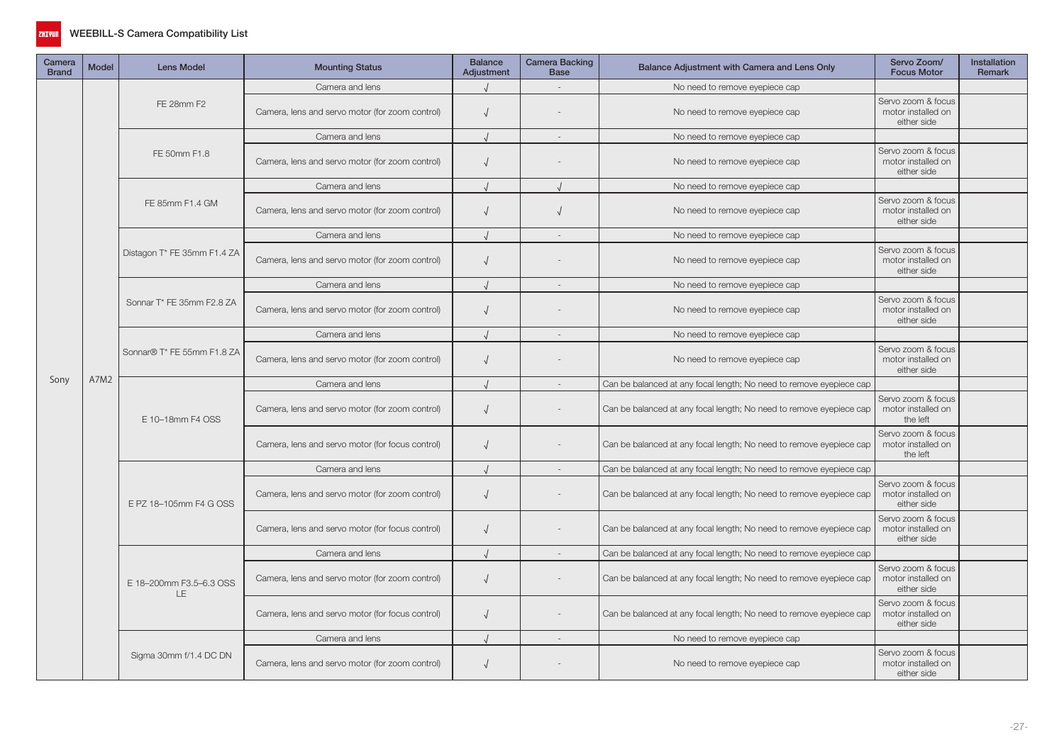# WEEBILL-S Camera Compatibility List

| Camera Brand | Model | Lens Model | Mounting Status | Balance Adjustment | Camera Backing Base | Balance Adjustment with Camera and Lens Only | Servo Zoom/ Focus Motor | Installation Remark |
|---|---|---|---|---|---|---|---|---|
| Sony | A7M2 | FE 28mm F2 | Camera and lens | √ | - | No need to remove eyepiece cap | | |
| | | | Camera, lens and servo motor (for zoom control) | √ | - | No need to remove eyepiece cap | Servo zoom & focus motor installed on either side | |
| | | FE 50mm F1.8 | Camera and lens | √ | - | No need to remove eyepiece cap | | |
| | | | Camera, lens and servo motor (for zoom control) | √ | - | No need to remove eyepiece cap | Servo zoom & focus motor installed on either side | |
| | | FE 85mm F1.4 GM | Camera and lens | √ | √ | No need to remove eyepiece cap | | |
| | | | Camera, lens and servo motor (for zoom control) | √ | √ | No need to remove eyepiece cap | Servo zoom & focus motor installed on either side | |
| | | Distagon T* FE 35mm F1.4 ZA | Camera and lens | √ | - | No need to remove eyepiece cap | | |
| | | | Camera, lens and servo motor (for zoom control) | √ | - | No need to remove eyepiece cap | Servo zoom & focus motor installed on either side | |
| | | Sonnar T* FE 35mm F2.8 ZA | Camera and lens | √ | - | No need to remove eyepiece cap | | |
| | | | Camera, lens and servo motor (for zoom control) | √ | - | No need to remove eyepiece cap | Servo zoom & focus motor installed on either side | |
| | | Sonnar® T* FE 55mm F1.8 ZA | Camera and lens | √ | - | No need to remove eyepiece cap | | |
| | | | Camera, lens and servo motor (for zoom control) | √ | - | No need to remove eyepiece cap | Servo zoom & focus motor installed on either side | |
| | | E 10–18mm F4 OSS | Camera and lens | √ | - | Can be balanced at any focal length; No need to remove eyepiece cap | | |
| | | | Camera, lens and servo motor (for zoom control) | √ | - | Can be balanced at any focal length; No need to remove eyepiece cap | Servo zoom & focus motor installed on the left | |
| | | | Camera, lens and servo motor (for focus control) | √ | - | Can be balanced at any focal length; No need to remove eyepiece cap | Servo zoom & focus motor installed on the left | |
| | | E PZ 18–105mm F4 G OSS | Camera and lens | √ | - | Can be balanced at any focal length; No need to remove eyepiece cap | | |
| | | | Camera, lens and servo motor (for zoom control) | √ | - | Can be balanced at any focal length; No need to remove eyepiece cap | Servo zoom & focus motor installed on either side | |
| | | | Camera, lens and servo motor (for focus control) | √ | - | Can be balanced at any focal length; No need to remove eyepiece cap | Servo zoom & focus motor installed on either side | |
| | | E 18–200mm F3.5–6.3 OSS LE | Camera and lens | √ | - | Can be balanced at any focal length; No need to remove eyepiece cap | | |
| | | | Camera, lens and servo motor (for zoom control) | √ | - | Can be balanced at any focal length; No need to remove eyepiece cap | Servo zoom & focus motor installed on either side | |
| | | | Camera, lens and servo motor (for focus control) | √ | - | Can be balanced at any focal length; No need to remove eyepiece cap | Servo zoom & focus motor installed on either side | |
| | | Sigma 30mm f/1.4 DC DN | Camera and lens | √ | - | No need to remove eyepiece cap | | |
| | | | Camera, lens and servo motor (for zoom control) | √ | - | No need to remove eyepiece cap | Servo zoom & focus motor installed on either side | |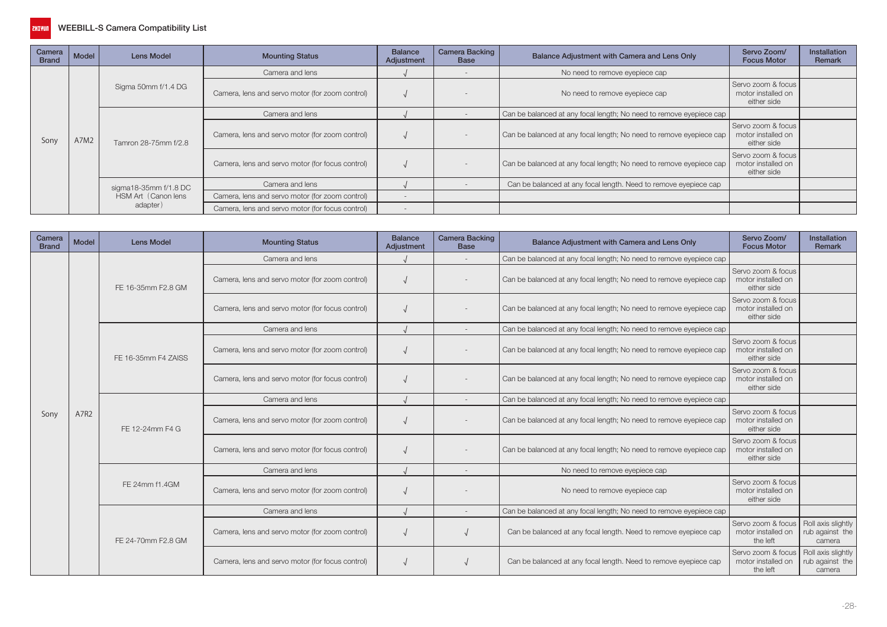# WEEBILL-S Camera Compatibility List

| Camera Brand | Model | Lens Model | Mounting Status | Balance Adjustment | Camera Backing Base | Balance Adjustment with Camera and Lens Only | Servo Zoom/ Focus Motor | Installation Remark |
|---|---|---|---|---|---|---|---|---|
| Sony | A7M2 | Sigma 50mm f/1.4 DG | Camera and lens | √ | - | No need to remove eyepiece cap | | |
| | | | Camera, lens and servo motor (for zoom control) | √ | - | No need to remove eyepiece cap | Servo zoom & focus motor installed on either side | |
| | | Tamron 28-75mm f/2.8 | Camera and lens | √ | - | Can be balanced at any focal length; No need to remove eyepiece cap | | |
| | | | Camera, lens and servo motor (for zoom control) | √ | - | Can be balanced at any focal length; No need to remove eyepiece cap | Servo zoom & focus motor installed on either side | |
| | | | Camera, lens and servo motor (for focus control) | √ | - | Can be balanced at any focal length; No need to remove eyepiece cap | Servo zoom & focus motor installed on either side | |
| | | sigma18-35mm f/1.8 DC HSM Art（Canon lens adapter） | Camera and lens | √ | - | Can be balanced at any focal length. Need to remove eyepiece cap | | |
| | | | Camera, lens and servo motor (for zoom control) | - | | | | |
| | | | Camera, lens and servo motor (for focus control) | - | | | | |

| Camera Brand | Model | Lens Model | Mounting Status | Balance Adjustment | Camera Backing Base | Balance Adjustment with Camera and Lens Only | Servo Zoom/ Focus Motor | Installation Remark |
|---|---|---|---|---|---|---|---|---|
| Sony | A7R2 | FE 16-35mm F2.8 GM | Camera and lens | √ | - | Can be balanced at any focal length; No need to remove eyepiece cap | | |
| | | | Camera, lens and servo motor (for zoom control) | √ | - | Can be balanced at any focal length; No need to remove eyepiece cap | Servo zoom & focus motor installed on either side | |
| | | | Camera, lens and servo motor (for focus control) | √ | - | Can be balanced at any focal length; No need to remove eyepiece cap | Servo zoom & focus motor installed on either side | |
| | | FE 16-35mm F4 ZAISS | Camera and lens | √ | - | Can be balanced at any focal length; No need to remove eyepiece cap | | |
| | | | Camera, lens and servo motor (for zoom control) | √ | - | Can be balanced at any focal length; No need to remove eyepiece cap | Servo zoom & focus motor installed on either side | |
| | | | Camera, lens and servo motor (for focus control) | √ | - | Can be balanced at any focal length; No need to remove eyepiece cap | Servo zoom & focus motor installed on either side | |
| | | FE 12-24mm F4 G | Camera and lens | √ | - | Can be balanced at any focal length; No need to remove eyepiece cap | | |
| | | | Camera, lens and servo motor (for zoom control) | √ | - | Can be balanced at any focal length; No need to remove eyepiece cap | Servo zoom & focus motor installed on either side | |
| | | | Camera, lens and servo motor (for focus control) | √ | - | Can be balanced at any focal length; No need to remove eyepiece cap | Servo zoom & focus motor installed on either side | |
| | | FE 24mm f1.4GM | Camera and lens | √ | - | No need to remove eyepiece cap | | |
| | | | Camera, lens and servo motor (for zoom control) | √ | - | No need to remove eyepiece cap | Servo zoom & focus motor installed on either side | |
| | | FE 24-70mm F2.8 GM | Camera and lens | √ | - | Can be balanced at any focal length; No need to remove eyepiece cap | | |
| | | | Camera, lens and servo motor (for zoom control) | √ | √ | Can be balanced at any focal length. Need to remove eyepiece cap | Servo zoom & focus motor installed on the left | Roll axis slightly rub against the camera |
| | | | Camera, lens and servo motor (for focus control) | √ | √ | Can be balanced at any focal length. Need to remove eyepiece cap | Servo zoom & focus motor installed on the left | Roll axis slightly rub against the camera |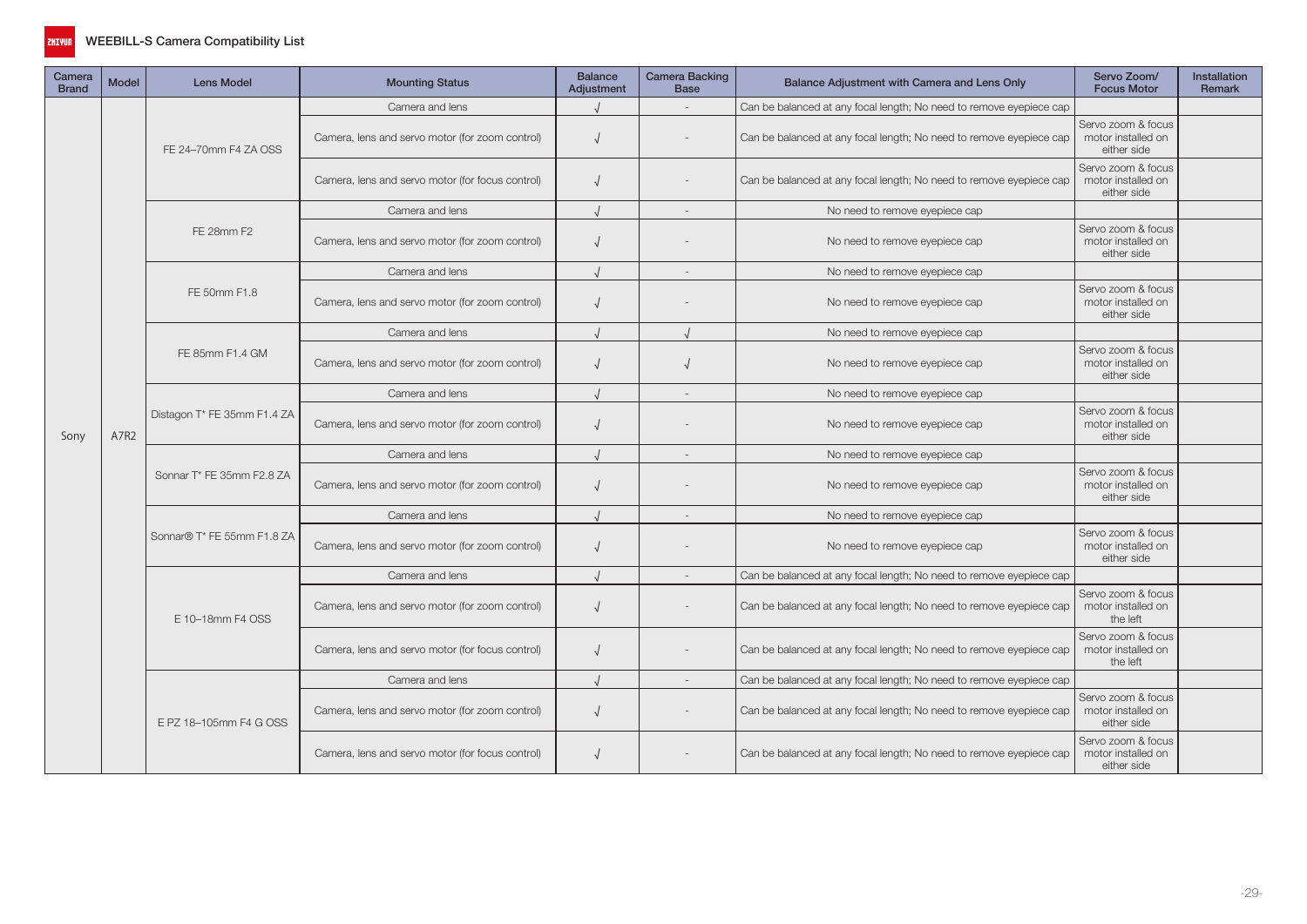# WEEBILL-S Camera Compatibility List

| Camera Brand | Model | Lens Model | Mounting Status | Balance Adjustment | Camera Backing Base | Balance Adjustment with Camera and Lens Only | Servo Zoom/ Focus Motor | Installation Remark |
|---|---|---|---|---|---|---|---|---|
| Sony | A7R2 | FE 24–70mm F4 ZA OSS | Camera and lens | √ | - | Can be balanced at any focal length; No need to remove eyepiece cap | | |
| | | | Camera, lens and servo motor (for zoom control) | √ | - | Can be balanced at any focal length; No need to remove eyepiece cap | Servo zoom & focus motor installed on either side | |
| | | | Camera, lens and servo motor (for focus control) | √ | - | Can be balanced at any focal length; No need to remove eyepiece cap | Servo zoom & focus motor installed on either side | |
| | | FE 28mm F2 | Camera and lens | √ | - | No need to remove eyepiece cap | | |
| | | | Camera, lens and servo motor (for zoom control) | √ | - | No need to remove eyepiece cap | Servo zoom & focus motor installed on either side | |
| | | FE 50mm F1.8 | Camera and lens | √ | - | No need to remove eyepiece cap | | |
| | | | Camera, lens and servo motor (for zoom control) | √ | - | No need to remove eyepiece cap | Servo zoom & focus motor installed on either side | |
| | | FE 85mm F1.4 GM | Camera and lens | √ | √ | No need to remove eyepiece cap | | |
| | | | Camera, lens and servo motor (for zoom control) | √ | √ | No need to remove eyepiece cap | Servo zoom & focus motor installed on either side | |
| | | Distagon T* FE 35mm F1.4 ZA | Camera and lens | √ | - | No need to remove eyepiece cap | | |
| | | | Camera, lens and servo motor (for zoom control) | √ | - | No need to remove eyepiece cap | Servo zoom & focus motor installed on either side | |
| | | Sonnar T* FE 35mm F2.8 ZA | Camera and lens | √ | - | No need to remove eyepiece cap | | |
| | | | Camera, lens and servo motor (for zoom control) | √ | - | No need to remove eyepiece cap | Servo zoom & focus motor installed on either side | |
| | | Sonnar® T* FE 55mm F1.8 ZA | Camera and lens | √ | - | No need to remove eyepiece cap | | |
| | | | Camera, lens and servo motor (for zoom control) | √ | - | No need to remove eyepiece cap | Servo zoom & focus motor installed on either side | |
| | | E 10–18mm F4 OSS | Camera and lens | √ | - | Can be balanced at any focal length; No need to remove eyepiece cap | | |
| | | | Camera, lens and servo motor (for zoom control) | √ | - | Can be balanced at any focal length; No need to remove eyepiece cap | Servo zoom & focus motor installed on the left | |
| | | | Camera, lens and servo motor (for focus control) | √ | - | Can be balanced at any focal length; No need to remove eyepiece cap | Servo zoom & focus motor installed on the left | |
| | | E PZ 18–105mm F4 G OSS | Camera and lens | √ | - | Can be balanced at any focal length; No need to remove eyepiece cap | | |
| | | | Camera, lens and servo motor (for zoom control) | √ | - | Can be balanced at any focal length; No need to remove eyepiece cap | Servo zoom & focus motor installed on either side | |
| | | | Camera, lens and servo motor (for focus control) | √ | - | Can be balanced at any focal length; No need to remove eyepiece cap | Servo zoom & focus motor installed on either side | |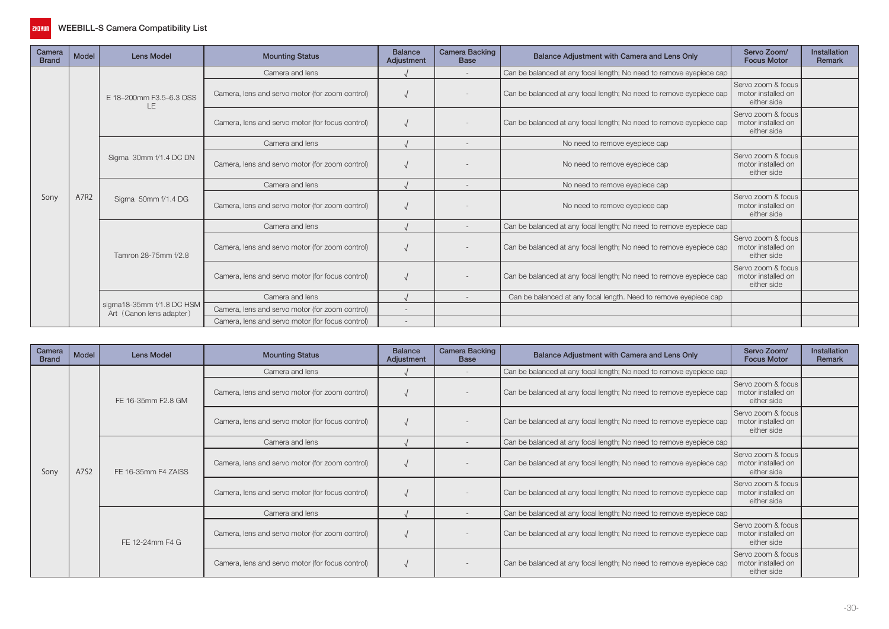# WEEBILL-S Camera Compatibility List

| Camera Brand | Model | Lens Model | Mounting Status | Balance Adjustment | Camera Backing Base | Balance Adjustment with Camera and Lens Only | Servo Zoom/ Focus Motor | Installation Remark |
|---|---|---|---|---|---|---|---|---|
| Sony | A7R2 | E 18–200mm F3.5–6.3 OSS LE | Camera and lens | √ | - | Can be balanced at any focal length; No need to remove eyepiece cap | | |
| | | | Camera, lens and servo motor (for zoom control) | √ | - | Can be balanced at any focal length; No need to remove eyepiece cap | Servo zoom & focus motor installed on either side | |
| | | | Camera, lens and servo motor (for focus control) | √ | - | Can be balanced at any focal length; No need to remove eyepiece cap | Servo zoom & focus motor installed on either side | |
| | | Sigma 30mm f/1.4 DC DN | Camera and lens | √ | - | No need to remove eyepiece cap | | |
| | | | Camera, lens and servo motor (for zoom control) | √ | - | No need to remove eyepiece cap | Servo zoom & focus motor installed on either side | |
| | | Sigma 50mm f/1.4 DG | Camera and lens | √ | - | No need to remove eyepiece cap | | |
| | | | Camera, lens and servo motor (for zoom control) | √ | - | No need to remove eyepiece cap | Servo zoom & focus motor installed on either side | |
| | | Tamron 28-75mm f/2.8 | Camera and lens | √ | - | Can be balanced at any focal length; No need to remove eyepiece cap | | |
| | | | Camera, lens and servo motor (for zoom control) | √ | - | Can be balanced at any focal length; No need to remove eyepiece cap | Servo zoom & focus motor installed on either side | |
| | | | Camera, lens and servo motor (for focus control) | √ | - | Can be balanced at any focal length; No need to remove eyepiece cap | Servo zoom & focus motor installed on either side | |
| | | sigma18-35mm f/1.8 DC HSM Art（Canon lens adapter） | Camera and lens | √ | - | Can be balanced at any focal length. Need to remove eyepiece cap | | |
| | | | Camera, lens and servo motor (for zoom control) | - | | | | |
| | | | Camera, lens and servo motor (for focus control) | - | | | | |

| Camera Brand | Model | Lens Model | Mounting Status | Balance Adjustment | Camera Backing Base | Balance Adjustment with Camera and Lens Only | Servo Zoom/ Focus Motor | Installation Remark |
|---|---|---|---|---|---|---|---|---|
| Sony | A7S2 | FE 16-35mm F2.8 GM | Camera and lens | √ | - | Can be balanced at any focal length; No need to remove eyepiece cap | | |
| | | | Camera, lens and servo motor (for zoom control) | √ | - | Can be balanced at any focal length; No need to remove eyepiece cap | Servo zoom & focus motor installed on either side | |
| | | | Camera, lens and servo motor (for focus control) | √ | - | Can be balanced at any focal length; No need to remove eyepiece cap | Servo zoom & focus motor installed on either side | |
| | | FE 16-35mm F4 ZAISS | Camera and lens | √ | - | Can be balanced at any focal length; No need to remove eyepiece cap | | |
| | | | Camera, lens and servo motor (for zoom control) | √ | - | Can be balanced at any focal length; No need to remove eyepiece cap | Servo zoom & focus motor installed on either side | |
| | | | Camera, lens and servo motor (for focus control) | √ | - | Can be balanced at any focal length; No need to remove eyepiece cap | Servo zoom & focus motor installed on either side | |
| | | FE 12-24mm F4 G | Camera and lens | √ | - | Can be balanced at any focal length; No need to remove eyepiece cap | | |
| | | | Camera, lens and servo motor (for zoom control) | √ | - | Can be balanced at any focal length; No need to remove eyepiece cap | Servo zoom & focus motor installed on either side | |
| | | | Camera, lens and servo motor (for focus control) | √ | - | Can be balanced at any focal length; No need to remove eyepiece cap | Servo zoom & focus motor installed on either side | |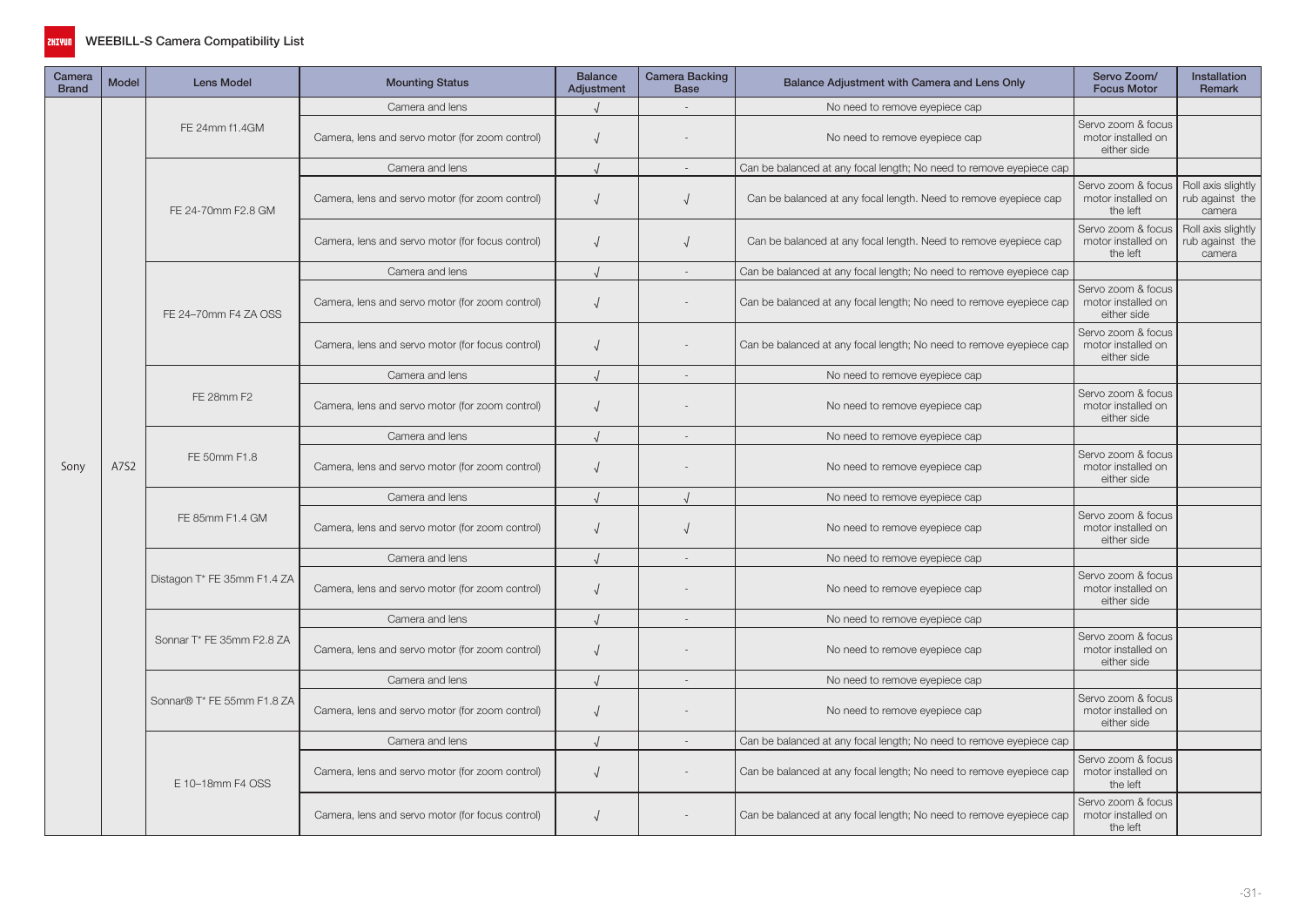# WEEBILL-S Camera Compatibility List

| Camera Brand | Model | Lens Model | Mounting Status | Balance Adjustment | Camera Backing Base | Balance Adjustment with Camera and Lens Only | Servo Zoom/ Focus Motor | Installation Remark |
|---|---|---|---|---|---|---|---|---|
| Sony | A7S2 | FE 24mm f1.4GM | Camera and lens | √ | - | No need to remove eyepiece cap | | |
| | | | Camera, lens and servo motor (for zoom control) | √ | - | No need to remove eyepiece cap | Servo zoom & focus motor installed on either side | |
| | | FE 24-70mm F2.8 GM | Camera and lens | √ | - | Can be balanced at any focal length; No need to remove eyepiece cap | | |
| | | | Camera, lens and servo motor (for zoom control) | √ | √ | Can be balanced at any focal length. Need to remove eyepiece cap | Servo zoom & focus motor installed on the left | Roll axis slightly rub against the camera |
| | | | Camera, lens and servo motor (for focus control) | √ | √ | Can be balanced at any focal length. Need to remove eyepiece cap | Servo zoom & focus motor installed on the left | Roll axis slightly rub against the camera |
| | | FE 24–70mm F4 ZA OSS | Camera and lens | √ | - | Can be balanced at any focal length; No need to remove eyepiece cap | | |
| | | | Camera, lens and servo motor (for zoom control) | √ | - | Can be balanced at any focal length; No need to remove eyepiece cap | Servo zoom & focus motor installed on either side | |
| | | | Camera, lens and servo motor (for focus control) | √ | - | Can be balanced at any focal length; No need to remove eyepiece cap | Servo zoom & focus motor installed on either side | |
| | | FE 28mm F2 | Camera and lens | √ | - | No need to remove eyepiece cap | | |
| | | | Camera, lens and servo motor (for zoom control) | √ | - | No need to remove eyepiece cap | Servo zoom & focus motor installed on either side | |
| | | FE 50mm F1.8 | Camera and lens | √ | - | No need to remove eyepiece cap | | |
| | | | Camera, lens and servo motor (for zoom control) | √ | - | No need to remove eyepiece cap | Servo zoom & focus motor installed on either side | |
| | | FE 85mm F1.4 GM | Camera and lens | √ | √ | No need to remove eyepiece cap | | |
| | | | Camera, lens and servo motor (for zoom control) | √ | √ | No need to remove eyepiece cap | Servo zoom & focus motor installed on either side | |
| | | Distagon T* FE 35mm F1.4 ZA | Camera and lens | √ | - | No need to remove eyepiece cap | | |
| | | | Camera, lens and servo motor (for zoom control) | √ | - | No need to remove eyepiece cap | Servo zoom & focus motor installed on either side | |
| | | Sonnar T* FE 35mm F2.8 ZA | Camera and lens | √ | - | No need to remove eyepiece cap | | |
| | | | Camera, lens and servo motor (for zoom control) | √ | - | No need to remove eyepiece cap | Servo zoom & focus motor installed on either side | |
| | | Sonnar® T* FE 55mm F1.8 ZA | Camera and lens | √ | - | No need to remove eyepiece cap | | |
| | | | Camera, lens and servo motor (for zoom control) | √ | - | No need to remove eyepiece cap | Servo zoom & focus motor installed on either side | |
| | | E 10–18mm F4 OSS | Camera and lens | √ | - | Can be balanced at any focal length; No need to remove eyepiece cap | | |
| | | | Camera, lens and servo motor (for zoom control) | √ | - | Can be balanced at any focal length; No need to remove eyepiece cap | Servo zoom & focus motor installed on the left | |
| | | | Camera, lens and servo motor (for focus control) | √ | - | Can be balanced at any focal length; No need to remove eyepiece cap | Servo zoom & focus motor installed on the left | |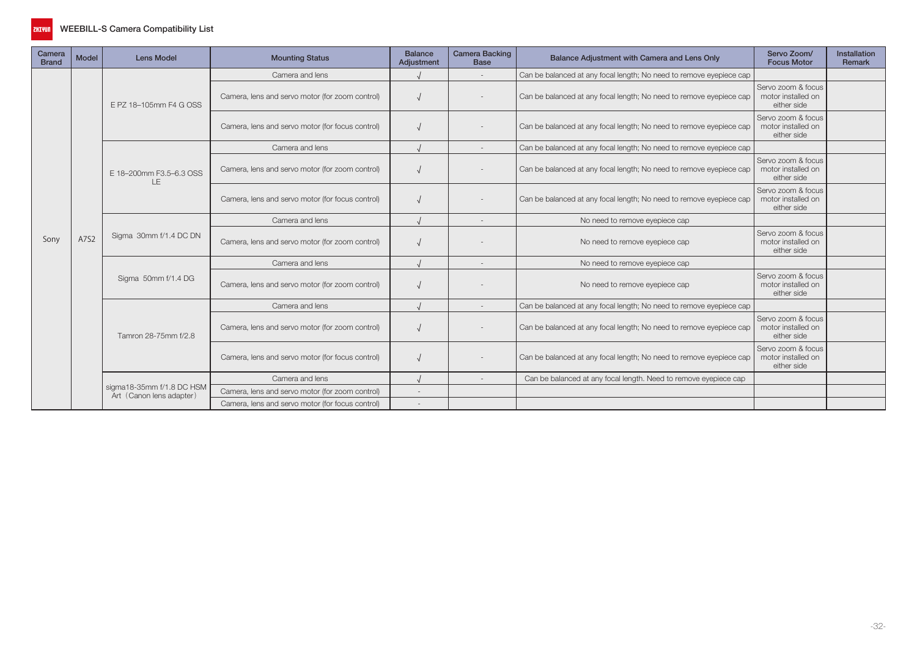# WEEBILL-S Camera Compatibility List

| Camera Brand | Model | Lens Model | Mounting Status | Balance Adjustment | Camera Backing Base | Balance Adjustment with Camera and Lens Only | Servo Zoom/ Focus Motor | Installation Remark |
|---|---|---|---|---|---|---|---|---|
| Sony | A7S2 | E PZ 18–105mm F4 G OSS | Camera and lens | √ | - | Can be balanced at any focal length; No need to remove eyepiece cap | | |
| | | | Camera, lens and servo motor (for zoom control) | √ | - | Can be balanced at any focal length; No need to remove eyepiece cap | Servo zoom & focus motor installed on either side | |
| | | | Camera, lens and servo motor (for focus control) | √ | - | Can be balanced at any focal length; No need to remove eyepiece cap | Servo zoom & focus motor installed on either side | |
| | | E 18–200mm F3.5–6.3 OSS LE | Camera and lens | √ | - | Can be balanced at any focal length; No need to remove eyepiece cap | | |
| | | | Camera, lens and servo motor (for zoom control) | √ | - | Can be balanced at any focal length; No need to remove eyepiece cap | Servo zoom & focus motor installed on either side | |
| | | | Camera, lens and servo motor (for focus control) | √ | - | Can be balanced at any focal length; No need to remove eyepiece cap | Servo zoom & focus motor installed on either side | |
| | | Sigma 30mm f/1.4 DC DN | Camera and lens | √ | - | No need to remove eyepiece cap | | |
| | | | Camera, lens and servo motor (for zoom control) | √ | - | No need to remove eyepiece cap | Servo zoom & focus motor installed on either side | |
| | | Sigma 50mm f/1.4 DG | Camera and lens | √ | - | No need to remove eyepiece cap | | |
| | | | Camera, lens and servo motor (for zoom control) | √ | - | No need to remove eyepiece cap | Servo zoom & focus motor installed on either side | |
| | | Tamron 28-75mm f/2.8 | Camera and lens | √ | - | Can be balanced at any focal length; No need to remove eyepiece cap | | |
| | | | Camera, lens and servo motor (for zoom control) | √ | - | Can be balanced at any focal length; No need to remove eyepiece cap | Servo zoom & focus motor installed on either side | |
| | | | Camera, lens and servo motor (for focus control) | √ | - | Can be balanced at any focal length; No need to remove eyepiece cap | Servo zoom & focus motor installed on either side | |
| | | sigma18-35mm f/1.8 DC HSM Art（Canon lens adapter） | Camera and lens | √ | - | Can be balanced at any focal length. Need to remove eyepiece cap | | |
| | | | Camera, lens and servo motor (for zoom control) | - | | | | |
| | | | Camera, lens and servo motor (for focus control) | - | | | | |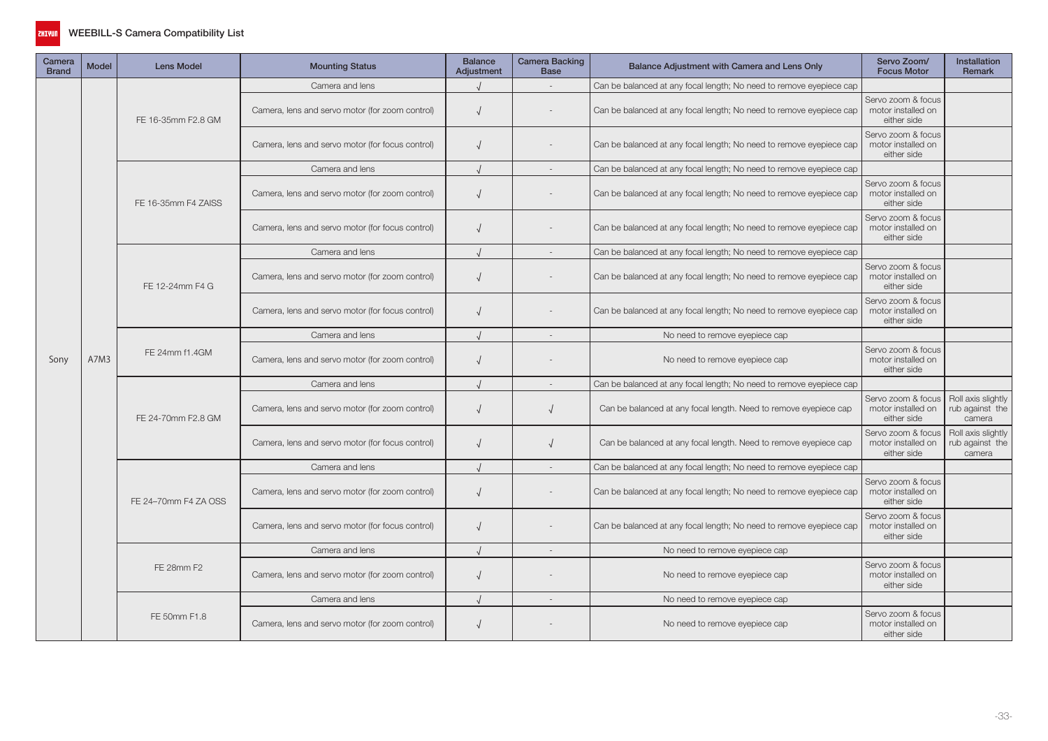# WEEBILL-S Camera Compatibility List

| Camera Brand | Model | Lens Model | Mounting Status | Balance Adjustment | Camera Backing Base | Balance Adjustment with Camera and Lens Only | Servo Zoom/ Focus Motor | Installation Remark |
|---|---|---|---|---|---|---|---|---|
| Sony | A7M3 | FE 16-35mm F2.8 GM | Camera and lens | √ | - | Can be balanced at any focal length; No need to remove eyepiece cap | | |
| | | | Camera, lens and servo motor (for zoom control) | √ | - | Can be balanced at any focal length; No need to remove eyepiece cap | Servo zoom & focus motor installed on either side | |
| | | | Camera, lens and servo motor (for focus control) | √ | - | Can be balanced at any focal length; No need to remove eyepiece cap | Servo zoom & focus motor installed on either side | |
| | | FE 16-35mm F4 ZAISS | Camera and lens | √ | - | Can be balanced at any focal length; No need to remove eyepiece cap | | |
| | | | Camera, lens and servo motor (for zoom control) | √ | - | Can be balanced at any focal length; No need to remove eyepiece cap | Servo zoom & focus motor installed on either side | |
| | | | Camera, lens and servo motor (for focus control) | √ | - | Can be balanced at any focal length; No need to remove eyepiece cap | Servo zoom & focus motor installed on either side | |
| | | FE 12-24mm F4 G | Camera and lens | √ | - | Can be balanced at any focal length; No need to remove eyepiece cap | | |
| | | | Camera, lens and servo motor (for zoom control) | √ | - | Can be balanced at any focal length; No need to remove eyepiece cap | Servo zoom & focus motor installed on either side | |
| | | | Camera, lens and servo motor (for focus control) | √ | - | Can be balanced at any focal length; No need to remove eyepiece cap | Servo zoom & focus motor installed on either side | |
| | | FE 24mm f1.4GM | Camera and lens | √ | - | No need to remove eyepiece cap | | |
| | | | Camera, lens and servo motor (for zoom control) | √ | - | No need to remove eyepiece cap | Servo zoom & focus motor installed on either side | |
| | | FE 24-70mm F2.8 GM | Camera and lens | √ | - | Can be balanced at any focal length; No need to remove eyepiece cap | | |
| | | | Camera, lens and servo motor (for zoom control) | √ | √ | Can be balanced at any focal length. Need to remove eyepiece cap | Servo zoom & focus motor installed on either side | Roll axis slightly rub against the camera |
| | | | Camera, lens and servo motor (for focus control) | √ | √ | Can be balanced at any focal length. Need to remove eyepiece cap | Servo zoom & focus motor installed on either side | Roll axis slightly rub against the camera |
| | | FE 24–70mm F4 ZA OSS | Camera and lens | √ | - | Can be balanced at any focal length; No need to remove eyepiece cap | | |
| | | | Camera, lens and servo motor (for zoom control) | √ | - | Can be balanced at any focal length; No need to remove eyepiece cap | Servo zoom & focus motor installed on either side | |
| | | | Camera, lens and servo motor (for focus control) | √ | - | Can be balanced at any focal length; No need to remove eyepiece cap | Servo zoom & focus motor installed on either side | |
| | | FE 28mm F2 | Camera and lens | √ | - | No need to remove eyepiece cap | | |
| | | | Camera, lens and servo motor (for zoom control) | √ | - | No need to remove eyepiece cap | Servo zoom & focus motor installed on either side | |
| | | FE 50mm F1.8 | Camera and lens | √ | - | No need to remove eyepiece cap | | |
| | | | Camera, lens and servo motor (for zoom control) | √ | - | No need to remove eyepiece cap | Servo zoom & focus motor installed on either side | |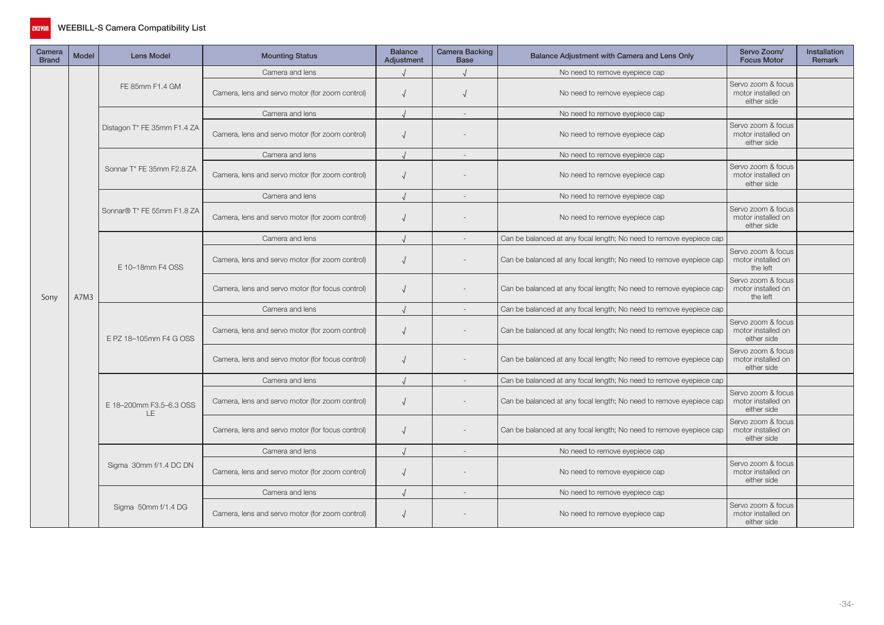# WEEBILL-S Camera Compatibility List

| Camera Brand | Model | Lens Model | Mounting Status | Balance Adjustment | Camera Backing Base | Balance Adjustment with Camera and Lens Only | Servo Zoom/ Focus Motor | Installation Remark |
|---|---|---|---|---|---|---|---|---|
| Sony | A7M3 | FE 85mm F1.4 GM | Camera and lens | √ | √ | No need to remove eyepiece cap | | |
| | | | Camera, lens and servo motor (for zoom control) | √ | √ | No need to remove eyepiece cap | Servo zoom & focus motor installed on either side | |
| | | Distagon T* FE 35mm F1.4 ZA | Camera and lens | √ | - | No need to remove eyepiece cap | | |
| | | | Camera, lens and servo motor (for zoom control) | √ | - | No need to remove eyepiece cap | Servo zoom & focus motor installed on either side | |
| | | Sonnar T* FE 35mm F2.8 ZA | Camera and lens | √ | - | No need to remove eyepiece cap | | |
| | | | Camera, lens and servo motor (for zoom control) | √ | - | No need to remove eyepiece cap | Servo zoom & focus motor installed on either side | |
| | | Sonnar® T* FE 55mm F1.8 ZA | Camera and lens | √ | - | No need to remove eyepiece cap | | |
| | | | Camera, lens and servo motor (for zoom control) | √ | - | No need to remove eyepiece cap | Servo zoom & focus motor installed on either side | |
| | | E 10–18mm F4 OSS | Camera and lens | √ | - | Can be balanced at any focal length; No need to remove eyepiece cap | | |
| | | | Camera, lens and servo motor (for zoom control) | √ | - | Can be balanced at any focal length; No need to remove eyepiece cap | Servo zoom & focus motor installed on the left | |
| | | | Camera, lens and servo motor (for focus control) | √ | - | Can be balanced at any focal length; No need to remove eyepiece cap | Servo zoom & focus motor installed on the left | |
| | | E PZ 18–105mm F4 G OSS | Camera and lens | √ | - | Can be balanced at any focal length; No need to remove eyepiece cap | | |
| | | | Camera, lens and servo motor (for zoom control) | √ | - | Can be balanced at any focal length; No need to remove eyepiece cap | Servo zoom & focus motor installed on either side | |
| | | | Camera, lens and servo motor (for focus control) | √ | - | Can be balanced at any focal length; No need to remove eyepiece cap | Servo zoom & focus motor installed on either side | |
| | | E 18–200mm F3.5–6.3 OSS LE | Camera and lens | √ | - | Can be balanced at any focal length; No need to remove eyepiece cap | | |
| | | | Camera, lens and servo motor (for zoom control) | √ | - | Can be balanced at any focal length; No need to remove eyepiece cap | Servo zoom & focus motor installed on either side | |
| | | | Camera, lens and servo motor (for focus control) | √ | - | Can be balanced at any focal length; No need to remove eyepiece cap | Servo zoom & focus motor installed on either side | |
| | | Sigma 30mm f/1.4 DC DN | Camera and lens | √ | - | No need to remove eyepiece cap | | |
| | | | Camera, lens and servo motor (for zoom control) | √ | - | No need to remove eyepiece cap | Servo zoom & focus motor installed on either side | |
| | | Sigma 50mm f/1.4 DG | Camera and lens | √ | - | No need to remove eyepiece cap | | |
| | | | Camera, lens and servo motor (for zoom control) | √ | - | No need to remove eyepiece cap | Servo zoom & focus motor installed on either side | |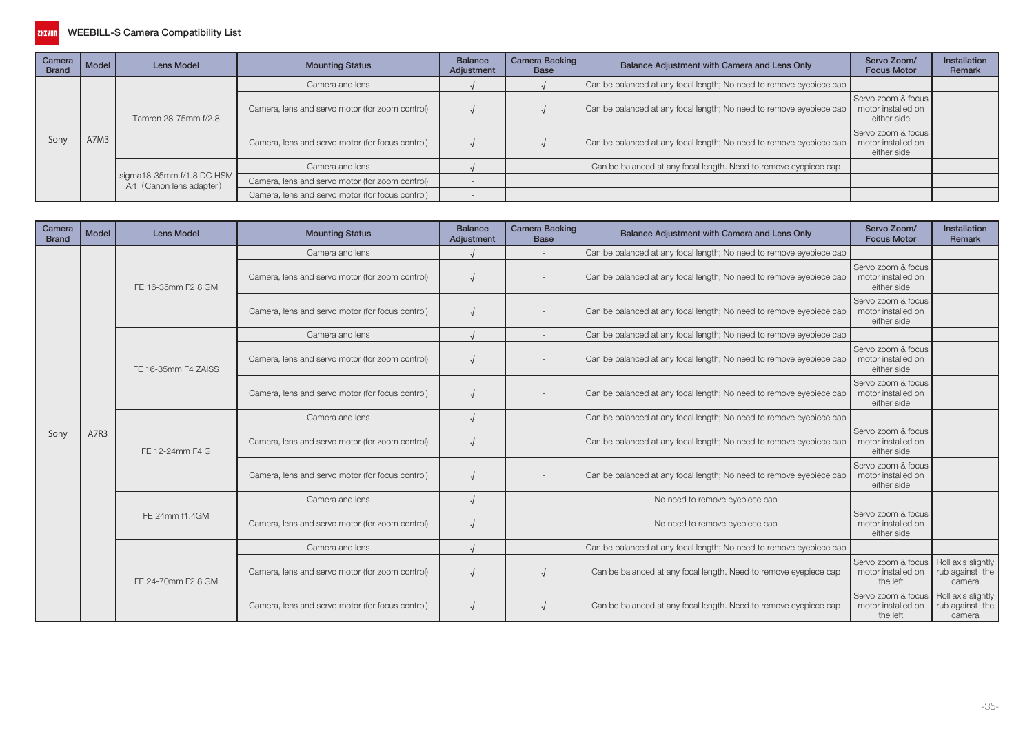| Camera Brand | Model | Lens Model | Mounting Status | Balance Adjustment | Camera Backing Base | Balance Adjustment with Camera and Lens Only | Servo Zoom/ Focus Motor | Installation Remark |
|---|---|---|---|---|---|---|---|---|
| Sony | A7M3 | Tamron 28-75mm f/2.8 | Camera and lens | √ | √ | Can be balanced at any focal length; No need to remove eyepiece cap | | |
| | | | Camera, lens and servo motor (for zoom control) | √ | √ | Can be balanced at any focal length; No need to remove eyepiece cap | Servo zoom & focus motor installed on either side | |
| | | | Camera, lens and servo motor (for focus control) | √ | √ | Can be balanced at any focal length; No need to remove eyepiece cap | Servo zoom & focus motor installed on either side | |
| | | sigma18-35mm f/1.8 DC HSM Art（Canon lens adapter） | Camera and lens | √ | - | Can be balanced at any focal length. Need to remove eyepiece cap | | |
| | | | Camera, lens and servo motor (for zoom control) | - | | | | |
| | | | Camera, lens and servo motor (for focus control) | - | | | | |

| Camera Brand | Model | Lens Model | Mounting Status | Balance Adjustment | Camera Backing Base | Balance Adjustment with Camera and Lens Only | Servo Zoom/ Focus Motor | Installation Remark |
|---|---|---|---|---|---|---|---|---|
| Sony | A7R3 | FE 16-35mm F2.8 GM | Camera and lens | √ | - | Can be balanced at any focal length; No need to remove eyepiece cap | | |
| | | | Camera, lens and servo motor (for zoom control) | √ | - | Can be balanced at any focal length; No need to remove eyepiece cap | Servo zoom & focus motor installed on either side | |
| | | | Camera, lens and servo motor (for focus control) | √ | - | Can be balanced at any focal length; No need to remove eyepiece cap | Servo zoom & focus motor installed on either side | |
| | | FE 16-35mm F4 ZAISS | Camera and lens | √ | - | Can be balanced at any focal length; No need to remove eyepiece cap | | |
| | | | Camera, lens and servo motor (for zoom control) | √ | - | Can be balanced at any focal length; No need to remove eyepiece cap | Servo zoom & focus motor installed on either side | |
| | | | Camera, lens and servo motor (for focus control) | √ | - | Can be balanced at any focal length; No need to remove eyepiece cap | Servo zoom & focus motor installed on either side | |
| | | FE 12-24mm F4 G | Camera and lens | √ | - | Can be balanced at any focal length; No need to remove eyepiece cap | | |
| | | | Camera, lens and servo motor (for zoom control) | √ | - | Can be balanced at any focal length; No need to remove eyepiece cap | Servo zoom & focus motor installed on either side | |
| | | | Camera, lens and servo motor (for focus control) | √ | - | Can be balanced at any focal length; No need to remove eyepiece cap | Servo zoom & focus motor installed on either side | |
| | | FE 24mm f1.4GM | Camera and lens | √ | - | No need to remove eyepiece cap | | |
| | | | Camera, lens and servo motor (for zoom control) | √ | - | No need to remove eyepiece cap | Servo zoom & focus motor installed on either side | |
| | | FE 24-70mm F2.8 GM | Camera and lens | √ | - | Can be balanced at any focal length; No need to remove eyepiece cap | | |
| | | | Camera, lens and servo motor (for zoom control) | √ | √ | Can be balanced at any focal length. Need to remove eyepiece cap | Servo zoom & focus motor installed on the left | Roll axis slightly rub against the camera |
| | | | Camera, lens and servo motor (for focus control) | √ | √ | Can be balanced at any focal length. Need to remove eyepiece cap | Servo zoom & focus motor installed on the left | Roll axis slightly rub against the camera |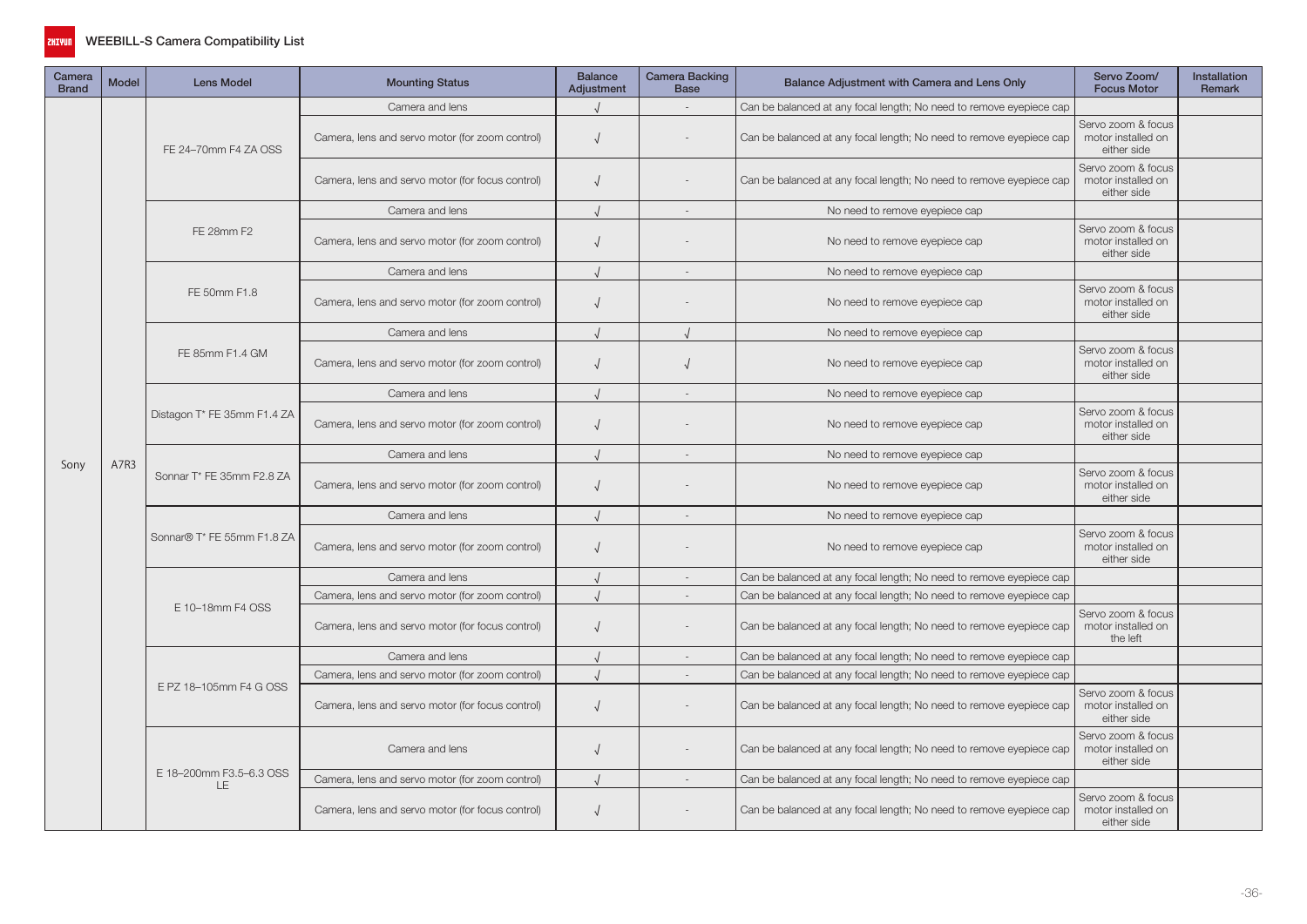# WEEBILL-S Camera Compatibility List

| Camera Brand | Model | Lens Model | Mounting Status | Balance Adjustment | Camera Backing Base | Balance Adjustment with Camera and Lens Only | Servo Zoom/ Focus Motor | Installation Remark |
|---|---|---|---|---|---|---|---|---|
| Sony | A7R3 | FE 24–70mm F4 ZA OSS | Camera and lens | √ | - | Can be balanced at any focal length; No need to remove eyepiece cap | | |
| | | | Camera, lens and servo motor (for zoom control) | √ | - | Can be balanced at any focal length; No need to remove eyepiece cap | Servo zoom & focus motor installed on either side | |
| | | | Camera, lens and servo motor (for focus control) | √ | - | Can be balanced at any focal length; No need to remove eyepiece cap | Servo zoom & focus motor installed on either side | |
| | | FE 28mm F2 | Camera and lens | √ | - | No need to remove eyepiece cap | | |
| | | | Camera, lens and servo motor (for zoom control) | √ | - | No need to remove eyepiece cap | Servo zoom & focus motor installed on either side | |
| | | FE 50mm F1.8 | Camera and lens | √ | - | No need to remove eyepiece cap | | |
| | | | Camera, lens and servo motor (for zoom control) | √ | - | No need to remove eyepiece cap | Servo zoom & focus motor installed on either side | |
| | | FE 85mm F1.4 GM | Camera and lens | √ | √ | No need to remove eyepiece cap | | |
| | | | Camera, lens and servo motor (for zoom control) | √ | √ | No need to remove eyepiece cap | Servo zoom & focus motor installed on either side | |
| | | Distagon T* FE 35mm F1.4 ZA | Camera and lens | √ | - | No need to remove eyepiece cap | | |
| | | | Camera, lens and servo motor (for zoom control) | √ | - | No need to remove eyepiece cap | Servo zoom & focus motor installed on either side | |
| | | Sonnar T* FE 35mm F2.8 ZA | Camera and lens | √ | - | No need to remove eyepiece cap | | |
| | | | Camera, lens and servo motor (for zoom control) | √ | - | No need to remove eyepiece cap | Servo zoom & focus motor installed on either side | |
| | | Sonnar® T* FE 55mm F1.8 ZA | Camera and lens | √ | - | No need to remove eyepiece cap | | |
| | | | Camera, lens and servo motor (for zoom control) | √ | - | No need to remove eyepiece cap | Servo zoom & focus motor installed on either side | |
| | | E 10–18mm F4 OSS | Camera and lens | √ | - | Can be balanced at any focal length; No need to remove eyepiece cap | | |
| | | | Camera, lens and servo motor (for zoom control) | √ | - | Can be balanced at any focal length; No need to remove eyepiece cap | | |
| | | | Camera, lens and servo motor (for focus control) | √ | - | Can be balanced at any focal length; No need to remove eyepiece cap | Servo zoom & focus motor installed on the left | |
| | | E PZ 18–105mm F4 G OSS | Camera and lens | √ | - | Can be balanced at any focal length; No need to remove eyepiece cap | | |
| | | | Camera, lens and servo motor (for zoom control) | √ | - | Can be balanced at any focal length; No need to remove eyepiece cap | | |
| | | | Camera, lens and servo motor (for focus control) | √ | - | Can be balanced at any focal length; No need to remove eyepiece cap | Servo zoom & focus motor installed on either side | |
| | | E 18–200mm F3.5–6.3 OSS LE | Camera and lens | √ | - | Can be balanced at any focal length; No need to remove eyepiece cap | Servo zoom & focus motor installed on either side | |
| | | | Camera, lens and servo motor (for zoom control) | √ | - | Can be balanced at any focal length; No need to remove eyepiece cap | | |
| | | | Camera, lens and servo motor (for focus control) | √ | - | Can be balanced at any focal length; No need to remove eyepiece cap | Servo zoom & focus motor installed on either side | |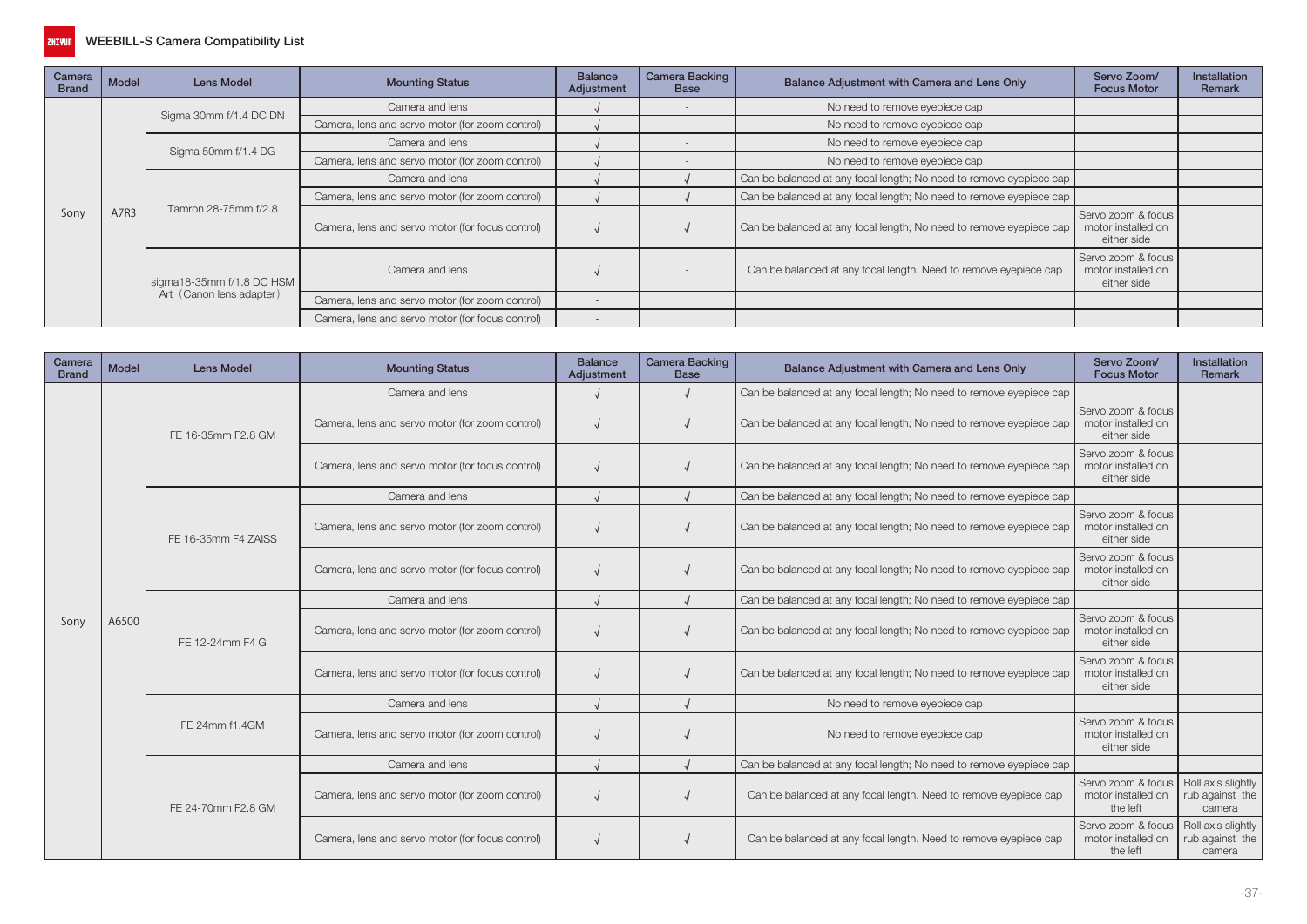# WEEBILL-S Camera Compatibility List

| Camera Brand | Model | Lens Model | Mounting Status | Balance Adjustment | Camera Backing Base | Balance Adjustment with Camera and Lens Only | Servo Zoom/ Focus Motor | Installation Remark |
|---|---|---|---|---|---|---|---|---|
| Sony | A7R3 | Sigma 30mm f/1.4 DC DN | Camera and lens | √ | - | No need to remove eyepiece cap | | |
| | | | Camera, lens and servo motor (for zoom control) | √ | - | No need to remove eyepiece cap | | |
| | | Sigma 50mm f/1.4 DG | Camera and lens | √ | - | No need to remove eyepiece cap | | |
| | | | Camera, lens and servo motor (for zoom control) | √ | - | No need to remove eyepiece cap | | |
| | | Tamron 28-75mm f/2.8 | Camera and lens | √ | √ | Can be balanced at any focal length; No need to remove eyepiece cap | | |
| | | | Camera, lens and servo motor (for zoom control) | √ | √ | Can be balanced at any focal length; No need to remove eyepiece cap | | |
| | | | Camera, lens and servo motor (for focus control) | √ | √ | Can be balanced at any focal length; No need to remove eyepiece cap | Servo zoom & focus motor installed on either side | |
| | | sigma18-35mm f/1.8 DC HSM Art（Canon lens adapter） | Camera and lens | √ | - | Can be balanced at any focal length. Need to remove eyepiece cap | Servo zoom & focus motor installed on either side | |
| | | | Camera, lens and servo motor (for zoom control) | - | | | | |
| | | | Camera, lens and servo motor (for focus control) | - | | | | |

| Camera Brand | Model | Lens Model | Mounting Status | Balance Adjustment | Camera Backing Base | Balance Adjustment with Camera and Lens Only | Servo Zoom/ Focus Motor | Installation Remark |
|---|---|---|---|---|---|---|---|---|
| Sony | A6500 | FE 16-35mm F2.8 GM | Camera and lens | √ | √ | Can be balanced at any focal length; No need to remove eyepiece cap | | |
| | | | Camera, lens and servo motor (for zoom control) | √ | √ | Can be balanced at any focal length; No need to remove eyepiece cap | Servo zoom & focus motor installed on either side | |
| | | | Camera, lens and servo motor (for focus control) | √ | √ | Can be balanced at any focal length; No need to remove eyepiece cap | Servo zoom & focus motor installed on either side | |
| | | FE 16-35mm F4 ZAISS | Camera and lens | √ | √ | Can be balanced at any focal length; No need to remove eyepiece cap | | |
| | | | Camera, lens and servo motor (for zoom control) | √ | √ | Can be balanced at any focal length; No need to remove eyepiece cap | Servo zoom & focus motor installed on either side | |
| | | | Camera, lens and servo motor (for focus control) | √ | √ | Can be balanced at any focal length; No need to remove eyepiece cap | Servo zoom & focus motor installed on either side | |
| | | FE 12-24mm F4 G | Camera and lens | √ | √ | Can be balanced at any focal length; No need to remove eyepiece cap | | |
| | | | Camera, lens and servo motor (for zoom control) | √ | √ | Can be balanced at any focal length; No need to remove eyepiece cap | Servo zoom & focus motor installed on either side | |
| | | | Camera, lens and servo motor (for focus control) | √ | √ | Can be balanced at any focal length; No need to remove eyepiece cap | Servo zoom & focus motor installed on either side | |
| | | FE 24mm f1.4GM | Camera and lens | √ | √ | No need to remove eyepiece cap | | |
| | | | Camera, lens and servo motor (for zoom control) | √ | √ | No need to remove eyepiece cap | Servo zoom & focus motor installed on either side | |
| | | FE 24-70mm F2.8 GM | Camera and lens | √ | √ | Can be balanced at any focal length; No need to remove eyepiece cap | | |
| | | | Camera, lens and servo motor (for zoom control) | √ | √ | Can be balanced at any focal length. Need to remove eyepiece cap | Servo zoom & focus motor installed on the left | Roll axis slightly rub against the camera |
| | | | Camera, lens and servo motor (for focus control) | √ | √ | Can be balanced at any focal length. Need to remove eyepiece cap | Servo zoom & focus motor installed on the left | Roll axis slightly rub against the camera |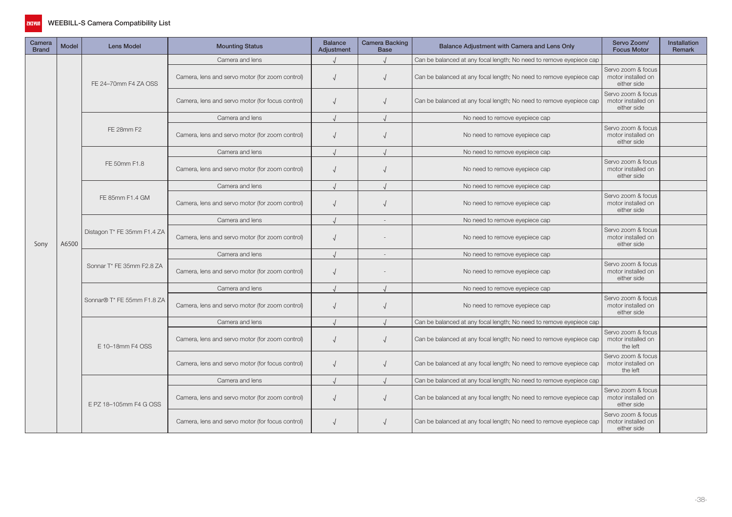# WEEBILL-S Camera Compatibility List

| Camera Brand | Model | Lens Model | Mounting Status | Balance Adjustment | Camera Backing Base | Balance Adjustment with Camera and Lens Only | Servo Zoom/ Focus Motor | Installation Remark |
|---|---|---|---|---|---|---|---|---|
| Sony | A6500 | FE 24–70mm F4 ZA OSS | Camera and lens | √ | √ | Can be balanced at any focal length; No need to remove eyepiece cap | | |
| | | | Camera, lens and servo motor (for zoom control) | √ | √ | Can be balanced at any focal length; No need to remove eyepiece cap | Servo zoom & focus motor installed on either side | |
| | | | Camera, lens and servo motor (for focus control) | √ | √ | Can be balanced at any focal length; No need to remove eyepiece cap | Servo zoom & focus motor installed on either side | |
| | | FE 28mm F2 | Camera and lens | √ | √ | No need to remove eyepiece cap | | |
| | | | Camera, lens and servo motor (for zoom control) | √ | √ | No need to remove eyepiece cap | Servo zoom & focus motor installed on either side | |
| | | FE 50mm F1.8 | Camera and lens | √ | √ | No need to remove eyepiece cap | | |
| | | | Camera, lens and servo motor (for zoom control) | √ | √ | No need to remove eyepiece cap | Servo zoom & focus motor installed on either side | |
| | | FE 85mm F1.4 GM | Camera and lens | √ | √ | No need to remove eyepiece cap | | |
| | | | Camera, lens and servo motor (for zoom control) | √ | √ | No need to remove eyepiece cap | Servo zoom & focus motor installed on either side | |
| | | Distagon T* FE 35mm F1.4 ZA | Camera and lens | √ | - | No need to remove eyepiece cap | | |
| | | | Camera, lens and servo motor (for zoom control) | √ | - | No need to remove eyepiece cap | Servo zoom & focus motor installed on either side | |
| | | Sonnar T* FE 35mm F2.8 ZA | Camera and lens | √ | - | No need to remove eyepiece cap | | |
| | | | Camera, lens and servo motor (for zoom control) | √ | - | No need to remove eyepiece cap | Servo zoom & focus motor installed on either side | |
| | | Sonnar® T* FE 55mm F1.8 ZA | Camera and lens | √ | √ | No need to remove eyepiece cap | | |
| | | | Camera, lens and servo motor (for zoom control) | √ | √ | No need to remove eyepiece cap | Servo zoom & focus motor installed on either side | |
| | | E 10–18mm F4 OSS | Camera and lens | √ | √ | Can be balanced at any focal length; No need to remove eyepiece cap | | |
| | | | Camera, lens and servo motor (for zoom control) | √ | √ | Can be balanced at any focal length; No need to remove eyepiece cap | Servo zoom & focus motor installed on the left | |
| | | | Camera, lens and servo motor (for focus control) | √ | √ | Can be balanced at any focal length; No need to remove eyepiece cap | Servo zoom & focus motor installed on the left | |
| | | E PZ 18–105mm F4 G OSS | Camera and lens | √ | √ | Can be balanced at any focal length; No need to remove eyepiece cap | | |
| | | | Camera, lens and servo motor (for zoom control) | √ | √ | Can be balanced at any focal length; No need to remove eyepiece cap | Servo zoom & focus motor installed on either side | |
| | | | Camera, lens and servo motor (for focus control) | √ | √ | Can be balanced at any focal length; No need to remove eyepiece cap | Servo zoom & focus motor installed on either side | |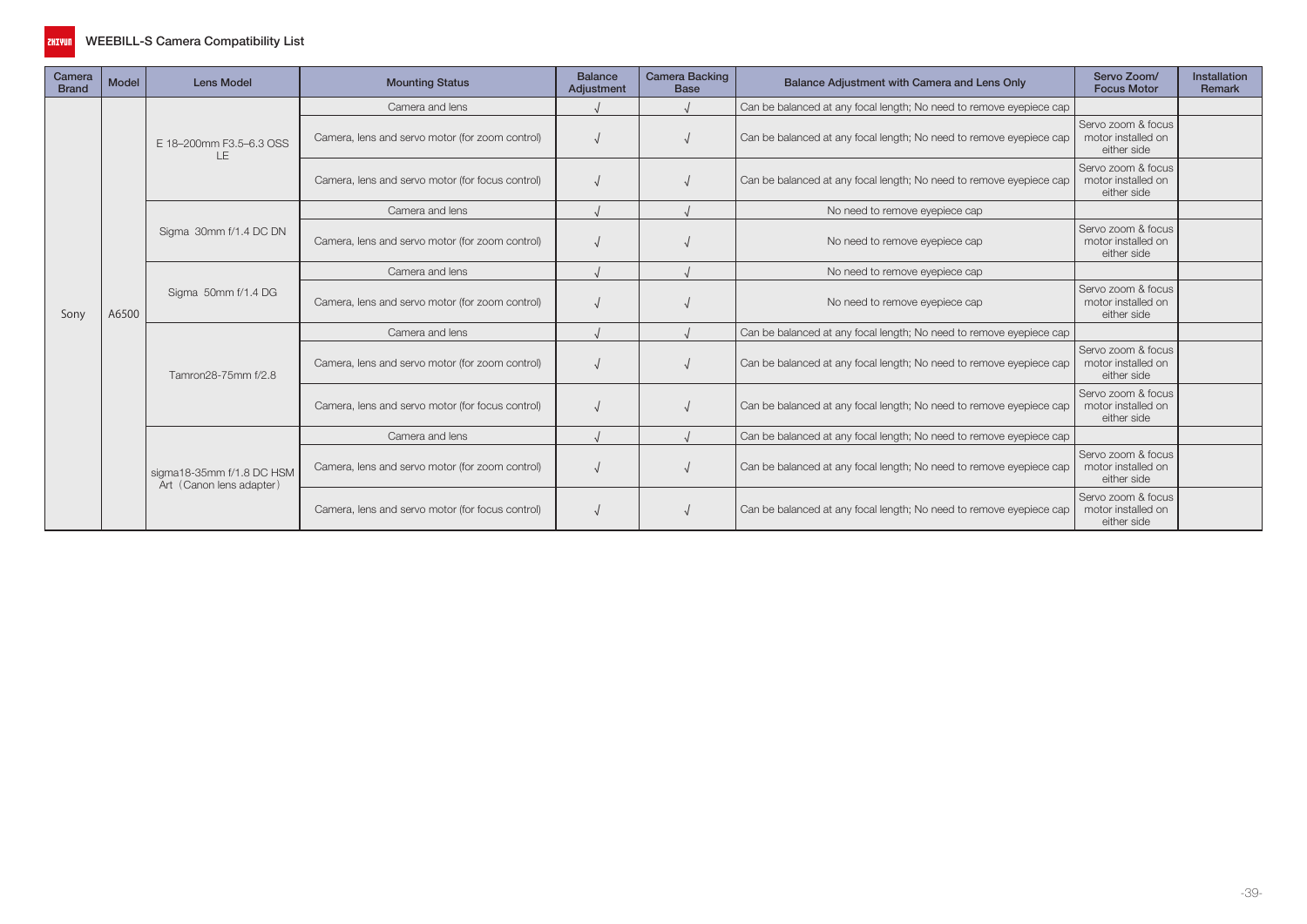# WEEBILL-S Camera Compatibility List

| Camera Brand | Model | Lens Model | Mounting Status | Balance Adjustment | Camera Backing Base | Balance Adjustment with Camera and Lens Only | Servo Zoom/ Focus Motor | Installation Remark |
|---|---|---|---|---|---|---|---|---|
| Sony | A6500 | E 18–200mm F3.5–6.3 OSS LE | Camera and lens | √ | √ | Can be balanced at any focal length; No need to remove eyepiece cap | | |
| | | | Camera, lens and servo motor (for zoom control) | √ | √ | Can be balanced at any focal length; No need to remove eyepiece cap | Servo zoom & focus motor installed on either side | |
| | | | Camera, lens and servo motor (for focus control) | √ | √ | Can be balanced at any focal length; No need to remove eyepiece cap | Servo zoom & focus motor installed on either side | |
| | | Sigma 30mm f/1.4 DC DN | Camera and lens | √ | √ | No need to remove eyepiece cap | | |
| | | | Camera, lens and servo motor (for zoom control) | √ | √ | No need to remove eyepiece cap | Servo zoom & focus motor installed on either side | |
| | | Sigma 50mm f/1.4 DG | Camera and lens | √ | √ | No need to remove eyepiece cap | | |
| | | | Camera, lens and servo motor (for zoom control) | √ | √ | No need to remove eyepiece cap | Servo zoom & focus motor installed on either side | |
| | | Tamron28-75mm f/2.8 | Camera and lens | √ | √ | Can be balanced at any focal length; No need to remove eyepiece cap | | |
| | | | Camera, lens and servo motor (for zoom control) | √ | √ | Can be balanced at any focal length; No need to remove eyepiece cap | Servo zoom & focus motor installed on either side | |
| | | | Camera, lens and servo motor (for focus control) | √ | √ | Can be balanced at any focal length; No need to remove eyepiece cap | Servo zoom & focus motor installed on either side | |
| | | sigma18-35mm f/1.8 DC HSM Art（Canon lens adapter） | Camera and lens | √ | √ | Can be balanced at any focal length; No need to remove eyepiece cap | | |
| | | | Camera, lens and servo motor (for zoom control) | √ | √ | Can be balanced at any focal length; No need to remove eyepiece cap | Servo zoom & focus motor installed on either side | |
| | | | Camera, lens and servo motor (for focus control) | √ | √ | Can be balanced at any focal length; No need to remove eyepiece cap | Servo zoom & focus motor installed on either side | |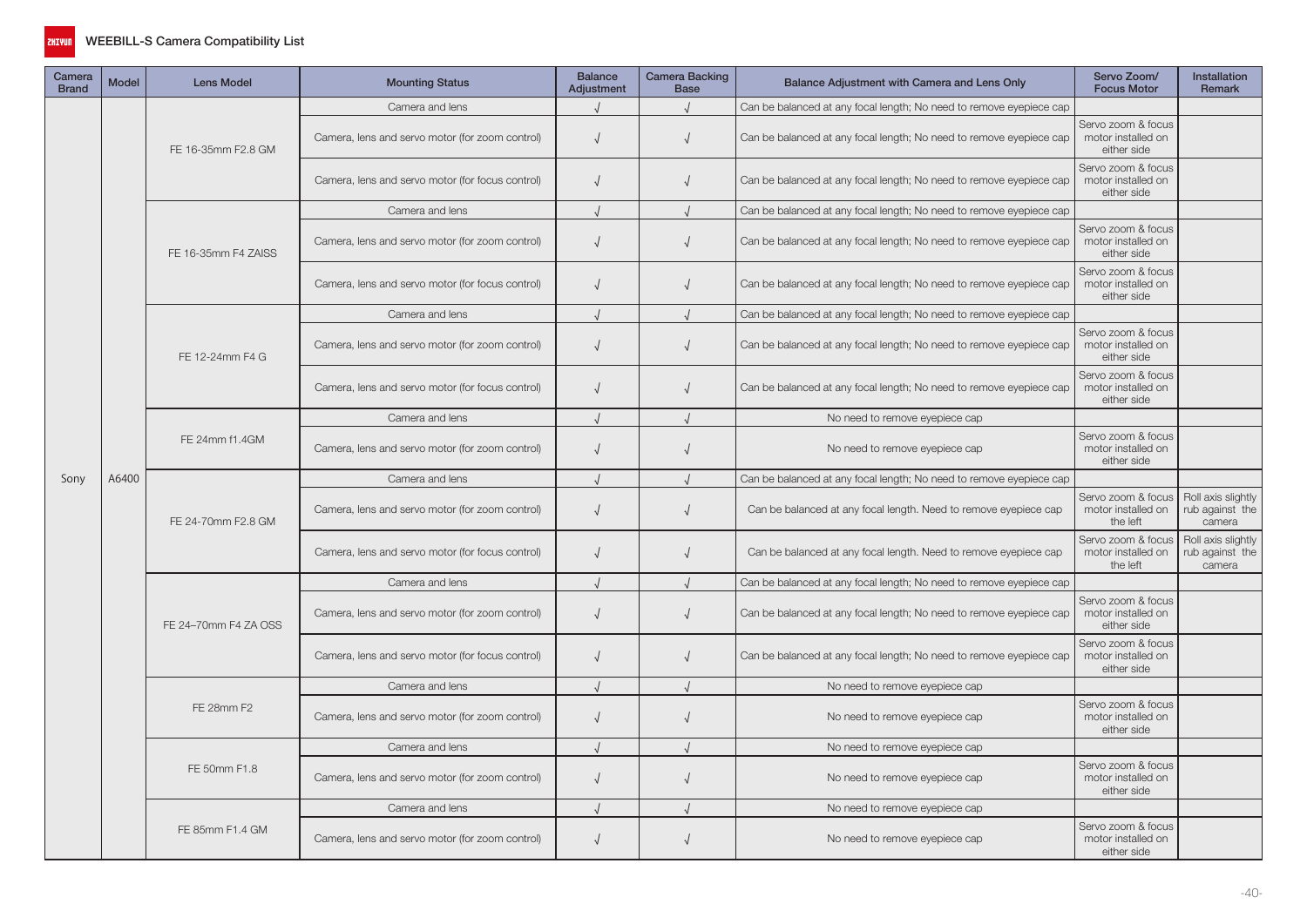## WEEBILL-S Camera Compatibility List

| Camera Brand | Model | Lens Model | Mounting Status | Balance Adjustment | Camera Backing Base | Balance Adjustment with Camera and Lens Only | Servo Zoom/ Focus Motor | Installation Remark |
|---|---|---|---|---|---|---|---|---|
| Sony | A6400 | FE 16-35mm F2.8 GM | Camera and lens | √ | √ | Can be balanced at any focal length; No need to remove eyepiece cap | | |
| | | | Camera, lens and servo motor (for zoom control) | √ | √ | Can be balanced at any focal length; No need to remove eyepiece cap | Servo zoom & focus motor installed on either side | |
| | | | Camera, lens and servo motor (for focus control) | √ | √ | Can be balanced at any focal length; No need to remove eyepiece cap | Servo zoom & focus motor installed on either side | |
| | | FE 16-35mm F4 ZAISS | Camera and lens | √ | √ | Can be balanced at any focal length; No need to remove eyepiece cap | | |
| | | | Camera, lens and servo motor (for zoom control) | √ | √ | Can be balanced at any focal length; No need to remove eyepiece cap | Servo zoom & focus motor installed on either side | |
| | | | Camera, lens and servo motor (for focus control) | √ | √ | Can be balanced at any focal length; No need to remove eyepiece cap | Servo zoom & focus motor installed on either side | |
| | | FE 12-24mm F4 G | Camera and lens | √ | √ | Can be balanced at any focal length; No need to remove eyepiece cap | | |
| | | | Camera, lens and servo motor (for zoom control) | √ | √ | Can be balanced at any focal length; No need to remove eyepiece cap | Servo zoom & focus motor installed on either side | |
| | | | Camera, lens and servo motor (for focus control) | √ | √ | Can be balanced at any focal length; No need to remove eyepiece cap | Servo zoom & focus motor installed on either side | |
| | | FE 24mm f1.4GM | Camera and lens | √ | √ | No need to remove eyepiece cap | | |
| | | | Camera, lens and servo motor (for zoom control) | √ | √ | No need to remove eyepiece cap | Servo zoom & focus motor installed on either side | |
| | | FE 24-70mm F2.8 GM | Camera and lens | √ | √ | Can be balanced at any focal length; No need to remove eyepiece cap | | |
| | | | Camera, lens and servo motor (for zoom control) | √ | √ | Can be balanced at any focal length. Need to remove eyepiece cap | Servo zoom & focus motor installed on the left | Roll axis slightly rub against the camera |
| | | | Camera, lens and servo motor (for focus control) | √ | √ | Can be balanced at any focal length. Need to remove eyepiece cap | Servo zoom & focus motor installed on the left | Roll axis slightly rub against the camera |
| | | FE 24–70mm F4 ZA OSS | Camera and lens | √ | √ | Can be balanced at any focal length; No need to remove eyepiece cap | | |
| | | | Camera, lens and servo motor (for zoom control) | √ | √ | Can be balanced at any focal length; No need to remove eyepiece cap | Servo zoom & focus motor installed on either side | |
| | | | Camera, lens and servo motor (for focus control) | √ | √ | Can be balanced at any focal length; No need to remove eyepiece cap | Servo zoom & focus motor installed on either side | |
| | | FE 28mm F2 | Camera and lens | √ | √ | No need to remove eyepiece cap | | |
| | | | Camera, lens and servo motor (for zoom control) | √ | √ | No need to remove eyepiece cap | Servo zoom & focus motor installed on either side | |
| | | FE 50mm F1.8 | Camera and lens | √ | √ | No need to remove eyepiece cap | | |
| | | | Camera, lens and servo motor (for zoom control) | √ | √ | No need to remove eyepiece cap | Servo zoom & focus motor installed on either side | |
| | | FE 85mm F1.4 GM | Camera and lens | √ | √ | No need to remove eyepiece cap | | |
| | | | Camera, lens and servo motor (for zoom control) | √ | √ | No need to remove eyepiece cap | Servo zoom & focus motor installed on either side | |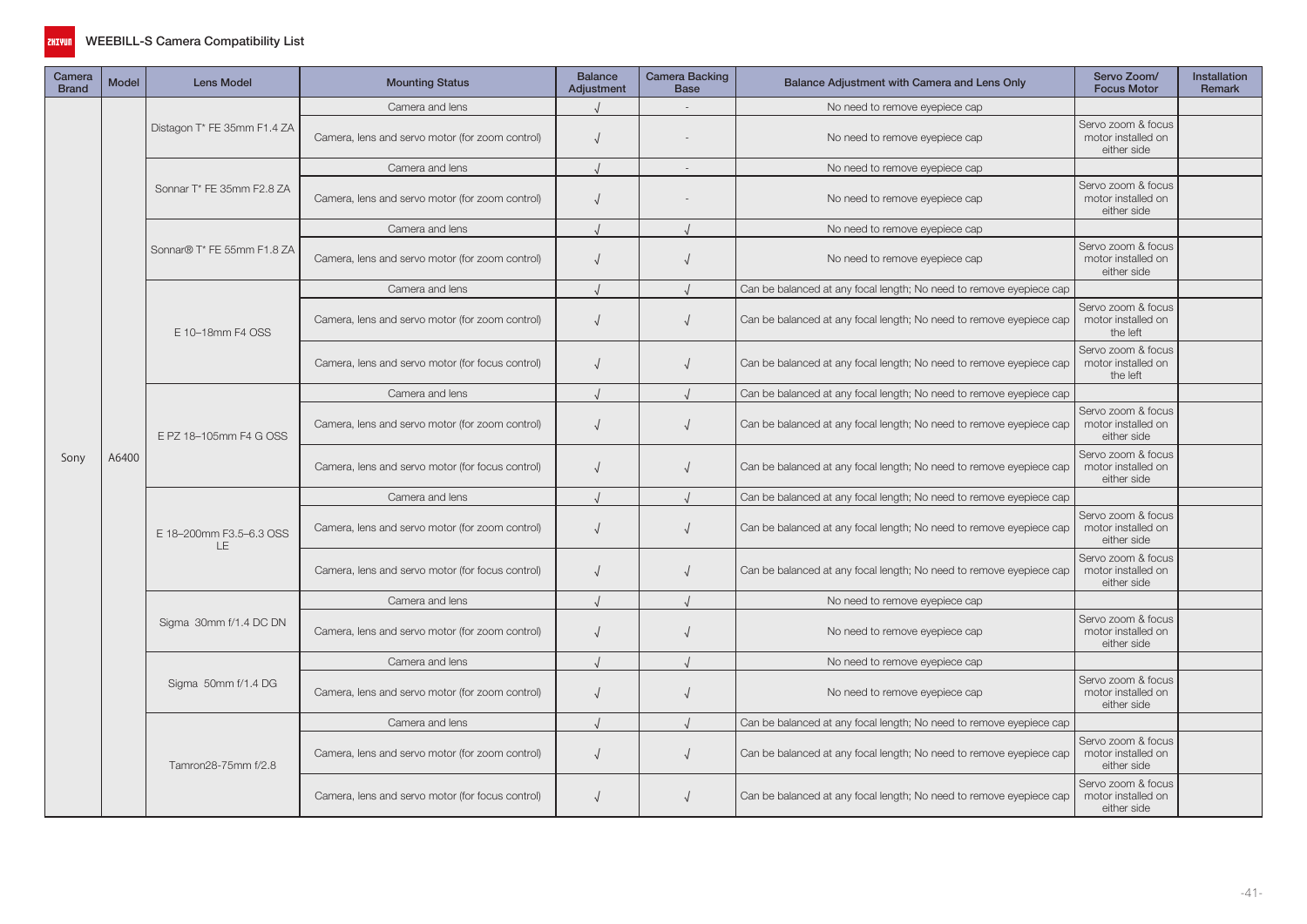# WEEBILL-S Camera Compatibility List

| Camera Brand | Model | Lens Model | Mounting Status | Balance Adjustment | Camera Backing Base | Balance Adjustment with Camera and Lens Only | Servo Zoom/ Focus Motor | Installation Remark |
|---|---|---|---|---|---|---|---|---|
| Sony | A6400 | Distagon T* FE 35mm F1.4 ZA | Camera and lens | √ | - | No need to remove eyepiece cap | | |
| | | | Camera, lens and servo motor (for zoom control) | √ | - | No need to remove eyepiece cap | Servo zoom & focus motor installed on either side | |
| | | Sonnar T* FE 35mm F2.8 ZA | Camera and lens | √ | - | No need to remove eyepiece cap | | |
| | | | Camera, lens and servo motor (for zoom control) | √ | - | No need to remove eyepiece cap | Servo zoom & focus motor installed on either side | |
| | | Sonnar® T* FE 55mm F1.8 ZA | Camera and lens | √ | √ | No need to remove eyepiece cap | | |
| | | | Camera, lens and servo motor (for zoom control) | √ | √ | No need to remove eyepiece cap | Servo zoom & focus motor installed on either side | |
| | | E 10–18mm F4 OSS | Camera and lens | √ | √ | Can be balanced at any focal length; No need to remove eyepiece cap | | |
| | | | Camera, lens and servo motor (for zoom control) | √ | √ | Can be balanced at any focal length; No need to remove eyepiece cap | Servo zoom & focus motor installed on the left | |
| | | | Camera, lens and servo motor (for focus control) | √ | √ | Can be balanced at any focal length; No need to remove eyepiece cap | Servo zoom & focus motor installed on the left | |
| | | E PZ 18–105mm F4 G OSS | Camera and lens | √ | √ | Can be balanced at any focal length; No need to remove eyepiece cap | | |
| | | | Camera, lens and servo motor (for zoom control) | √ | √ | Can be balanced at any focal length; No need to remove eyepiece cap | Servo zoom & focus motor installed on either side | |
| | | | Camera, lens and servo motor (for focus control) | √ | √ | Can be balanced at any focal length; No need to remove eyepiece cap | Servo zoom & focus motor installed on either side | |
| | | E 18–200mm F3.5–6.3 OSS LE | Camera and lens | √ | √ | Can be balanced at any focal length; No need to remove eyepiece cap | | |
| | | | Camera, lens and servo motor (for zoom control) | √ | √ | Can be balanced at any focal length; No need to remove eyepiece cap | Servo zoom & focus motor installed on either side | |
| | | | Camera, lens and servo motor (for focus control) | √ | √ | Can be balanced at any focal length; No need to remove eyepiece cap | Servo zoom & focus motor installed on either side | |
| | | Sigma 30mm f/1.4 DC DN | Camera and lens | √ | √ | No need to remove eyepiece cap | | |
| | | | Camera, lens and servo motor (for zoom control) | √ | √ | No need to remove eyepiece cap | Servo zoom & focus motor installed on either side | |
| | | Sigma 50mm f/1.4 DG | Camera and lens | √ | √ | No need to remove eyepiece cap | | |
| | | | Camera, lens and servo motor (for zoom control) | √ | √ | No need to remove eyepiece cap | Servo zoom & focus motor installed on either side | |
| | | Tamron28-75mm f/2.8 | Camera and lens | √ | √ | Can be balanced at any focal length; No need to remove eyepiece cap | | |
| | | | Camera, lens and servo motor (for zoom control) | √ | √ | Can be balanced at any focal length; No need to remove eyepiece cap | Servo zoom & focus motor installed on either side | |
| | | | Camera, lens and servo motor (for focus control) | √ | √ | Can be balanced at any focal length; No need to remove eyepiece cap | Servo zoom & focus motor installed on either side | |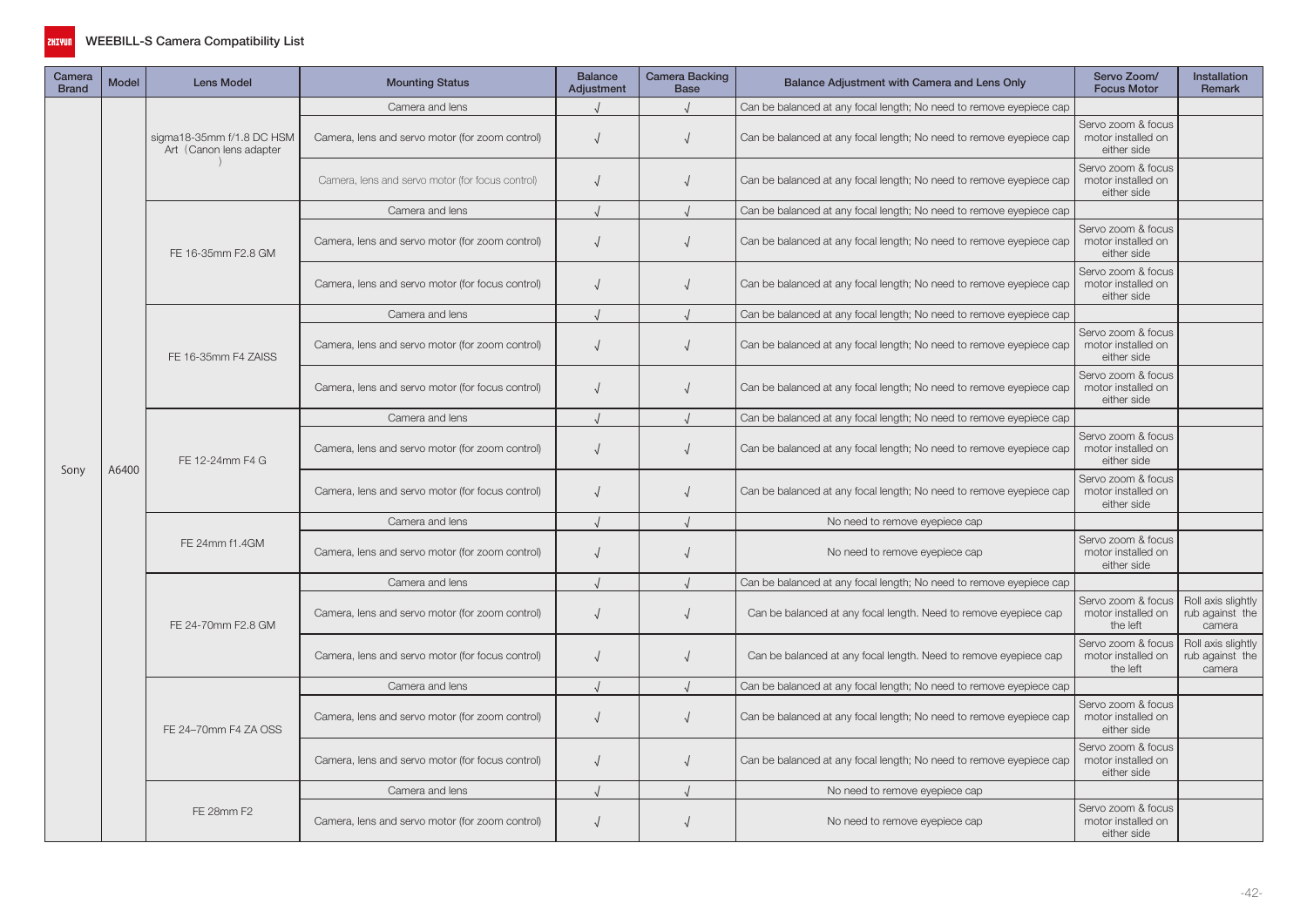# WEEBILL-S Camera Compatibility List

| Camera Brand | Model | Lens Model | Mounting Status | Balance Adjustment | Camera Backing Base | Balance Adjustment with Camera and Lens Only | Servo Zoom/ Focus Motor | Installation Remark |
|---|---|---|---|---|---|---|---|---|
| Sony | A6400 | sigma18-35mm f/1.8 DC HSM Art（Canon lens adapter） | Camera and lens | √ | √ | Can be balanced at any focal length; No need to remove eyepiece cap | | |
| | | | Camera, lens and servo motor (for zoom control) | √ | √ | Can be balanced at any focal length; No need to remove eyepiece cap | Servo zoom & focus motor installed on either side | |
| | | | Camera, lens and servo motor (for focus control) | √ | √ | Can be balanced at any focal length; No need to remove eyepiece cap | Servo zoom & focus motor installed on either side | |
| | | FE 16-35mm F2.8 GM | Camera and lens | √ | √ | Can be balanced at any focal length; No need to remove eyepiece cap | | |
| | | | Camera, lens and servo motor (for zoom control) | √ | √ | Can be balanced at any focal length; No need to remove eyepiece cap | Servo zoom & focus motor installed on either side | |
| | | | Camera, lens and servo motor (for focus control) | √ | √ | Can be balanced at any focal length; No need to remove eyepiece cap | Servo zoom & focus motor installed on either side | |
| | | FE 16-35mm F4 ZAISS | Camera and lens | √ | √ | Can be balanced at any focal length; No need to remove eyepiece cap | | |
| | | | Camera, lens and servo motor (for zoom control) | √ | √ | Can be balanced at any focal length; No need to remove eyepiece cap | Servo zoom & focus motor installed on either side | |
| | | | Camera, lens and servo motor (for focus control) | √ | √ | Can be balanced at any focal length; No need to remove eyepiece cap | Servo zoom & focus motor installed on either side | |
| | | FE 12-24mm F4 G | Camera and lens | √ | √ | Can be balanced at any focal length; No need to remove eyepiece cap | | |
| | | | Camera, lens and servo motor (for zoom control) | √ | √ | Can be balanced at any focal length; No need to remove eyepiece cap | Servo zoom & focus motor installed on either side | |
| | | | Camera, lens and servo motor (for focus control) | √ | √ | Can be balanced at any focal length; No need to remove eyepiece cap | Servo zoom & focus motor installed on either side | |
| | | FE 24mm f1.4GM | Camera and lens | √ | √ | No need to remove eyepiece cap | | |
| | | | Camera, lens and servo motor (for zoom control) | √ | √ | No need to remove eyepiece cap | Servo zoom & focus motor installed on either side | |
| | | FE 24-70mm F2.8 GM | Camera and lens | √ | √ | Can be balanced at any focal length; No need to remove eyepiece cap | | |
| | | | Camera, lens and servo motor (for zoom control) | √ | √ | Can be balanced at any focal length. Need to remove eyepiece cap | Servo zoom & focus motor installed on the left | Roll axis slightly rub against the camera |
| | | | Camera, lens and servo motor (for focus control) | √ | √ | Can be balanced at any focal length. Need to remove eyepiece cap | Servo zoom & focus motor installed on the left | Roll axis slightly rub against the camera |
| | | FE 24–70mm F4 ZA OSS | Camera and lens | √ | √ | Can be balanced at any focal length; No need to remove eyepiece cap | | |
| | | | Camera, lens and servo motor (for zoom control) | √ | √ | Can be balanced at any focal length; No need to remove eyepiece cap | Servo zoom & focus motor installed on either side | |
| | | | Camera, lens and servo motor (for focus control) | √ | √ | Can be balanced at any focal length; No need to remove eyepiece cap | Servo zoom & focus motor installed on either side | |
| | | FE 28mm F2 | Camera and lens | √ | √ | No need to remove eyepiece cap | | |
| | | | Camera, lens and servo motor (for zoom control) | √ | √ | No need to remove eyepiece cap | Servo zoom & focus motor installed on either side | |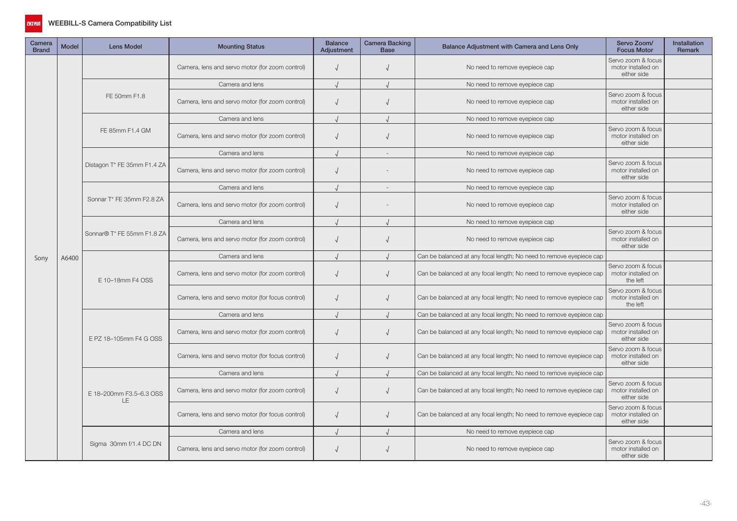# WEEBILL-S Camera Compatibility List

| Camera Brand | Model | Lens Model | Mounting Status | Balance Adjustment | Camera Backing Base | Balance Adjustment with Camera and Lens Only | Servo Zoom/ Focus Motor | Installation Remark |
|---|---|---|---|---|---|---|---|---|
| Sony | A6400 | | Camera, lens and servo motor (for zoom control) | √ | √ | No need to remove eyepiece cap | Servo zoom & focus motor installed on either side | |
| | | FE 50mm F1.8 | Camera and lens | √ | √ | No need to remove eyepiece cap | | |
| | | | Camera, lens and servo motor (for zoom control) | √ | √ | No need to remove eyepiece cap | Servo zoom & focus motor installed on either side | |
| | | FE 85mm F1.4 GM | Camera and lens | √ | √ | No need to remove eyepiece cap | | |
| | | | Camera, lens and servo motor (for zoom control) | √ | √ | No need to remove eyepiece cap | Servo zoom & focus motor installed on either side | |
| | | Distagon T* FE 35mm F1.4 ZA | Camera and lens | √ | - | No need to remove eyepiece cap | | |
| | | | Camera, lens and servo motor (for zoom control) | √ | - | No need to remove eyepiece cap | Servo zoom & focus motor installed on either side | |
| | | Sonnar T* FE 35mm F2.8 ZA | Camera and lens | √ | - | No need to remove eyepiece cap | | |
| | | | Camera, lens and servo motor (for zoom control) | √ | - | No need to remove eyepiece cap | Servo zoom & focus motor installed on either side | |
| | | Sonnar® T* FE 55mm F1.8 ZA | Camera and lens | √ | √ | No need to remove eyepiece cap | | |
| | | | Camera, lens and servo motor (for zoom control) | √ | √ | No need to remove eyepiece cap | Servo zoom & focus motor installed on either side | |
| | | E 10–18mm F4 OSS | Camera and lens | √ | √ | Can be balanced at any focal length; No need to remove eyepiece cap | | |
| | | | Camera, lens and servo motor (for zoom control) | √ | √ | Can be balanced at any focal length; No need to remove eyepiece cap | Servo zoom & focus motor installed on the left | |
| | | | Camera, lens and servo motor (for focus control) | √ | √ | Can be balanced at any focal length; No need to remove eyepiece cap | Servo zoom & focus motor installed on the left | |
| | | E PZ 18–105mm F4 G OSS | Camera and lens | √ | √ | Can be balanced at any focal length; No need to remove eyepiece cap | | |
| | | | Camera, lens and servo motor (for zoom control) | √ | √ | Can be balanced at any focal length; No need to remove eyepiece cap | Servo zoom & focus motor installed on either side | |
| | | | Camera, lens and servo motor (for focus control) | √ | √ | Can be balanced at any focal length; No need to remove eyepiece cap | Servo zoom & focus motor installed on either side | |
| | | E 18–200mm F3.5–6.3 OSS LE | Camera and lens | √ | √ | Can be balanced at any focal length; No need to remove eyepiece cap | | |
| | | | Camera, lens and servo motor (for zoom control) | √ | √ | Can be balanced at any focal length; No need to remove eyepiece cap | Servo zoom & focus motor installed on either side | |
| | | | Camera, lens and servo motor (for focus control) | √ | √ | Can be balanced at any focal length; No need to remove eyepiece cap | Servo zoom & focus motor installed on either side | |
| | | Sigma 30mm f/1.4 DC DN | Camera and lens | √ | √ | No need to remove eyepiece cap | | |
| | | | Camera, lens and servo motor (for zoom control) | √ | √ | No need to remove eyepiece cap | Servo zoom & focus motor installed on either side | |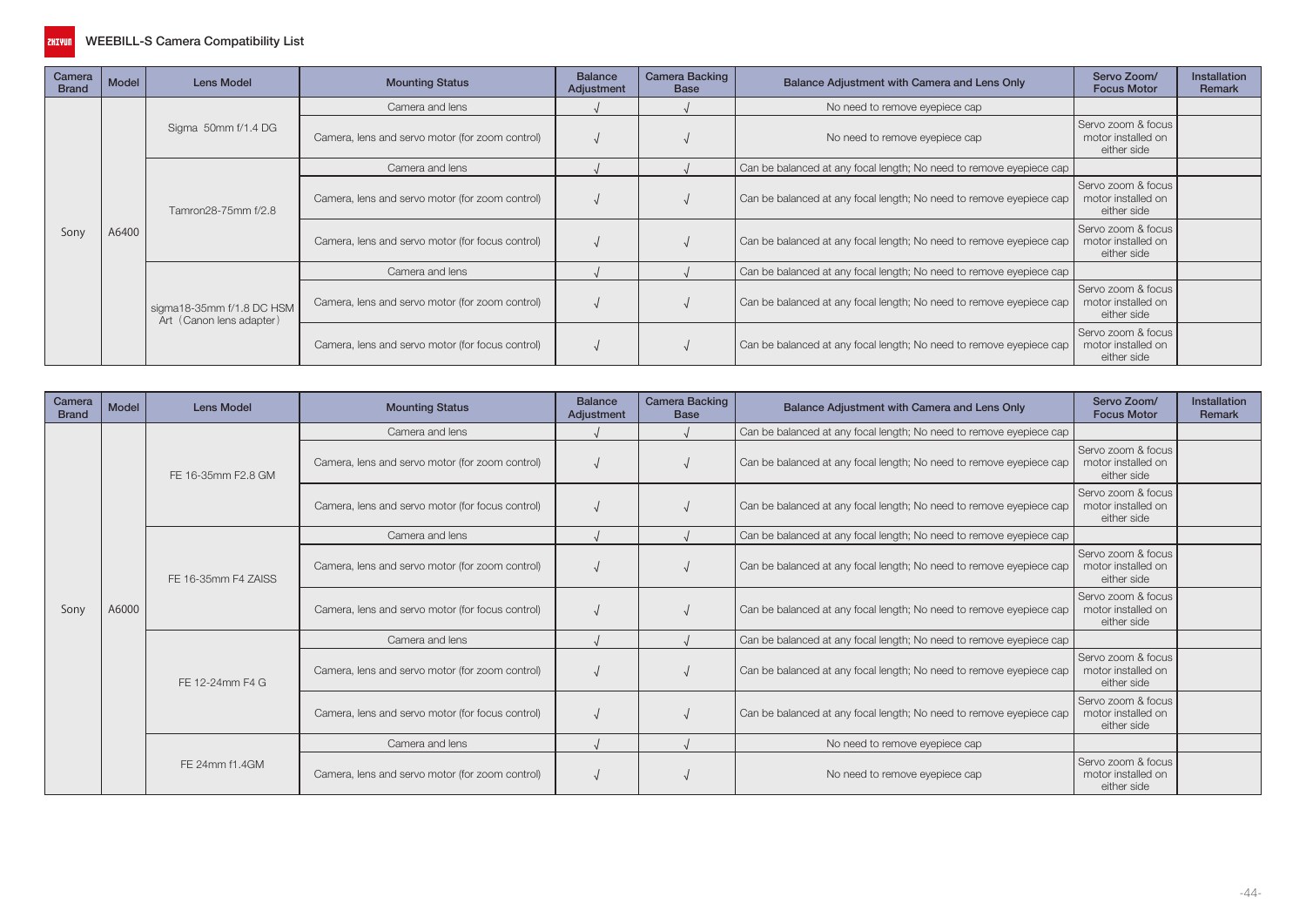# WEEBILL-S Camera Compatibility List

| Camera Brand | Model | Lens Model | Mounting Status | Balance Adjustment | Camera Backing Base | Balance Adjustment with Camera and Lens Only | Servo Zoom/ Focus Motor | Installation Remark |
|---|---|---|---|---|---|---|---|---|
| Sony | A6400 | Sigma 50mm f/1.4 DG | Camera and lens | √ | √ | No need to remove eyepiece cap | | |
| | | | Camera, lens and servo motor (for zoom control) | √ | √ | No need to remove eyepiece cap | Servo zoom & focus motor installed on either side | |
| | | Tamron28-75mm f/2.8 | Camera and lens | √ | √ | Can be balanced at any focal length; No need to remove eyepiece cap | | |
| | | | Camera, lens and servo motor (for zoom control) | √ | √ | Can be balanced at any focal length; No need to remove eyepiece cap | Servo zoom & focus motor installed on either side | |
| | | | Camera, lens and servo motor (for focus control) | √ | √ | Can be balanced at any focal length; No need to remove eyepiece cap | Servo zoom & focus motor installed on either side | |
| | | sigma18-35mm f/1.8 DC HSM Art（Canon lens adapter） | Camera and lens | √ | √ | Can be balanced at any focal length; No need to remove eyepiece cap | | |
| | | | Camera, lens and servo motor (for zoom control) | √ | √ | Can be balanced at any focal length; No need to remove eyepiece cap | Servo zoom & focus motor installed on either side | |
| | | | Camera, lens and servo motor (for focus control) | √ | √ | Can be balanced at any focal length; No need to remove eyepiece cap | Servo zoom & focus motor installed on either side | |

| Camera Brand | Model | Lens Model | Mounting Status | Balance Adjustment | Camera Backing Base | Balance Adjustment with Camera and Lens Only | Servo Zoom/ Focus Motor | Installation Remark |
|---|---|---|---|---|---|---|---|---|
| Sony | A6000 | FE 16-35mm F2.8 GM | Camera and lens | √ | √ | Can be balanced at any focal length; No need to remove eyepiece cap | | |
| | | | Camera, lens and servo motor (for zoom control) | √ | √ | Can be balanced at any focal length; No need to remove eyepiece cap | Servo zoom & focus motor installed on either side | |
| | | | Camera, lens and servo motor (for focus control) | √ | √ | Can be balanced at any focal length; No need to remove eyepiece cap | Servo zoom & focus motor installed on either side | |
| | | FE 16-35mm F4 ZAISS | Camera and lens | √ | √ | Can be balanced at any focal length; No need to remove eyepiece cap | | |
| | | | Camera, lens and servo motor (for zoom control) | √ | √ | Can be balanced at any focal length; No need to remove eyepiece cap | Servo zoom & focus motor installed on either side | |
| | | | Camera, lens and servo motor (for focus control) | √ | √ | Can be balanced at any focal length; No need to remove eyepiece cap | Servo zoom & focus motor installed on either side | |
| | | FE 12-24mm F4 G | Camera and lens | √ | √ | Can be balanced at any focal length; No need to remove eyepiece cap | | |
| | | | Camera, lens and servo motor (for zoom control) | √ | √ | Can be balanced at any focal length; No need to remove eyepiece cap | Servo zoom & focus motor installed on either side | |
| | | | Camera, lens and servo motor (for focus control) | √ | √ | Can be balanced at any focal length; No need to remove eyepiece cap | Servo zoom & focus motor installed on either side | |
| | | FE 24mm f1.4GM | Camera and lens | √ | √ | No need to remove eyepiece cap | | |
| | | | Camera, lens and servo motor (for zoom control) | √ | √ | No need to remove eyepiece cap | Servo zoom & focus motor installed on either side | |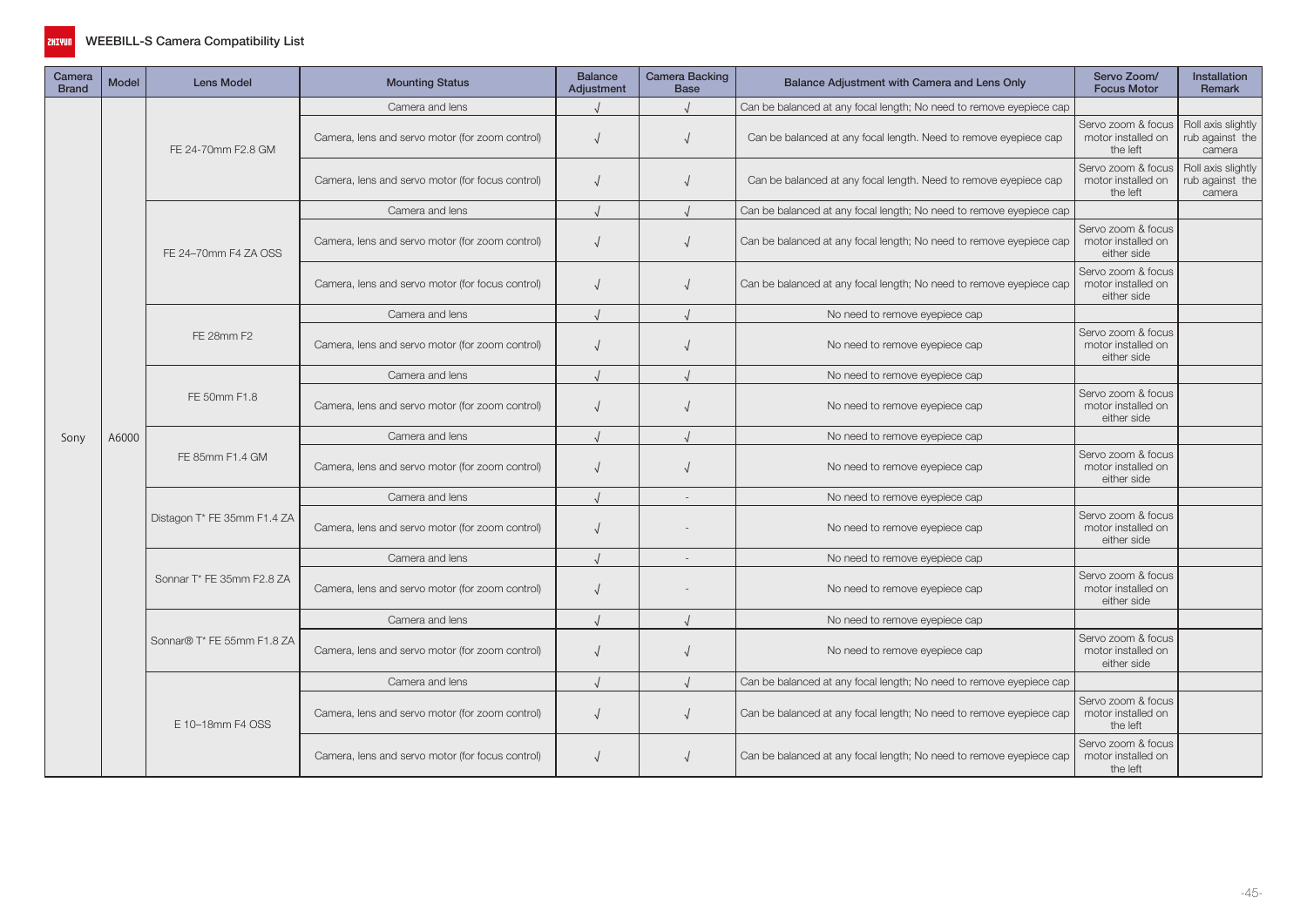# WEEBILL-S Camera Compatibility List

| Camera Brand | Model | Lens Model | Mounting Status | Balance Adjustment | Camera Backing Base | Balance Adjustment with Camera and Lens Only | Servo Zoom/ Focus Motor | Installation Remark |
|---|---|---|---|---|---|---|---|---|
| Sony | A6000 | FE 24-70mm F2.8 GM | Camera and lens | √ | √ | Can be balanced at any focal length; No need to remove eyepiece cap | | |
| | | | Camera, lens and servo motor (for zoom control) | √ | √ | Can be balanced at any focal length. Need to remove eyepiece cap | Servo zoom & focus motor installed on the left | Roll axis slightly rub against the camera |
| | | | Camera, lens and servo motor (for focus control) | √ | √ | Can be balanced at any focal length. Need to remove eyepiece cap | Servo zoom & focus motor installed on the left | Roll axis slightly rub against the camera |
| | | FE 24–70mm F4 ZA OSS | Camera and lens | √ | √ | Can be balanced at any focal length; No need to remove eyepiece cap | | |
| | | | Camera, lens and servo motor (for zoom control) | √ | √ | Can be balanced at any focal length; No need to remove eyepiece cap | Servo zoom & focus motor installed on either side | |
| | | | Camera, lens and servo motor (for focus control) | √ | √ | Can be balanced at any focal length; No need to remove eyepiece cap | Servo zoom & focus motor installed on either side | |
| | | FE 28mm F2 | Camera and lens | √ | √ | No need to remove eyepiece cap | | |
| | | | Camera, lens and servo motor (for zoom control) | √ | √ | No need to remove eyepiece cap | Servo zoom & focus motor installed on either side | |
| | | FE 50mm F1.8 | Camera and lens | √ | √ | No need to remove eyepiece cap | | |
| | | | Camera, lens and servo motor (for zoom control) | √ | √ | No need to remove eyepiece cap | Servo zoom & focus motor installed on either side | |
| | | FE 85mm F1.4 GM | Camera and lens | √ | √ | No need to remove eyepiece cap | | |
| | | | Camera, lens and servo motor (for zoom control) | √ | √ | No need to remove eyepiece cap | Servo zoom & focus motor installed on either side | |
| | | Distagon T* FE 35mm F1.4 ZA | Camera and lens | √ | - | No need to remove eyepiece cap | | |
| | | | Camera, lens and servo motor (for zoom control) | √ | - | No need to remove eyepiece cap | Servo zoom & focus motor installed on either side | |
| | | Sonnar T* FE 35mm F2.8 ZA | Camera and lens | √ | - | No need to remove eyepiece cap | | |
| | | | Camera, lens and servo motor (for zoom control) | √ | - | No need to remove eyepiece cap | Servo zoom & focus motor installed on either side | |
| | | Sonnar® T* FE 55mm F1.8 ZA | Camera and lens | √ | √ | No need to remove eyepiece cap | | |
| | | | Camera, lens and servo motor (for zoom control) | √ | √ | No need to remove eyepiece cap | Servo zoom & focus motor installed on either side | |
| | | E 10–18mm F4 OSS | Camera and lens | √ | √ | Can be balanced at any focal length; No need to remove eyepiece cap | | |
| | | | Camera, lens and servo motor (for zoom control) | √ | √ | Can be balanced at any focal length; No need to remove eyepiece cap | Servo zoom & focus motor installed on the left | |
| | | | Camera, lens and servo motor (for focus control) | √ | √ | Can be balanced at any focal length; No need to remove eyepiece cap | Servo zoom & focus motor installed on the left | |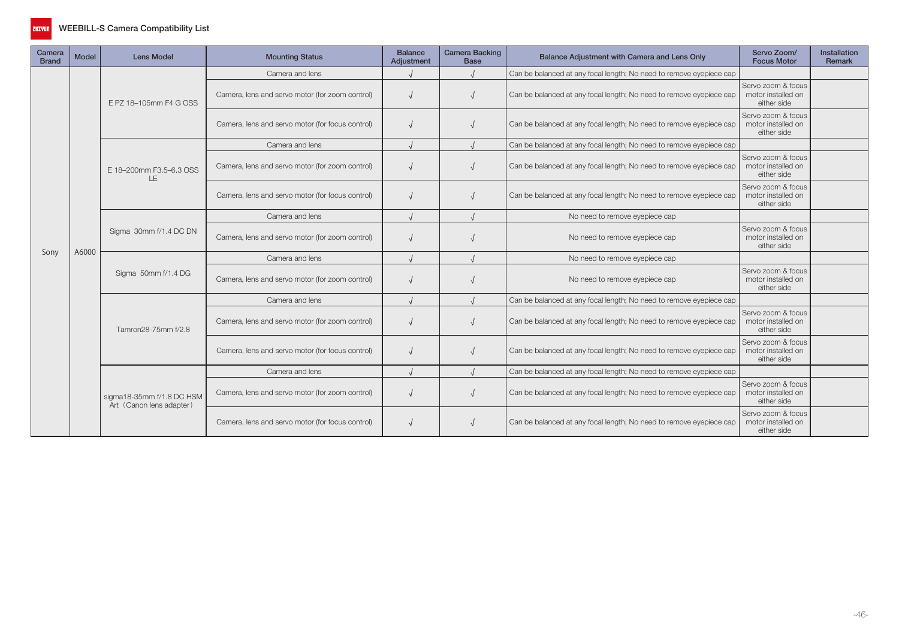# WEEBILL-S Camera Compatibility List

| Camera Brand | Model | Lens Model | Mounting Status | Balance Adjustment | Camera Backing Base | Balance Adjustment with Camera and Lens Only | Servo Zoom/ Focus Motor | Installation Remark |
|---|---|---|---|---|---|---|---|---|
| Sony | A6000 | E PZ 18–105mm F4 G OSS | Camera and lens | √ | √ | Can be balanced at any focal length; No need to remove eyepiece cap | | |
| | | | Camera, lens and servo motor (for zoom control) | √ | √ | Can be balanced at any focal length; No need to remove eyepiece cap | Servo zoom & focus motor installed on either side | |
| | | | Camera, lens and servo motor (for focus control) | √ | √ | Can be balanced at any focal length; No need to remove eyepiece cap | Servo zoom & focus motor installed on either side | |
| | | E 18–200mm F3.5–6.3 OSS LE | Camera and lens | √ | √ | Can be balanced at any focal length; No need to remove eyepiece cap | | |
| | | | Camera, lens and servo motor (for zoom control) | √ | √ | Can be balanced at any focal length; No need to remove eyepiece cap | Servo zoom & focus motor installed on either side | |
| | | | Camera, lens and servo motor (for focus control) | √ | √ | Can be balanced at any focal length; No need to remove eyepiece cap | Servo zoom & focus motor installed on either side | |
| | | Sigma 30mm f/1.4 DC DN | Camera and lens | √ | √ | No need to remove eyepiece cap | | |
| | | | Camera, lens and servo motor (for zoom control) | √ | √ | No need to remove eyepiece cap | Servo zoom & focus motor installed on either side | |
| | | Sigma 50mm f/1.4 DG | Camera and lens | √ | √ | No need to remove eyepiece cap | | |
| | | | Camera, lens and servo motor (for zoom control) | √ | √ | No need to remove eyepiece cap | Servo zoom & focus motor installed on either side | |
| | | Tamron28-75mm f/2.8 | Camera and lens | √ | √ | Can be balanced at any focal length; No need to remove eyepiece cap | | |
| | | | Camera, lens and servo motor (for zoom control) | √ | √ | Can be balanced at any focal length; No need to remove eyepiece cap | Servo zoom & focus motor installed on either side | |
| | | | Camera, lens and servo motor (for focus control) | √ | √ | Can be balanced at any focal length; No need to remove eyepiece cap | Servo zoom & focus motor installed on either side | |
| | | sigma18-35mm f/1.8 DC HSM Art（Canon lens adapter） | Camera and lens | √ | √ | Can be balanced at any focal length; No need to remove eyepiece cap | | |
| | | | Camera, lens and servo motor (for zoom control) | √ | √ | Can be balanced at any focal length; No need to remove eyepiece cap | Servo zoom & focus motor installed on either side | |
| | | | Camera, lens and servo motor (for focus control) | √ | √ | Can be balanced at any focal length; No need to remove eyepiece cap | Servo zoom & focus motor installed on either side | |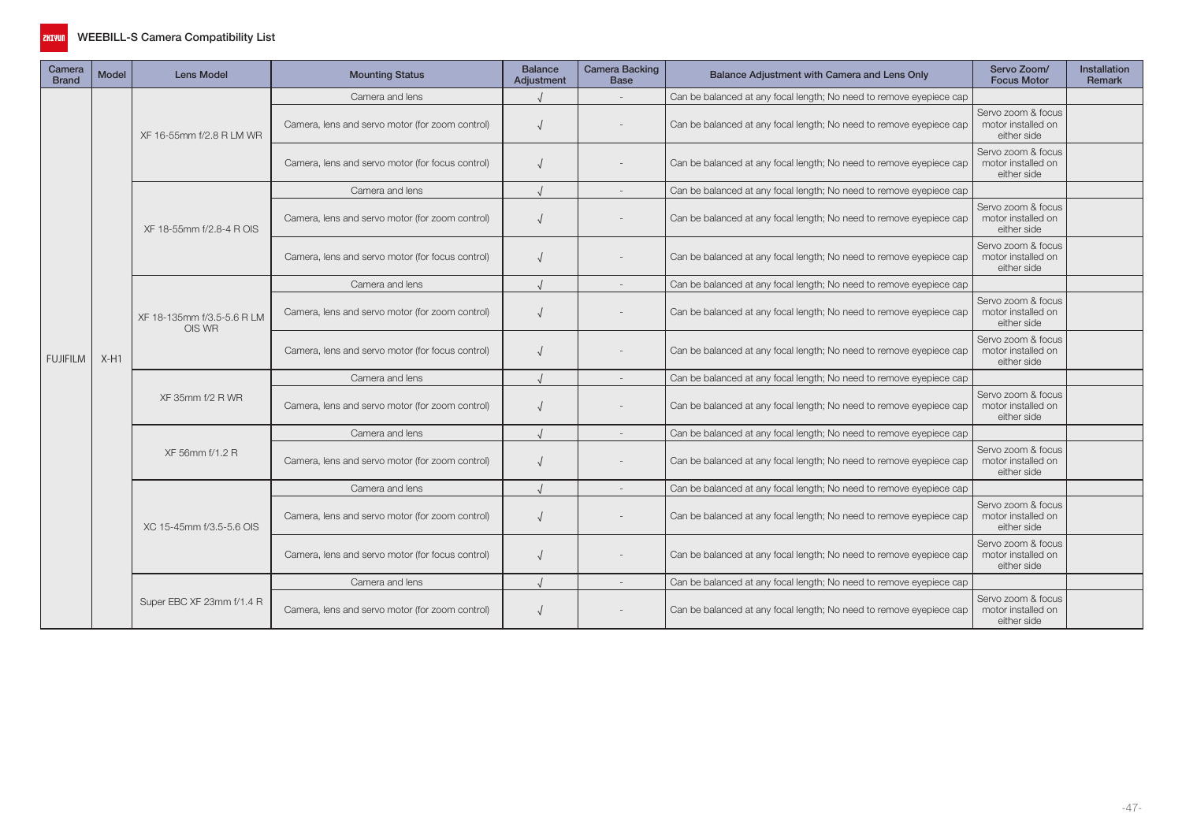# WEEBILL-S Camera Compatibility List

| Camera Brand | Model | Lens Model | Mounting Status | Balance Adjustment | Camera Backing Base | Balance Adjustment with Camera and Lens Only | Servo Zoom/ Focus Motor | Installation Remark |
|---|---|---|---|---|---|---|---|---|
| FUJIFILM | X-H1 | XF 16-55mm f/2.8 R LM WR | Camera and lens | √ | - | Can be balanced at any focal length; No need to remove eyepiece cap | | |
| | | | Camera, lens and servo motor (for zoom control) | √ | - | Can be balanced at any focal length; No need to remove eyepiece cap | Servo zoom & focus motor installed on either side | |
| | | | Camera, lens and servo motor (for focus control) | √ | - | Can be balanced at any focal length; No need to remove eyepiece cap | Servo zoom & focus motor installed on either side | |
| | | XF 18-55mm f/2.8-4 R OIS | Camera and lens | √ | - | Can be balanced at any focal length; No need to remove eyepiece cap | | |
| | | | Camera, lens and servo motor (for zoom control) | √ | - | Can be balanced at any focal length; No need to remove eyepiece cap | Servo zoom & focus motor installed on either side | |
| | | | Camera, lens and servo motor (for focus control) | √ | - | Can be balanced at any focal length; No need to remove eyepiece cap | Servo zoom & focus motor installed on either side | |
| | | XF 18-135mm f/3.5-5.6 R LM OIS WR | Camera and lens | √ | - | Can be balanced at any focal length; No need to remove eyepiece cap | | |
| | | | Camera, lens and servo motor (for zoom control) | √ | - | Can be balanced at any focal length; No need to remove eyepiece cap | Servo zoom & focus motor installed on either side | |
| | | | Camera, lens and servo motor (for focus control) | √ | - | Can be balanced at any focal length; No need to remove eyepiece cap | Servo zoom & focus motor installed on either side | |
| | | XF 35mm f/2 R WR | Camera and lens | √ | - | Can be balanced at any focal length; No need to remove eyepiece cap | | |
| | | | Camera, lens and servo motor (for zoom control) | √ | - | Can be balanced at any focal length; No need to remove eyepiece cap | Servo zoom & focus motor installed on either side | |
| | | XF 56mm f/1.2 R | Camera and lens | √ | - | Can be balanced at any focal length; No need to remove eyepiece cap | | |
| | | | Camera, lens and servo motor (for zoom control) | √ | - | Can be balanced at any focal length; No need to remove eyepiece cap | Servo zoom & focus motor installed on either side | |
| | | XC 15-45mm f/3.5-5.6 OIS | Camera and lens | √ | - | Can be balanced at any focal length; No need to remove eyepiece cap | | |
| | | | Camera, lens and servo motor (for zoom control) | √ | - | Can be balanced at any focal length; No need to remove eyepiece cap | Servo zoom & focus motor installed on either side | |
| | | | Camera, lens and servo motor (for focus control) | √ | - | Can be balanced at any focal length; No need to remove eyepiece cap | Servo zoom & focus motor installed on either side | |
| | | Super EBC XF 23mm f/1.4 R | Camera and lens | √ | - | Can be balanced at any focal length; No need to remove eyepiece cap | | |
| | | | Camera, lens and servo motor (for zoom control) | √ | - | Can be balanced at any focal length; No need to remove eyepiece cap | Servo zoom & focus motor installed on either side | |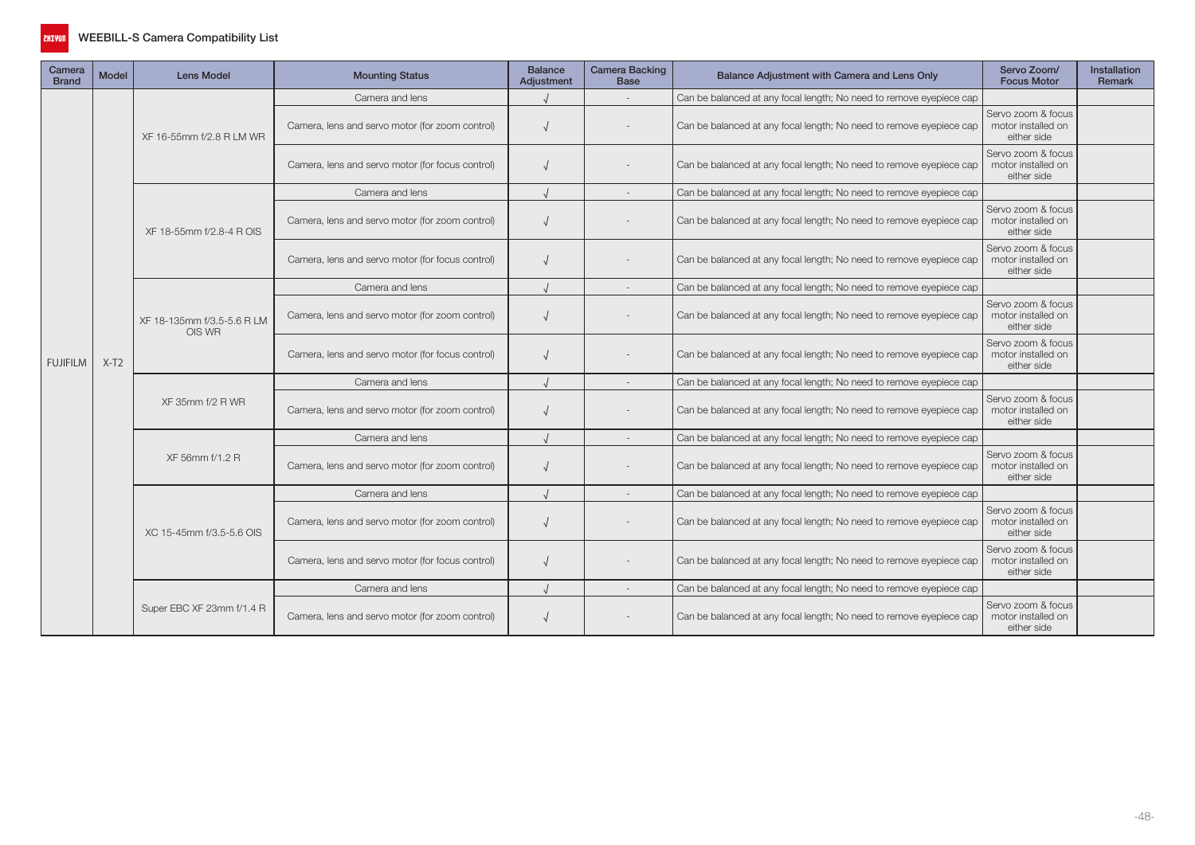# WEEBILL-S Camera Compatibility List

| Camera Brand | Model | Lens Model | Mounting Status | Balance Adjustment | Camera Backing Base | Balance Adjustment with Camera and Lens Only | Servo Zoom/ Focus Motor | Installation Remark |
|---|---|---|---|---|---|---|---|---|
| FUJIFILM | X-T2 | XF 16-55mm f/2.8 R LM WR | Camera and lens | √ | - | Can be balanced at any focal length; No need to remove eyepiece cap | | |
| | | | Camera, lens and servo motor (for zoom control) | √ | - | Can be balanced at any focal length; No need to remove eyepiece cap | Servo zoom & focus motor installed on either side | |
| | | | Camera, lens and servo motor (for focus control) | √ | - | Can be balanced at any focal length; No need to remove eyepiece cap | Servo zoom & focus motor installed on either side | |
| | | XF 18-55mm f/2.8-4 R OIS | Camera and lens | √ | - | Can be balanced at any focal length; No need to remove eyepiece cap | | |
| | | | Camera, lens and servo motor (for zoom control) | √ | - | Can be balanced at any focal length; No need to remove eyepiece cap | Servo zoom & focus motor installed on either side | |
| | | | Camera, lens and servo motor (for focus control) | √ | - | Can be balanced at any focal length; No need to remove eyepiece cap | Servo zoom & focus motor installed on either side | |
| | | XF 18-135mm f/3.5-5.6 R LM OIS WR | Camera and lens | √ | - | Can be balanced at any focal length; No need to remove eyepiece cap | | |
| | | | Camera, lens and servo motor (for zoom control) | √ | - | Can be balanced at any focal length; No need to remove eyepiece cap | Servo zoom & focus motor installed on either side | |
| | | | Camera, lens and servo motor (for focus control) | √ | - | Can be balanced at any focal length; No need to remove eyepiece cap | Servo zoom & focus motor installed on either side | |
| | | XF 35mm f/2 R WR | Camera and lens | √ | - | Can be balanced at any focal length; No need to remove eyepiece cap | | |
| | | | Camera, lens and servo motor (for zoom control) | √ | - | Can be balanced at any focal length; No need to remove eyepiece cap | Servo zoom & focus motor installed on either side | |
| | | XF 56mm f/1.2 R | Camera and lens | √ | - | Can be balanced at any focal length; No need to remove eyepiece cap | | |
| | | | Camera, lens and servo motor (for zoom control) | √ | - | Can be balanced at any focal length; No need to remove eyepiece cap | Servo zoom & focus motor installed on either side | |
| | | XC 15-45mm f/3.5-5.6 OIS | Camera and lens | √ | - | Can be balanced at any focal length; No need to remove eyepiece cap | | |
| | | | Camera, lens and servo motor (for zoom control) | √ | - | Can be balanced at any focal length; No need to remove eyepiece cap | Servo zoom & focus motor installed on either side | |
| | | | Camera, lens and servo motor (for focus control) | √ | - | Can be balanced at any focal length; No need to remove eyepiece cap | Servo zoom & focus motor installed on either side | |
| | | Super EBC XF 23mm f/1.4 R | Camera and lens | √ | - | Can be balanced at any focal length; No need to remove eyepiece cap | | |
| | | | Camera, lens and servo motor (for zoom control) | √ | - | Can be balanced at any focal length; No need to remove eyepiece cap | Servo zoom & focus motor installed on either side | |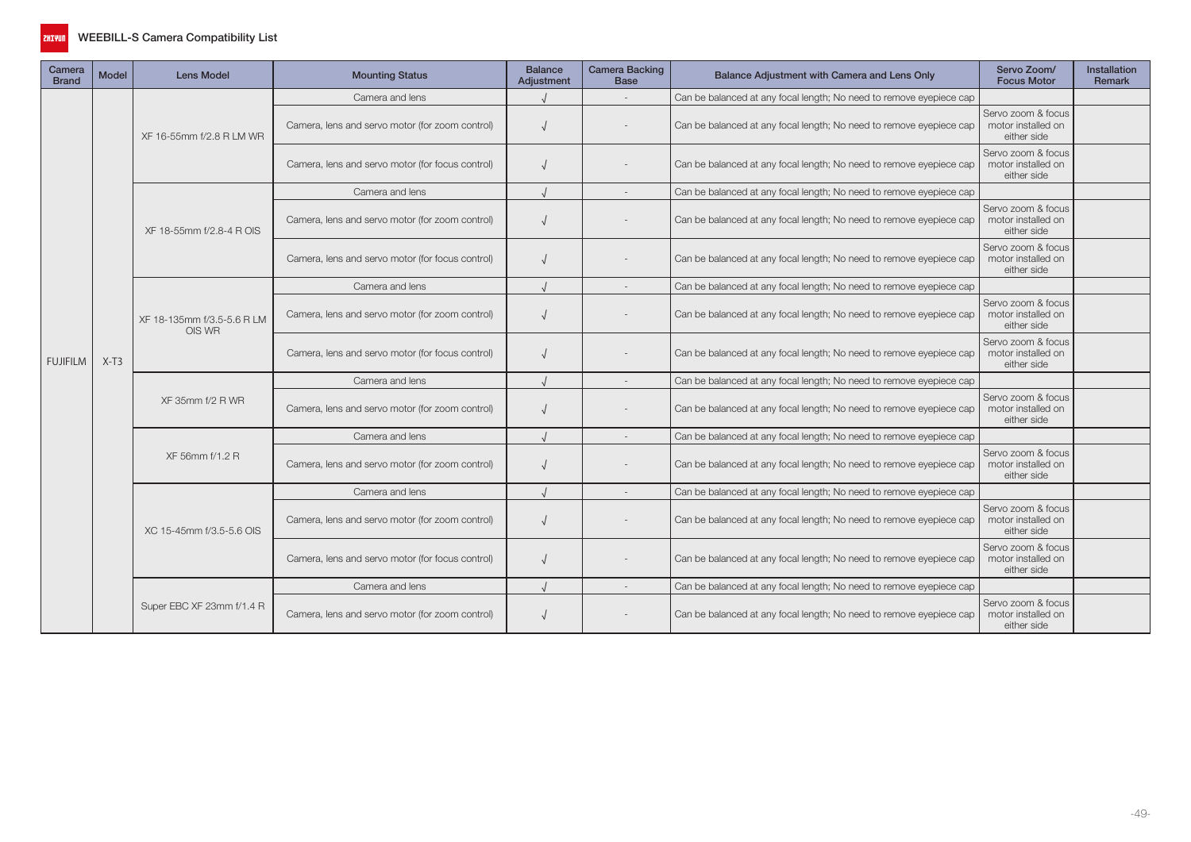# WEEBILL-S Camera Compatibility List

| Camera Brand | Model | Lens Model | Mounting Status | Balance Adjustment | Camera Backing Base | Balance Adjustment with Camera and Lens Only | Servo Zoom/ Focus Motor | Installation Remark |
|---|---|---|---|---|---|---|---|---|
| FUJIFILM | X-T3 | XF 16-55mm f/2.8 R LM WR | Camera and lens | √ | - | Can be balanced at any focal length; No need to remove eyepiece cap | | |
| | | | Camera, lens and servo motor (for zoom control) | √ | - | Can be balanced at any focal length; No need to remove eyepiece cap | Servo zoom & focus motor installed on either side | |
| | | | Camera, lens and servo motor (for focus control) | √ | - | Can be balanced at any focal length; No need to remove eyepiece cap | Servo zoom & focus motor installed on either side | |
| | | XF 18-55mm f/2.8-4 R OIS | Camera and lens | √ | - | Can be balanced at any focal length; No need to remove eyepiece cap | | |
| | | | Camera, lens and servo motor (for zoom control) | √ | - | Can be balanced at any focal length; No need to remove eyepiece cap | Servo zoom & focus motor installed on either side | |
| | | | Camera, lens and servo motor (for focus control) | √ | - | Can be balanced at any focal length; No need to remove eyepiece cap | Servo zoom & focus motor installed on either side | |
| | | XF 18-135mm f/3.5-5.6 R LM OIS WR | Camera and lens | √ | - | Can be balanced at any focal length; No need to remove eyepiece cap | | |
| | | | Camera, lens and servo motor (for zoom control) | √ | - | Can be balanced at any focal length; No need to remove eyepiece cap | Servo zoom & focus motor installed on either side | |
| | | | Camera, lens and servo motor (for focus control) | √ | - | Can be balanced at any focal length; No need to remove eyepiece cap | Servo zoom & focus motor installed on either side | |
| | | XF 35mm f/2 R WR | Camera and lens | √ | - | Can be balanced at any focal length; No need to remove eyepiece cap | | |
| | | | Camera, lens and servo motor (for zoom control) | √ | - | Can be balanced at any focal length; No need to remove eyepiece cap | Servo zoom & focus motor installed on either side | |
| | | XF 56mm f/1.2 R | Camera and lens | √ | - | Can be balanced at any focal length; No need to remove eyepiece cap | | |
| | | | Camera, lens and servo motor (for zoom control) | √ | - | Can be balanced at any focal length; No need to remove eyepiece cap | Servo zoom & focus motor installed on either side | |
| | | XC 15-45mm f/3.5-5.6 OIS | Camera and lens | √ | - | Can be balanced at any focal length; No need to remove eyepiece cap | | |
| | | | Camera, lens and servo motor (for zoom control) | √ | - | Can be balanced at any focal length; No need to remove eyepiece cap | Servo zoom & focus motor installed on either side | |
| | | | Camera, lens and servo motor (for focus control) | √ | - | Can be balanced at any focal length; No need to remove eyepiece cap | Servo zoom & focus motor installed on either side | |
| | | Super EBC XF 23mm f/1.4 R | Camera and lens | √ | - | Can be balanced at any focal length; No need to remove eyepiece cap | | |
| | | | Camera, lens and servo motor (for zoom control) | √ | - | Can be balanced at any focal length; No need to remove eyepiece cap | Servo zoom & focus motor installed on either side | |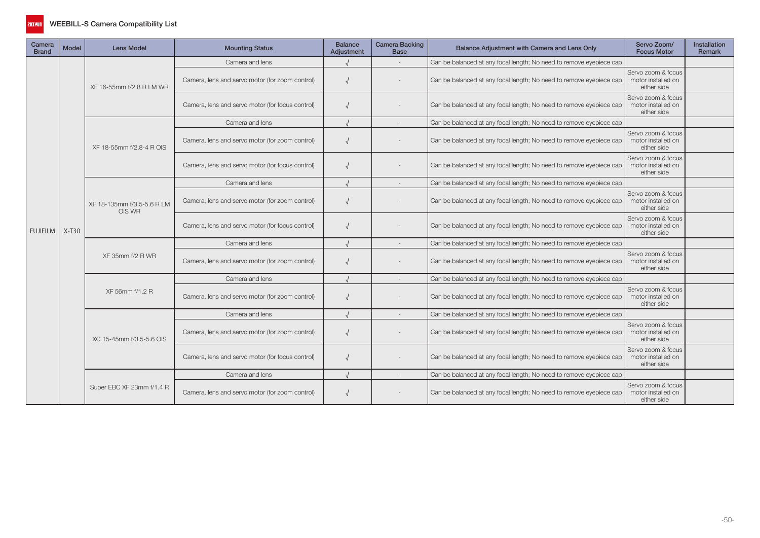# WEEBILL-S Camera Compatibility List

| Camera Brand | Model | Lens Model | Mounting Status | Balance Adjustment | Camera Backing Base | Balance Adjustment with Camera and Lens Only | Servo Zoom/ Focus Motor | Installation Remark |
|---|---|---|---|---|---|---|---|---|
| FUJIFILM | X-T30 | XF 16-55mm f/2.8 R LM WR | Camera and lens | √ | - | Can be balanced at any focal length; No need to remove eyepiece cap | | |
| | | | Camera, lens and servo motor (for zoom control) | √ | - | Can be balanced at any focal length; No need to remove eyepiece cap | Servo zoom & focus motor installed on either side | |
| | | | Camera, lens and servo motor (for focus control) | √ | - | Can be balanced at any focal length; No need to remove eyepiece cap | Servo zoom & focus motor installed on either side | |
| | | XF 18-55mm f/2.8-4 R OIS | Camera and lens | √ | - | Can be balanced at any focal length; No need to remove eyepiece cap | | |
| | | | Camera, lens and servo motor (for zoom control) | √ | - | Can be balanced at any focal length; No need to remove eyepiece cap | Servo zoom & focus motor installed on either side | |
| | | | Camera, lens and servo motor (for focus control) | √ | - | Can be balanced at any focal length; No need to remove eyepiece cap | Servo zoom & focus motor installed on either side | |
| | | XF 18-135mm f/3.5-5.6 R LM OIS WR | Camera and lens | √ | - | Can be balanced at any focal length; No need to remove eyepiece cap | | |
| | | | Camera, lens and servo motor (for zoom control) | √ | - | Can be balanced at any focal length; No need to remove eyepiece cap | Servo zoom & focus motor installed on either side | |
| | | | Camera, lens and servo motor (for focus control) | √ | - | Can be balanced at any focal length; No need to remove eyepiece cap | Servo zoom & focus motor installed on either side | |
| | | XF 35mm f/2 R WR | Camera and lens | √ | - | Can be balanced at any focal length; No need to remove eyepiece cap | | |
| | | | Camera, lens and servo motor (for zoom control) | √ | - | Can be balanced at any focal length; No need to remove eyepiece cap | Servo zoom & focus motor installed on either side | |
| | | XF 56mm f/1.2 R | Camera and lens | √ | - | Can be balanced at any focal length; No need to remove eyepiece cap | | |
| | | | Camera, lens and servo motor (for zoom control) | √ | - | Can be balanced at any focal length; No need to remove eyepiece cap | Servo zoom & focus motor installed on either side | |
| | | XC 15-45mm f/3.5-5.6 OIS | Camera and lens | √ | - | Can be balanced at any focal length; No need to remove eyepiece cap | | |
| | | | Camera, lens and servo motor (for zoom control) | √ | - | Can be balanced at any focal length; No need to remove eyepiece cap | Servo zoom & focus motor installed on either side | |
| | | | Camera, lens and servo motor (for focus control) | √ | - | Can be balanced at any focal length; No need to remove eyepiece cap | Servo zoom & focus motor installed on either side | |
| | | Super EBC XF 23mm f/1.4 R | Camera and lens | √ | - | Can be balanced at any focal length; No need to remove eyepiece cap | | |
| | | | Camera, lens and servo motor (for zoom control) | √ | - | Can be balanced at any focal length; No need to remove eyepiece cap | Servo zoom & focus motor installed on either side | |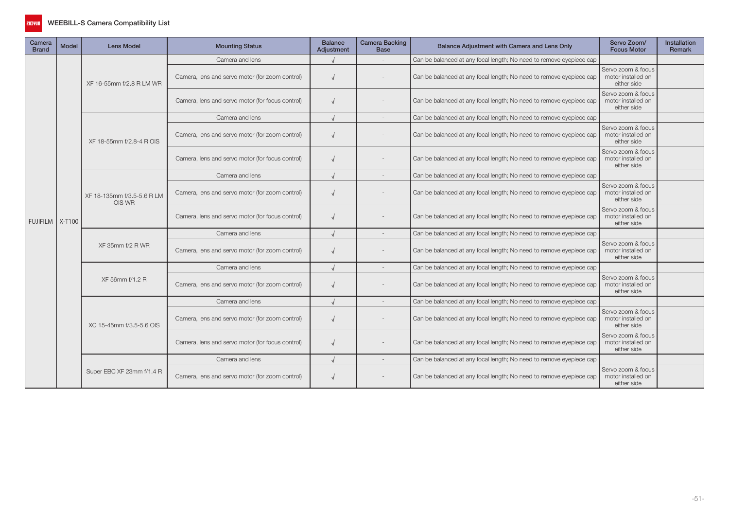# WEEBILL-S Camera Compatibility List

| Camera Brand | Model | Lens Model | Mounting Status | Balance Adjustment | Camera Backing Base | Balance Adjustment with Camera and Lens Only | Servo Zoom/ Focus Motor | Installation Remark |
|---|---|---|---|---|---|---|---|---|
| FUJIFILM | X-T100 | XF 16-55mm f/2.8 R LM WR | Camera and lens | √ | - | Can be balanced at any focal length; No need to remove eyepiece cap | | |
| | | | Camera, lens and servo motor (for zoom control) | √ | - | Can be balanced at any focal length; No need to remove eyepiece cap | Servo zoom & focus motor installed on either side | |
| | | | Camera, lens and servo motor (for focus control) | √ | - | Can be balanced at any focal length; No need to remove eyepiece cap | Servo zoom & focus motor installed on either side | |
| | | XF 18-55mm f/2.8-4 R OIS | Camera and lens | √ | - | Can be balanced at any focal length; No need to remove eyepiece cap | | |
| | | | Camera, lens and servo motor (for zoom control) | √ | - | Can be balanced at any focal length; No need to remove eyepiece cap | Servo zoom & focus motor installed on either side | |
| | | | Camera, lens and servo motor (for focus control) | √ | - | Can be balanced at any focal length; No need to remove eyepiece cap | Servo zoom & focus motor installed on either side | |
| | | XF 18-135mm f/3.5-5.6 R LM OIS WR | Camera and lens | √ | - | Can be balanced at any focal length; No need to remove eyepiece cap | | |
| | | | Camera, lens and servo motor (for zoom control) | √ | - | Can be balanced at any focal length; No need to remove eyepiece cap | Servo zoom & focus motor installed on either side | |
| | | | Camera, lens and servo motor (for focus control) | √ | - | Can be balanced at any focal length; No need to remove eyepiece cap | Servo zoom & focus motor installed on either side | |
| | | XF 35mm f/2 R WR | Camera and lens | √ | - | Can be balanced at any focal length; No need to remove eyepiece cap | | |
| | | | Camera, lens and servo motor (for zoom control) | √ | - | Can be balanced at any focal length; No need to remove eyepiece cap | Servo zoom & focus motor installed on either side | |
| | | XF 56mm f/1.2 R | Camera and lens | √ | - | Can be balanced at any focal length; No need to remove eyepiece cap | | |
| | | | Camera, lens and servo motor (for zoom control) | √ | - | Can be balanced at any focal length; No need to remove eyepiece cap | Servo zoom & focus motor installed on either side | |
| | | XC 15-45mm f/3.5-5.6 OIS | Camera and lens | √ | - | Can be balanced at any focal length; No need to remove eyepiece cap | | |
| | | | Camera, lens and servo motor (for zoom control) | √ | - | Can be balanced at any focal length; No need to remove eyepiece cap | Servo zoom & focus motor installed on either side | |
| | | | Camera, lens and servo motor (for focus control) | √ | - | Can be balanced at any focal length; No need to remove eyepiece cap | Servo zoom & focus motor installed on either side | |
| | | Super EBC XF 23mm f/1.4 R | Camera and lens | √ | - | Can be balanced at any focal length; No need to remove eyepiece cap | | |
| | | | Camera, lens and servo motor (for zoom control) | √ | - | Can be balanced at any focal length; No need to remove eyepiece cap | Servo zoom & focus motor installed on either side | |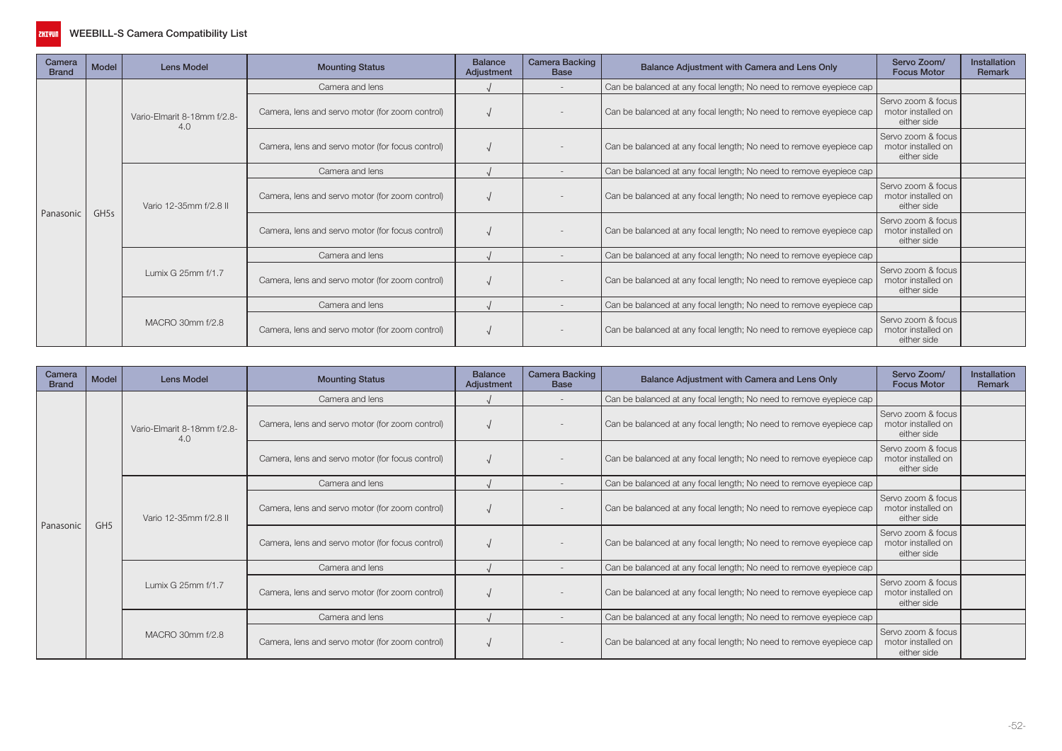## WEEBILL-S Camera Compatibility List

| Camera Brand | Model | Lens Model | Mounting Status | Balance Adjustment | Camera Backing Base | Balance Adjustment with Camera and Lens Only | Servo Zoom/ Focus Motor | Installation Remark |
|---|---|---|---|---|---|---|---|---|
| Panasonic | GH5s | Vario-Elmarit 8-18mm f/2.8-4.0 | Camera and lens | √ | - | Can be balanced at any focal length; No need to remove eyepiece cap | | |
| | | | Camera, lens and servo motor (for zoom control) | √ | - | Can be balanced at any focal length; No need to remove eyepiece cap | Servo zoom & focus motor installed on either side | |
| | | | Camera, lens and servo motor (for focus control) | √ | - | Can be balanced at any focal length; No need to remove eyepiece cap | Servo zoom & focus motor installed on either side | |
| | | Vario 12-35mm f/2.8 II | Camera and lens | √ | - | Can be balanced at any focal length; No need to remove eyepiece cap | | |
| | | | Camera, lens and servo motor (for zoom control) | √ | - | Can be balanced at any focal length; No need to remove eyepiece cap | Servo zoom & focus motor installed on either side | |
| | | | Camera, lens and servo motor (for focus control) | √ | - | Can be balanced at any focal length; No need to remove eyepiece cap | Servo zoom & focus motor installed on either side | |
| | | Lumix G 25mm f/1.7 | Camera and lens | √ | - | Can be balanced at any focal length; No need to remove eyepiece cap | | |
| | | | Camera, lens and servo motor (for zoom control) | √ | - | Can be balanced at any focal length; No need to remove eyepiece cap | Servo zoom & focus motor installed on either side | |
| | | MACRO 30mm f/2.8 | Camera and lens | √ | - | Can be balanced at any focal length; No need to remove eyepiece cap | | |
| | | | Camera, lens and servo motor (for zoom control) | √ | - | Can be balanced at any focal length; No need to remove eyepiece cap | Servo zoom & focus motor installed on either side | |

| Camera Brand | Model | Lens Model | Mounting Status | Balance Adjustment | Camera Backing Base | Balance Adjustment with Camera and Lens Only | Servo Zoom/ Focus Motor | Installation Remark |
|---|---|---|---|---|---|---|---|---|
| Panasonic | GH5 | Vario-Elmarit 8-18mm f/2.8-4.0 | Camera and lens | √ | - | Can be balanced at any focal length; No need to remove eyepiece cap | | |
| | | | Camera, lens and servo motor (for zoom control) | √ | - | Can be balanced at any focal length; No need to remove eyepiece cap | Servo zoom & focus motor installed on either side | |
| | | | Camera, lens and servo motor (for focus control) | √ | - | Can be balanced at any focal length; No need to remove eyepiece cap | Servo zoom & focus motor installed on either side | |
| | | Vario 12-35mm f/2.8 II | Camera and lens | √ | - | Can be balanced at any focal length; No need to remove eyepiece cap | | |
| | | | Camera, lens and servo motor (for zoom control) | √ | - | Can be balanced at any focal length; No need to remove eyepiece cap | Servo zoom & focus motor installed on either side | |
| | | | Camera, lens and servo motor (for focus control) | √ | - | Can be balanced at any focal length; No need to remove eyepiece cap | Servo zoom & focus motor installed on either side | |
| | | Lumix G 25mm f/1.7 | Camera and lens | √ | - | Can be balanced at any focal length; No need to remove eyepiece cap | | |
| | | | Camera, lens and servo motor (for zoom control) | √ | - | Can be balanced at any focal length; No need to remove eyepiece cap | Servo zoom & focus motor installed on either side | |
| | | MACRO 30mm f/2.8 | Camera and lens | √ | - | Can be balanced at any focal length; No need to remove eyepiece cap | | |
| | | | Camera, lens and servo motor (for zoom control) | √ | - | Can be balanced at any focal length; No need to remove eyepiece cap | Servo zoom & focus motor installed on either side | |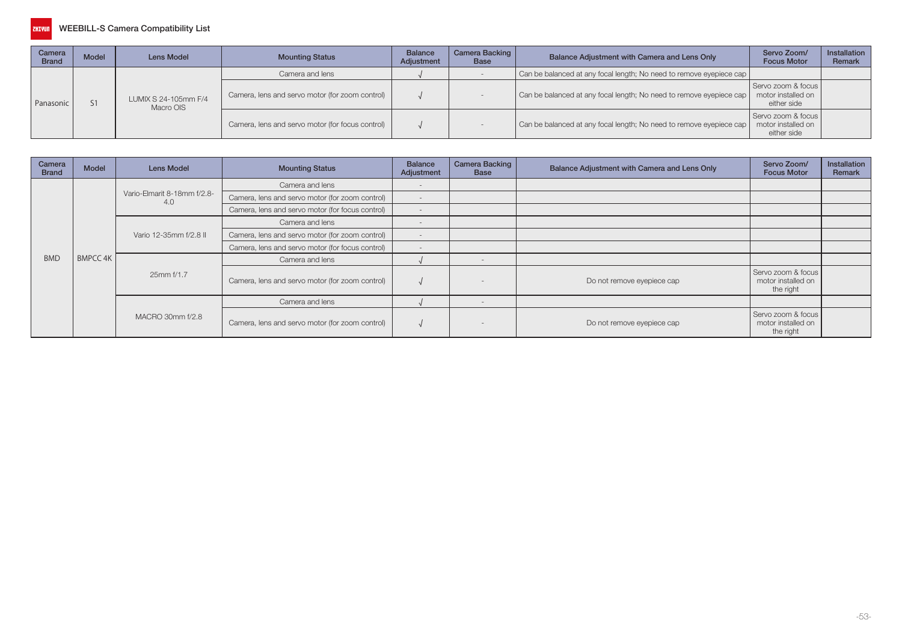# WEEBILL-S Camera Compatibility List

| Camera Brand | Model | Lens Model | Mounting Status | Balance Adjustment | Camera Backing Base | Balance Adjustment with Camera and Lens Only | Servo Zoom/ Focus Motor | Installation Remark |
|---|---|---|---|---|---|---|---|---|
| Panasonic | S1 | LUMIX S 24-105mm F/4 Macro OIS | Camera and lens | √ | - | Can be balanced at any focal length; No need to remove eyepiece cap | | |
| | | | Camera, lens and servo motor (for zoom control) | √ | - | Can be balanced at any focal length; No need to remove eyepiece cap | Servo zoom & focus motor installed on either side | |
| | | | Camera, lens and servo motor (for focus control) | √ | - | Can be balanced at any focal length; No need to remove eyepiece cap | Servo zoom & focus motor installed on either side | |

| Camera Brand | Model | Lens Model | Mounting Status | Balance Adjustment | Camera Backing Base | Balance Adjustment with Camera and Lens Only | Servo Zoom/ Focus Motor | Installation Remark |
|---|---|---|---|---|---|---|---|---|
| BMD | BMPCC 4K | Vario-Elmarit 8-18mm f/2.8-4.0 | Camera and lens | - | | | | |
| | | | Camera, lens and servo motor (for zoom control) | - | | | | |
| | | | Camera, lens and servo motor (for focus control) | - | | | | |
| | | Vario 12-35mm f/2.8 II | Camera and lens | - | | | | |
| | | | Camera, lens and servo motor (for zoom control) | - | | | | |
| | | | Camera, lens and servo motor (for focus control) | - | | | | |
| | | 25mm f/1.7 | Camera and lens | √ | - | | | |
| | | | Camera, lens and servo motor (for zoom control) | √ | - | Do not remove eyepiece cap | Servo zoom & focus motor installed on the right | |
| | | MACRO 30mm f/2.8 | Camera and lens | √ | - | | | |
| | | | Camera, lens and servo motor (for zoom control) | √ | - | Do not remove eyepiece cap | Servo zoom & focus motor installed on the right | |